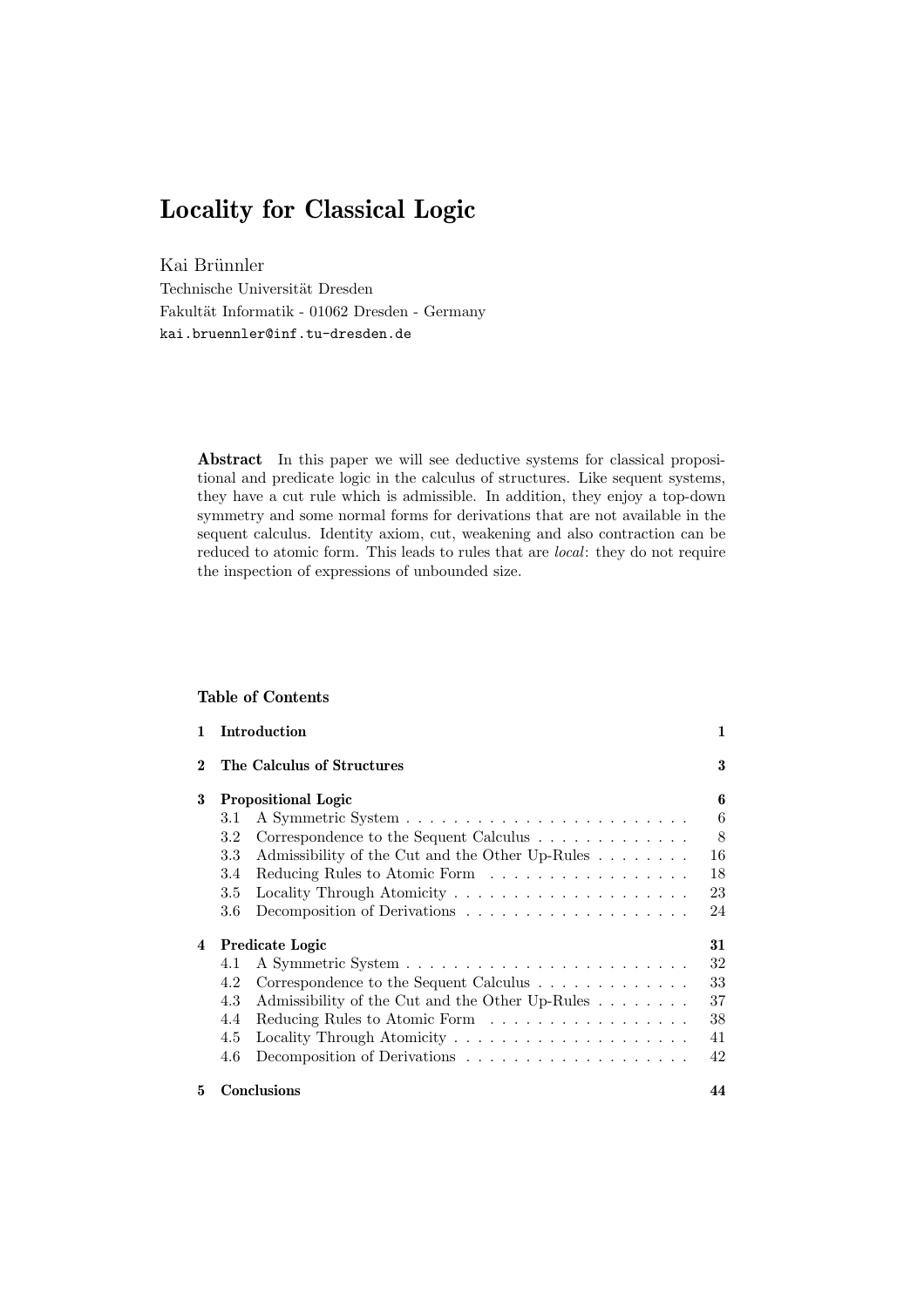# Locality for Classical Logic

Kai Brünnler

Technische Universität Dresden

Fakultät Informatik - 01062 Dresden - Germany

kai.bruennler@inf.tu-dresden.de

**Abstract** In this paper we will see deductive systems for classical propositional and predicate logic in the calculus of structures. Like sequent systems, they have a cut rule which is admissible. In addition, they enjoy a top-down symmetry and some normal forms for derivations that are not available in the sequent calculus. Identity axiom, cut, weakening and also contraction can be reduced to atomic form. This leads to rules that are *local*: they do not require the inspection of expressions of unbounded size.

**Table of Contents**

| | | |
|---|---|---|
| **1** | **Introduction** | **1** |
| **2** | **The Calculus of Structures** | **3** |
| **3** | **Propositional Logic** | **6** |
| | 3.1 A Symmetric System | 6 |
| | 3.2 Correspondence to the Sequent Calculus | 8 |
| | 3.3 Admissibility of the Cut and the Other Up-Rules | 16 |
| | 3.4 Reducing Rules to Atomic Form | 18 |
| | 3.5 Locality Through Atomicity | 23 |
| | 3.6 Decomposition of Derivations | 24 |
| **4** | **Predicate Logic** | **31** |
| | 4.1 A Symmetric System | 32 |
| | 4.2 Correspondence to the Sequent Calculus | 33 |
| | 4.3 Admissibility of the Cut and the Other Up-Rules | 37 |
| | 4.4 Reducing Rules to Atomic Form | 38 |
| | 4.5 Locality Through Atomicity | 41 |
| | 4.6 Decomposition of Derivations | 42 |
| **5** | **Conclusions** | **44** |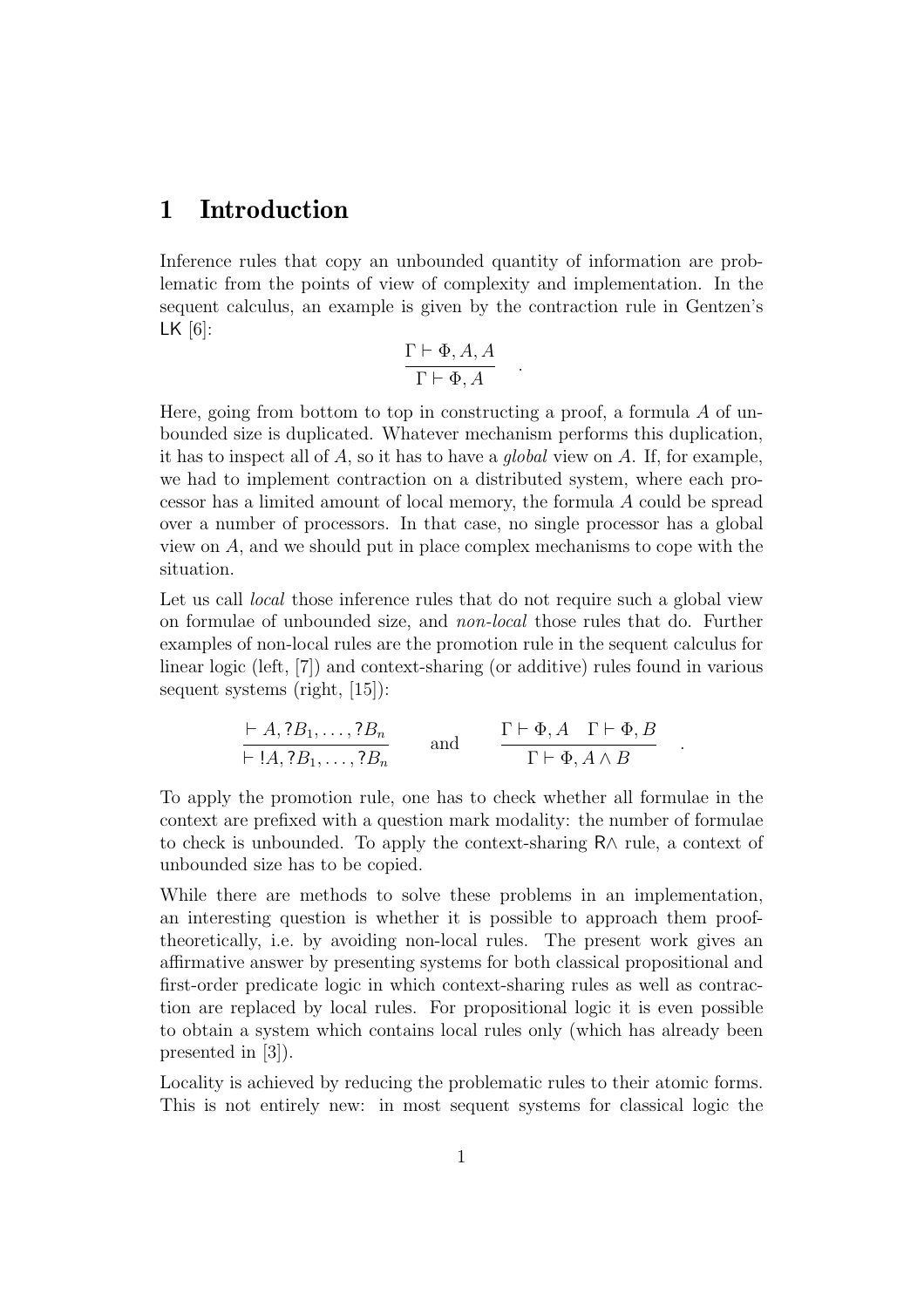# 1 Introduction

Inference rules that copy an unbounded quantity of information are problematic from the points of view of complexity and implementation. In the sequent calculus, an example is given by the contraction rule in Gentzen's $\mathsf{LK}$ [6]:

$$\frac{\Gamma \vdash \Phi, A, A}{\Gamma \vdash \Phi, A} \quad .$$

Here, going from bottom to top in constructing a proof, a formula $A$ of unbounded size is duplicated. Whatever mechanism performs this duplication, it has to inspect all of $A$, so it has to have a *global* view on $A$. If, for example, we had to implement contraction on a distributed system, where each processor has a limited amount of local memory, the formula $A$ could be spread over a number of processors. In that case, no single processor has a global view on $A$, and we should put in place complex mechanisms to cope with the situation.

Let us call *local* those inference rules that do not require such a global view on formulae of unbounded size, and *non-local* those rules that do. Further examples of non-local rules are the promotion rule in the sequent calculus for linear logic (left, [7]) and context-sharing (or additive) rules found in various sequent systems (right, [15]):

$$\frac{\vdash A, ?B_1, \dots, ?B_n}{\vdash !A, ?B_1, \dots, ?B_n} \qquad \text{and} \qquad \frac{\Gamma \vdash \Phi, A \quad \Gamma \vdash \Phi, B}{\Gamma \vdash \Phi, A \wedge B} \quad .$$

To apply the promotion rule, one has to check whether all formulae in the context are prefixed with a question mark modality: the number of formulae to check is unbounded. To apply the context-sharing $\mathsf{R}\wedge$ rule, a context of unbounded size has to be copied.

While there are methods to solve these problems in an implementation, an interesting question is whether it is possible to approach them proof-theoretically, i.e. by avoiding non-local rules. The present work gives an affirmative answer by presenting systems for both classical propositional and first-order predicate logic in which context-sharing rules as well as contraction are replaced by local rules. For propositional logic it is even possible to obtain a system which contains local rules only (which has already been presented in [3]).

Locality is achieved by reducing the problematic rules to their atomic forms. This is not entirely new: in most sequent systems for classical logic the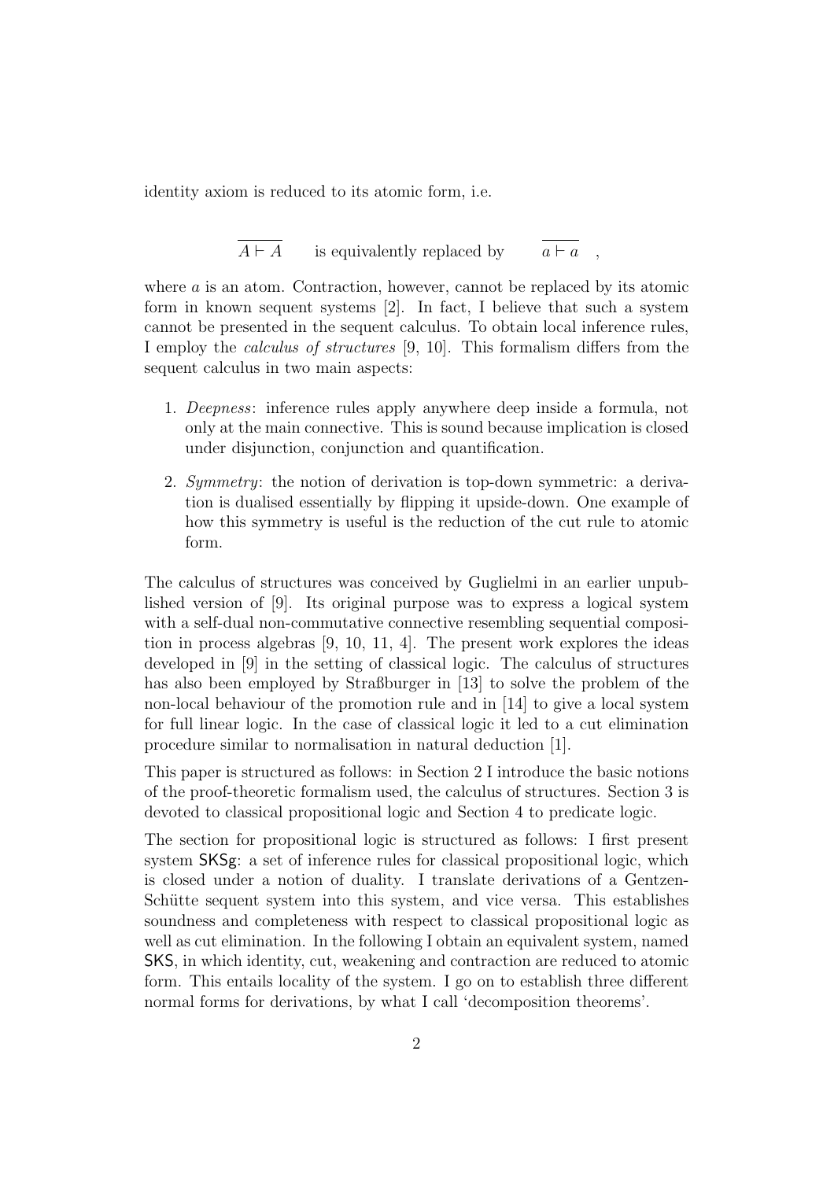identity axiom is reduced to its atomic form, i.e.

$$\overline{A \vdash A} \qquad \text{is equivalently replaced by} \qquad \overline{a \vdash a} \quad ,$$

where $a$ is an atom. Contraction, however, cannot be replaced by its atomic form in known sequent systems [2]. In fact, I believe that such a system cannot be presented in the sequent calculus. To obtain local inference rules, I employ the *calculus of structures* [9, 10]. This formalism differs from the sequent calculus in two main aspects:

1. *Deepness*: inference rules apply anywhere deep inside a formula, not only at the main connective. This is sound because implication is closed under disjunction, conjunction and quantification.

2. *Symmetry*: the notion of derivation is top-down symmetric: a derivation is dualised essentially by flipping it upside-down. One example of how this symmetry is useful is the reduction of the cut rule to atomic form.

The calculus of structures was conceived by Guglielmi in an earlier unpublished version of [9]. Its original purpose was to express a logical system with a self-dual non-commutative connective resembling sequential composition in process algebras [9, 10, 11, 4]. The present work explores the ideas developed in [9] in the setting of classical logic. The calculus of structures has also been employed by Straßburger in [13] to solve the problem of the non-local behaviour of the promotion rule and in [14] to give a local system for full linear logic. In the case of classical logic it led to a cut elimination procedure similar to normalisation in natural deduction [1].

This paper is structured as follows: in Section 2 I introduce the basic notions of the proof-theoretic formalism used, the calculus of structures. Section 3 is devoted to classical propositional logic and Section 4 to predicate logic.

The section for propositional logic is structured as follows: I first present system SKSg: a set of inference rules for classical propositional logic, which is closed under a notion of duality. I translate derivations of a Gentzen-Schütte sequent system into this system, and vice versa. This establishes soundness and completeness with respect to classical propositional logic as well as cut elimination. In the following I obtain an equivalent system, named SKS, in which identity, cut, weakening and contraction are reduced to atomic form. This entails locality of the system. I go on to establish three different normal forms for derivations, by what I call 'decomposition theorems'.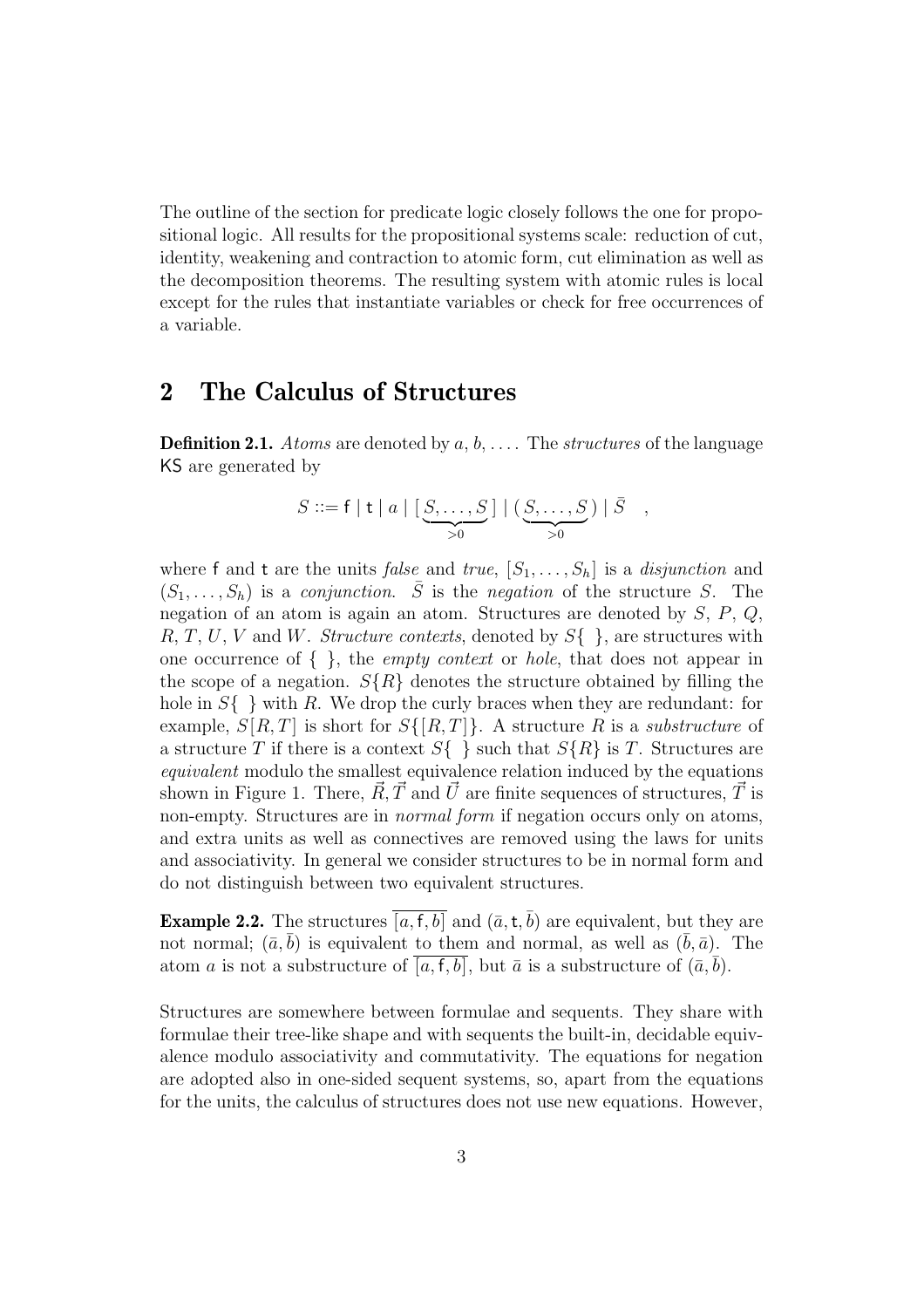The outline of the section for predicate logic closely follows the one for propositional logic. All results for the propositional systems scale: reduction of cut, identity, weakening and contraction to atomic form, cut elimination as well as the decomposition theorems. The resulting system with atomic rules is local except for the rules that instantiate variables or check for free occurrences of a variable.

## 2 The Calculus of Structures

**Definition 2.1.** *Atoms* are denoted by $a, b, \ldots$. The *structures* of the language $\mathsf{KS}$ are generated by

$$S ::= \mathsf{f} \mid \mathsf{t} \mid a \mid [\underbrace{S, \ldots, S}_{>0}] \mid (\underbrace{S, \ldots, S}_{>0}) \mid \bar{S} \quad ,$$

where $\mathsf{f}$ and $\mathsf{t}$ are the units *false* and *true*, $[S_1, \ldots, S_h]$ is a *disjunction* and $(S_1, \ldots, S_h)$ is a *conjunction*. $\bar{S}$ is the *negation* of the structure $S$. The negation of an atom is again an atom. Structures are denoted by $S$, $P$, $Q$, $R$, $T$, $U$, $V$ and $W$. *Structure contexts*, denoted by $S\{\ \}$, are structures with one occurrence of $\{\ \}$, the *empty context* or *hole*, that does not appear in the scope of a negation. $S\{R\}$ denotes the structure obtained by filling the hole in $S\{\ \}$ with $R$. We drop the curly braces when they are redundant: for example, $S[R, T]$ is short for $S\{[R, T]\}$. A structure $R$ is a *substructure* of a structure $T$ if there is a context $S\{\ \}$ such that $S\{R\}$ is $T$. Structures are *equivalent* modulo the smallest equivalence relation induced by the equations shown in Figure 1. There, $\vec{R}, \vec{T}$ and $\vec{U}$ are finite sequences of structures, $\vec{T}$ is non-empty. Structures are in *normal form* if negation occurs only on atoms, and extra units as well as connectives are removed using the laws for units and associativity. In general we consider structures to be in normal form and do not distinguish between two equivalent structures.

**Example 2.2.** The structures $\overline{[a, \mathsf{f}, b]}$ and $(\bar{a}, \mathsf{t}, \bar{b})$ are equivalent, but they are not normal; $(\bar{a}, \bar{b})$ is equivalent to them and normal, as well as $(\bar{b}, \bar{a})$. The atom $a$ is not a substructure of $\overline{[a, \mathsf{f}, b]}$, but $\bar{a}$ is a substructure of $(\bar{a}, \bar{b})$.

Structures are somewhere between formulae and sequents. They share with formulae their tree-like shape and with sequents the built-in, decidable equivalence modulo associativity and commutativity. The equations for negation are adopted also in one-sided sequent systems, so, apart from the equations for the units, the calculus of structures does not use new equations. However,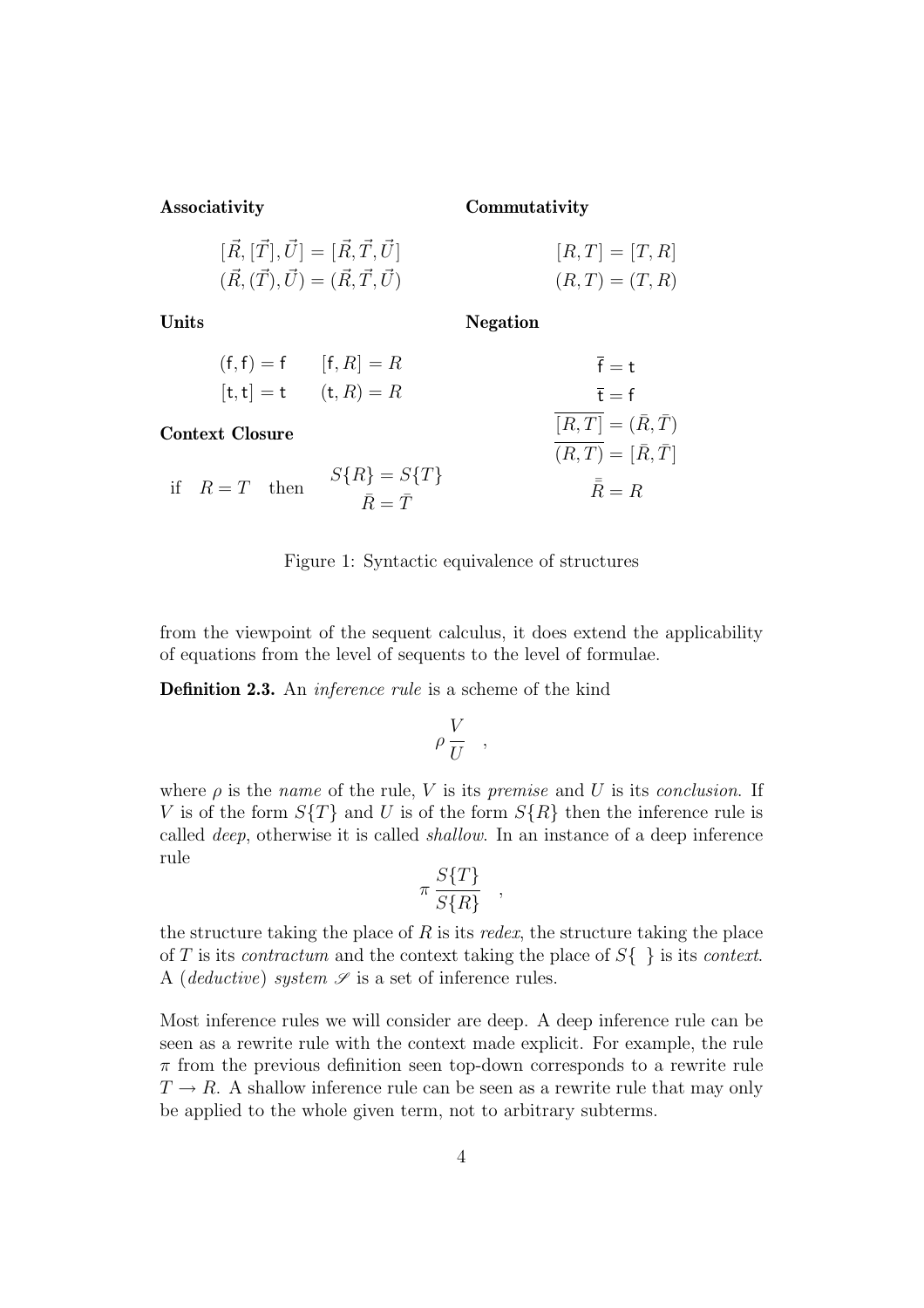**Associativity**

$$[\vec{R}, [\vec{T}], \vec{U}] = [\vec{R}, \vec{T}, \vec{U}]$$
$$(\vec{R}, (\vec{T}), \vec{U}) = (\vec{R}, \vec{T}, \vec{U})$$

**Commutativity**

$$[R, T] = [T, R]$$
$$(R, T) = (T, R)$$

**Units**

$$(\mathsf{f}, \mathsf{f}) = \mathsf{f} \qquad [\mathsf{f}, R] = R$$
$$[\mathsf{t}, \mathsf{t}] = \mathsf{t} \qquad (\mathsf{t}, R) = R$$

**Negation**

$$\bar{\mathsf{f}} = \mathsf{t}$$
$$\bar{\mathsf{t}} = \mathsf{f}$$
$$\overline{[R, T]} = (\bar{R}, \bar{T})$$
$$\overline{(R, T)} = [\bar{R}, \bar{T}]$$
$$\bar{\bar{R}} = R$$

**Context Closure**

$$\text{if} \quad R = T \quad \text{then} \quad \begin{array}{c} S\{R\} = S\{T\} \\ \bar{R} = \bar{T} \end{array}$$

Figure 1: Syntactic equivalence of structures

from the viewpoint of the sequent calculus, it does extend the applicability of equations from the level of sequents to the level of formulae.

**Definition 2.3.** An *inference rule* is a scheme of the kind

$$\rho \, \frac{V}{U} \quad ,$$

where $\rho$ is the *name* of the rule, $V$ is its *premise* and $U$ is its *conclusion*. If $V$ is of the form $S\{T\}$ and $U$ is of the form $S\{R\}$ then the inference rule is called *deep*, otherwise it is called *shallow*. In an instance of a deep inference rule

$$\pi \, \frac{S\{T\}}{S\{R\}} \quad ,$$

the structure taking the place of $R$ is its *redex*, the structure taking the place of $T$ is its *contractum* and the context taking the place of $S\{\ \}$ is its *context*. A (*deductive*) *system* $\mathscr{S}$ is a set of inference rules.

Most inference rules we will consider are deep. A deep inference rule can be seen as a rewrite rule with the context made explicit. For example, the rule $\pi$ from the previous definition seen top-down corresponds to a rewrite rule $T \to R$. A shallow inference rule can be seen as a rewrite rule that may only be applied to the whole given term, not to arbitrary subterms.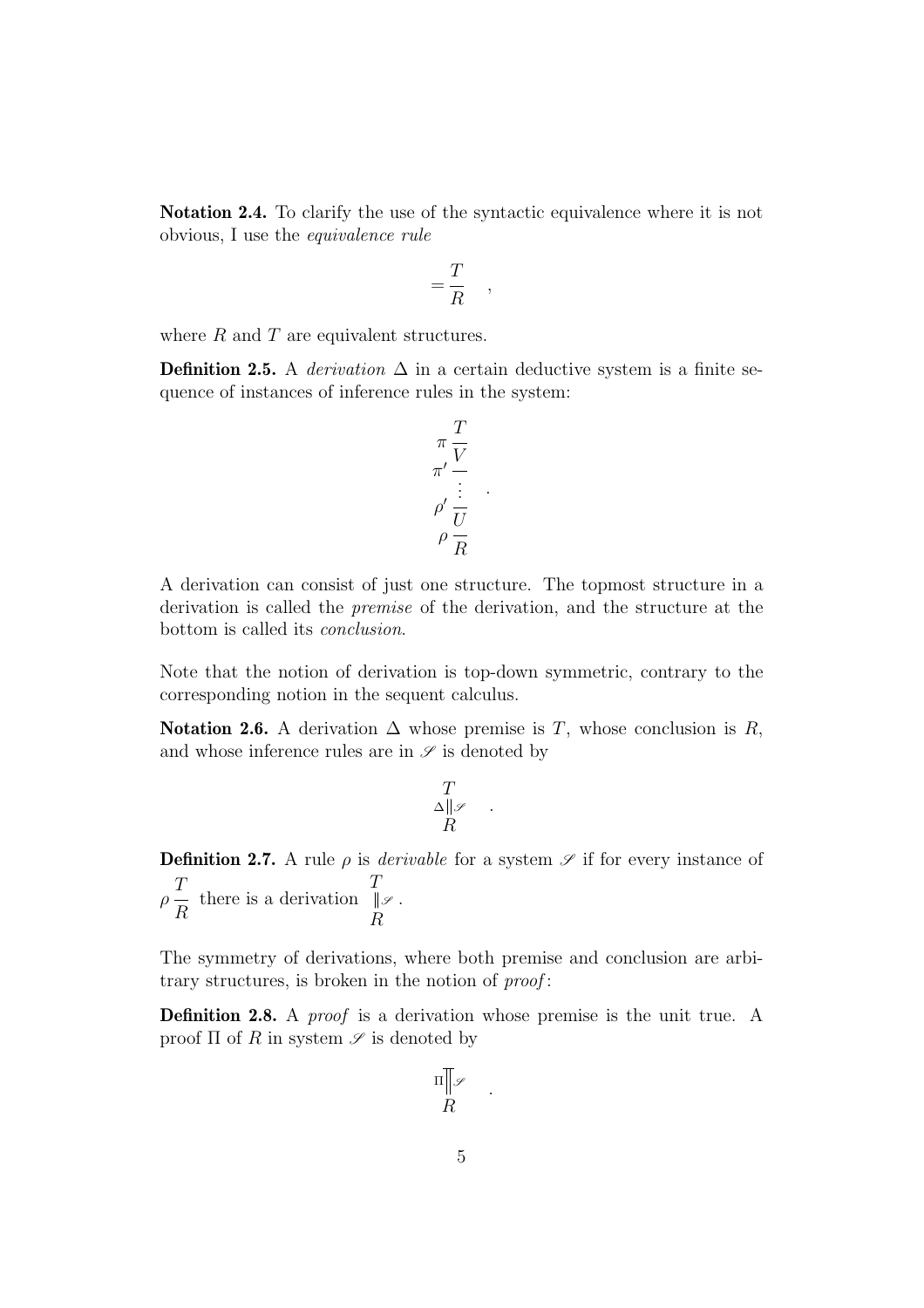**Notation 2.4.** To clarify the use of the syntactic equivalence where it is not obvious, I use the *equivalence rule*

$$= \frac{T}{R} \quad ,$$

where $R$ and $T$ are equivalent structures.

**Definition 2.5.** A *derivation* $\Delta$ in a certain deductive system is a finite sequence of instances of inference rules in the system:

$$\rho \frac{\rho' \frac{\vdots}{U}}{R} \quad \text{with} \quad \pi \frac{T}{V}, \; \pi' \frac{V}{\vdots}$$

$$\begin{array}{r} \pi \, \dfrac{T}{V} \\ \pi' \, \dfrac{}{\vdots} \\ \rho' \, \dfrac{}{U} \\ \rho \, \dfrac{}{R} \end{array} \quad .$$

A derivation can consist of just one structure. The topmost structure in a derivation is called the *premise* of the derivation, and the structure at the bottom is called its *conclusion*.

Note that the notion of derivation is top-down symmetric, contrary to the corresponding notion in the sequent calculus.

**Notation 2.6.** A derivation $\Delta$ whose premise is $T$, whose conclusion is $R$, and whose inference rules are in $\mathscr{S}$ is denoted by

$$\begin{array}{c} T \\ \Delta \big\Vert \mathscr{S} \\ R \end{array} \quad .$$

**Definition 2.7.** A rule $\rho$ is *derivable* for a system $\mathscr{S}$ if for every instance of $\rho \frac{T}{R}$ there is a derivation $\begin{array}{c} T \\ \Vert \mathscr{S} \\ R \end{array}$.

The symmetry of derivations, where both premise and conclusion are arbitrary structures, is broken in the notion of *proof*:

**Definition 2.8.** A *proof* is a derivation whose premise is the unit true. A proof $\Pi$ of $R$ in system $\mathscr{S}$ is denoted by

$$\begin{array}{c} \Pi \overline{\big\Vert} \mathscr{S} \\ R \end{array} \quad .$$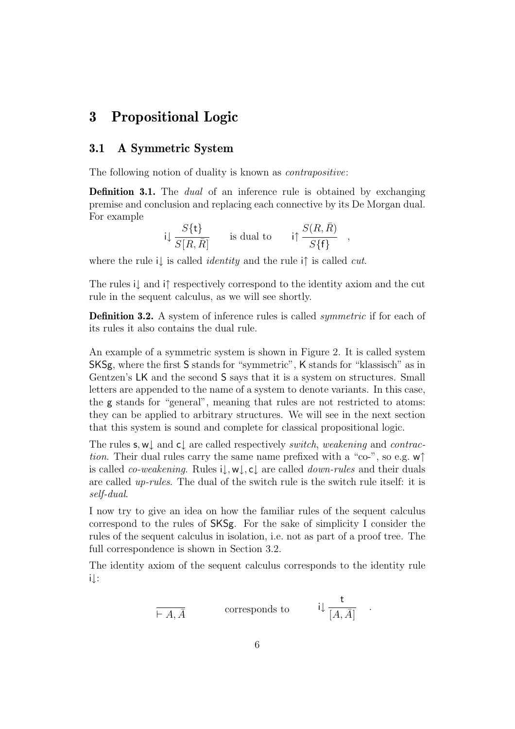# 3 Propositional Logic

## 3.1 A Symmetric System

The following notion of duality is known as *contrapositive*:

**Definition 3.1.** The *dual* of an inference rule is obtained by exchanging premise and conclusion and replacing each connective by its De Morgan dual. For example

$$\mathsf{i}\!\downarrow \frac{S\{\mathsf{t}\}}{S[R,\bar{R}]} \qquad \text{is dual to} \qquad \mathsf{i}\!\uparrow \frac{S(R,\bar{R})}{S\{\mathsf{f}\}} \quad ,$$

where the rule $\mathsf{i}\!\downarrow$ is called *identity* and the rule $\mathsf{i}\!\uparrow$ is called *cut*.

The rules $\mathsf{i}\!\downarrow$ and $\mathsf{i}\!\uparrow$ respectively correspond to the identity axiom and the cut rule in the sequent calculus, as we will see shortly.

**Definition 3.2.** A system of inference rules is called *symmetric* if for each of its rules it also contains the dual rule.

An example of a symmetric system is shown in Figure 2. It is called system SKSg, where the first S stands for "symmetric", K stands for "klassisch" as in Gentzen's LK and the second S says that it is a system on structures. Small letters are appended to the name of a system to denote variants. In this case, the g stands for "general", meaning that rules are not restricted to atoms: they can be applied to arbitrary structures. We will see in the next section that this system is sound and complete for classical propositional logic.

The rules $\mathsf{s}, \mathsf{w}\!\downarrow$ and $\mathsf{c}\!\downarrow$ are called respectively *switch*, *weakening* and *contraction*. Their dual rules carry the same name prefixed with a "co-", so e.g. $\mathsf{w}\!\uparrow$ is called *co-weakening*. Rules $\mathsf{i}\!\downarrow, \mathsf{w}\!\downarrow, \mathsf{c}\!\downarrow$ are called *down-rules* and their duals are called *up-rules*. The dual of the switch rule is the switch rule itself: it is *self-dual*.

I now try to give an idea on how the familiar rules of the sequent calculus correspond to the rules of SKSg. For the sake of simplicity I consider the rules of the sequent calculus in isolation, i.e. not as part of a proof tree. The full correspondence is shown in Section 3.2.

The identity axiom of the sequent calculus corresponds to the identity rule $\mathsf{i}\!\downarrow$:

$$\overline{\vdash A, \bar{A}} \qquad \text{corresponds to} \qquad \mathsf{i}\!\downarrow \frac{\mathsf{t}}{[A,\bar{A}]} \quad .$$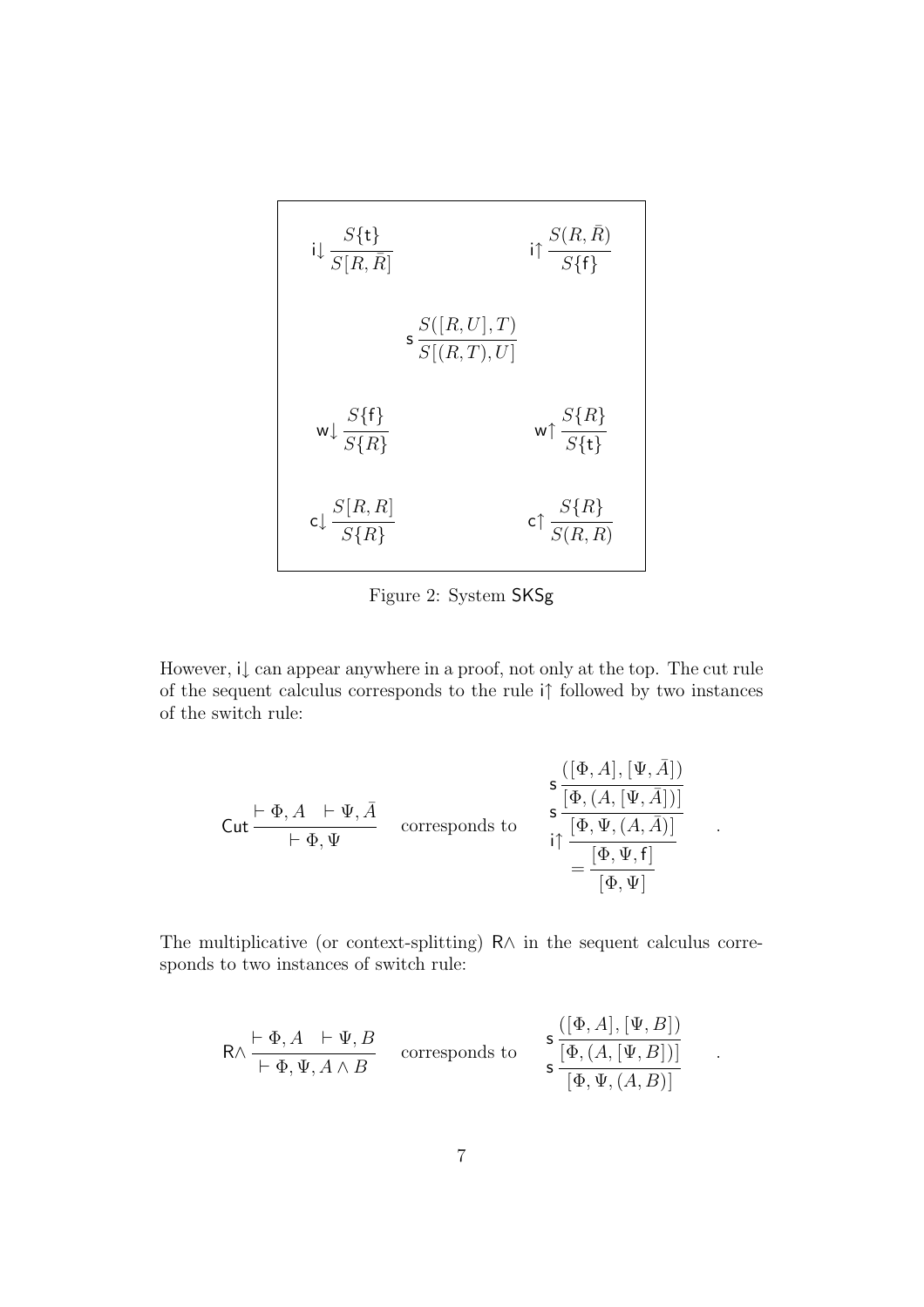$$
\mathsf{i}{\downarrow}\,\frac{S\{\mathsf{t}\}}{S[R,\bar{R}]} \qquad\qquad \mathsf{i}{\uparrow}\,\frac{S(R,\bar{R})}{S\{\mathsf{f}\}}
$$

$$
\mathsf{s}\,\frac{S([R,U],T)}{S[(R,T),U]}
$$

$$
\mathsf{w}{\downarrow}\,\frac{S\{\mathsf{f}\}}{S\{R\}} \qquad\qquad \mathsf{w}{\uparrow}\,\frac{S\{R\}}{S\{\mathsf{t}\}}
$$

$$
\mathsf{c}{\downarrow}\,\frac{S[R,R]}{S\{R\}} \qquad\qquad \mathsf{c}{\uparrow}\,\frac{S\{R\}}{S(R,R)}
$$

Figure 2: System $\mathsf{SKSg}$

However, $\mathsf{i}{\downarrow}$ can appear anywhere in a proof, not only at the top. The cut rule of the sequent calculus corresponds to the rule $\mathsf{i}{\uparrow}$ followed by two instances of the switch rule:

$$
\mathsf{Cut}\,\frac{\vdash \Phi, A \quad \vdash \Psi, \bar{A}}{\vdash \Phi, \Psi} \quad \text{corresponds to} \quad
\mathsf{s}\,\frac{([\Phi, A], [\Psi, \bar{A}])}{\mathsf{s}\,\frac{[\Phi, (A, [\Psi, \bar{A}])]}{\mathsf{i}{\uparrow}\,\frac{[\Phi, \Psi, (A, \bar{A})]}{=\,\frac{[\Phi, \Psi, \mathsf{f}]}{[\Phi, \Psi]}}}} \quad .
$$

The multiplicative (or context-splitting) $\mathsf{R}\wedge$ in the sequent calculus corresponds to two instances of switch rule:

$$
\mathsf{R}\wedge\,\frac{\vdash \Phi, A \quad \vdash \Psi, B}{\vdash \Phi, \Psi, A \wedge B} \quad \text{corresponds to} \quad
\mathsf{s}\,\frac{([\Phi, A], [\Psi, B])}{\mathsf{s}\,\frac{[\Phi, (A, [\Psi, B])]}{[\Phi, \Psi, (A, B)]}} \quad .
$$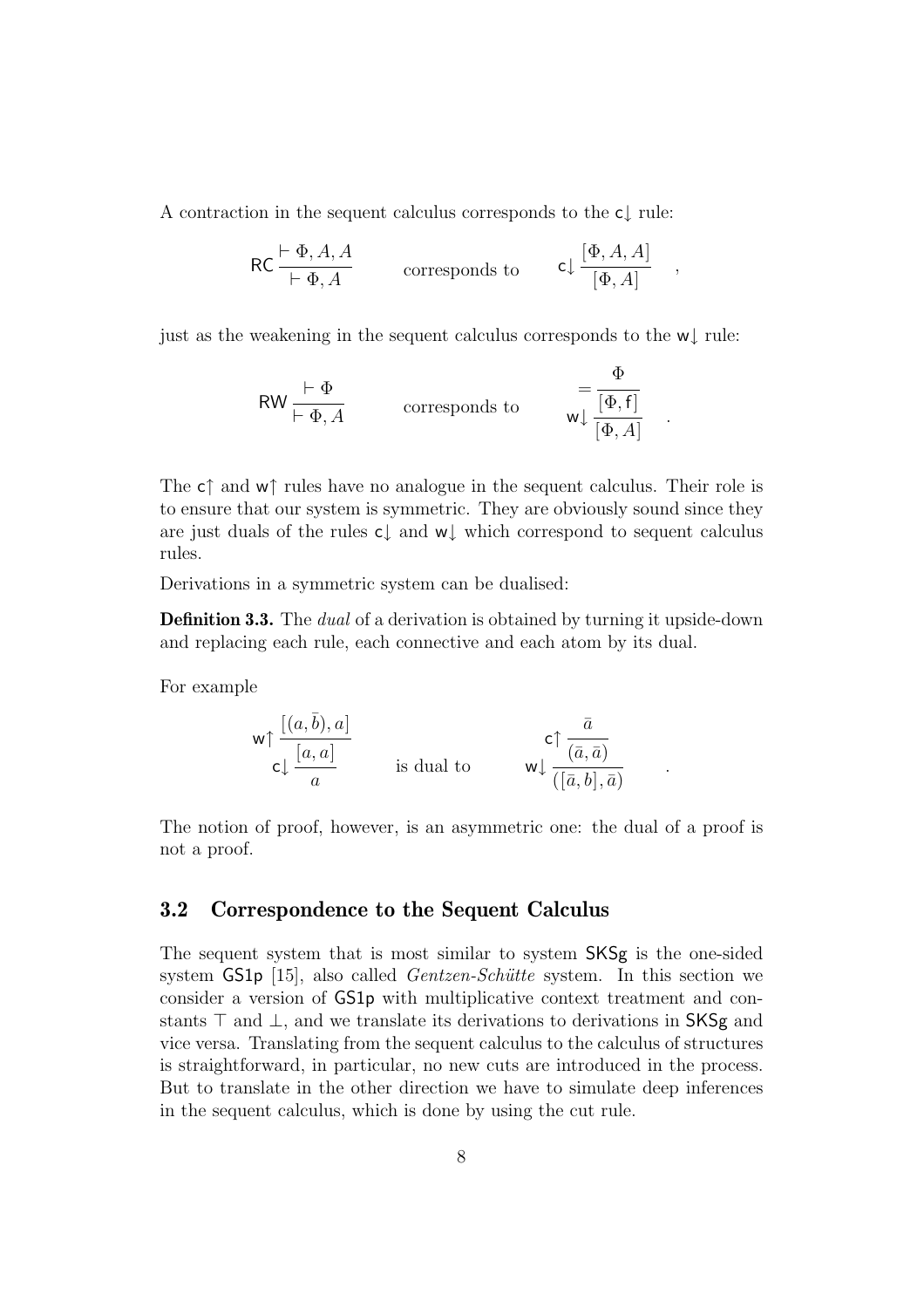A contraction in the sequent calculus corresponds to the $\mathsf{c}\!\downarrow$ rule:

$$\mathsf{RC}\,\frac{\vdash \Phi, A, A}{\vdash \Phi, A} \qquad \text{corresponds to} \qquad \mathsf{c}\!\downarrow \frac{[\Phi, A, A]}{[\Phi, A]} \quad ,$$

just as the weakening in the sequent calculus corresponds to the $\mathsf{w}\!\downarrow$ rule:

$$\mathsf{RW}\,\frac{\vdash \Phi}{\vdash \Phi, A} \qquad \text{corresponds to} \qquad \mathsf{w}\!\downarrow \frac{= \dfrac{\Phi}{[\Phi, \mathsf{f}]}}{[\Phi, A]} \quad .$$

The $\mathsf{c}\!\uparrow$ and $\mathsf{w}\!\uparrow$ rules have no analogue in the sequent calculus. Their role is to ensure that our system is symmetric. They are obviously sound since they are just duals of the rules $\mathsf{c}\!\downarrow$ and $\mathsf{w}\!\downarrow$ which correspond to sequent calculus rules.

Derivations in a symmetric system can be dualised:

**Definition 3.3.** The *dual* of a derivation is obtained by turning it upside-down and replacing each rule, each connective and each atom by its dual.

For example

$$\mathsf{c}\!\downarrow \frac{\mathsf{w}\!\uparrow \dfrac{[(a, \bar{b}), a]}{[a, a]}}{a} \qquad \text{is dual to} \qquad \mathsf{w}\!\downarrow \frac{\mathsf{c}\!\uparrow \dfrac{\bar{a}}{(\bar{a}, \bar{a})}}{([\bar{a}, b], \bar{a})} \quad .$$

The notion of proof, however, is an asymmetric one: the dual of a proof is not a proof.

## 3.2 Correspondence to the Sequent Calculus

The sequent system that is most similar to system $\mathsf{SKSg}$ is the one-sided system $\mathsf{GS1p}$ [15], also called *Gentzen-Schütte* system. In this section we consider a version of $\mathsf{GS1p}$ with multiplicative context treatment and constants $\top$ and $\bot$, and we translate its derivations to derivations in $\mathsf{SKSg}$ and vice versa. Translating from the sequent calculus to the calculus of structures is straightforward, in particular, no new cuts are introduced in the process. But to translate in the other direction we have to simulate deep inferences in the sequent calculus, which is done by using the cut rule.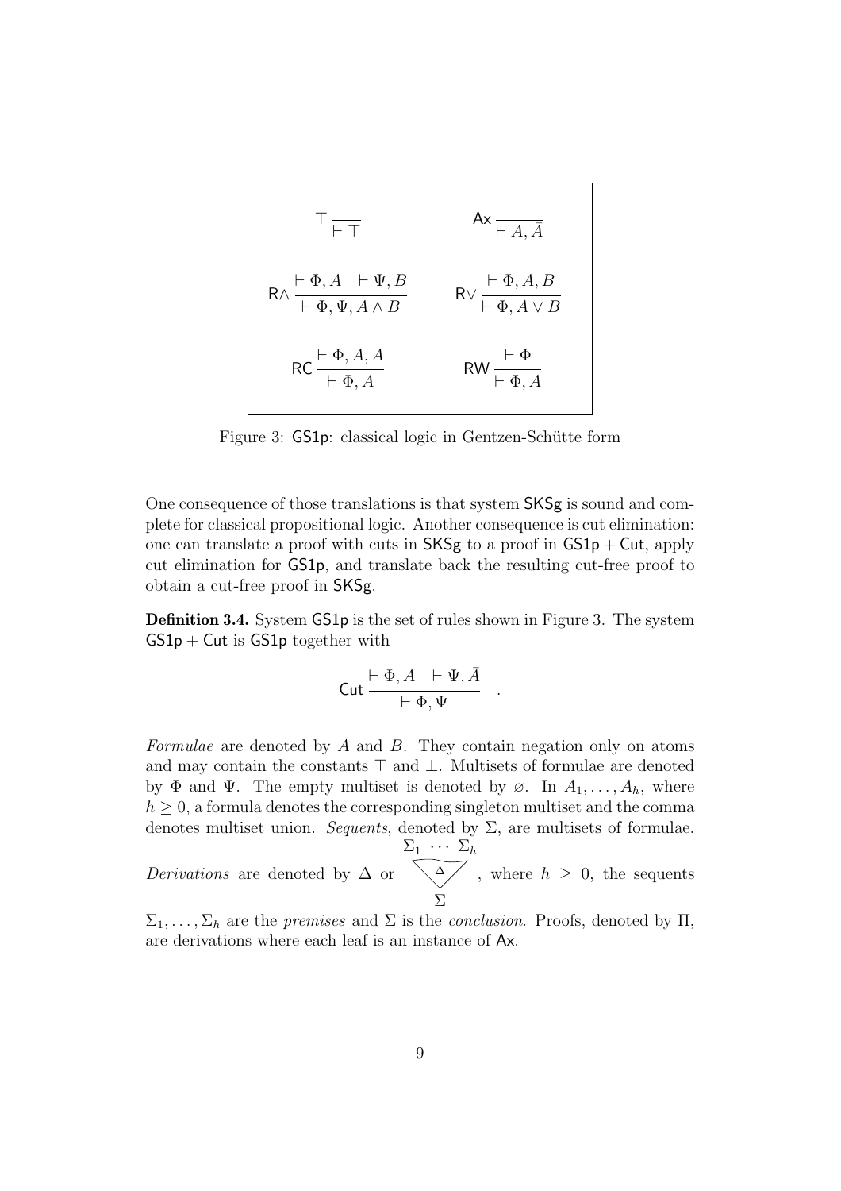$$
\top \frac{}{\vdash \top} \qquad \mathsf{Ax} \frac{}{\vdash A, \bar{A}}
$$

$$
\mathsf{R}\wedge \frac{\vdash \Phi, A \quad \vdash \Psi, B}{\vdash \Phi, \Psi, A \wedge B} \qquad \mathsf{R}\vee \frac{\vdash \Phi, A, B}{\vdash \Phi, A \vee B}
$$

$$
\mathsf{RC} \frac{\vdash \Phi, A, A}{\vdash \Phi, A} \qquad \mathsf{RW} \frac{\vdash \Phi}{\vdash \Phi, A}
$$

Figure 3: GS1p: classical logic in Gentzen-Schütte form

One consequence of those translations is that system SKSg is sound and complete for classical propositional logic. Another consequence is cut elimination: one can translate a proof with cuts in SKSg to a proof in GS1p + Cut, apply cut elimination for GS1p, and translate back the resulting cut-free proof to obtain a cut-free proof in SKSg.

**Definition 3.4.** System GS1p is the set of rules shown in Figure 3. The system GS1p + Cut is GS1p together with

$$
\mathsf{Cut} \frac{\vdash \Phi, A \quad \vdash \Psi, \bar{A}}{\vdash \Phi, \Psi} \quad .
$$

*Formulae* are denoted by $A$ and $B$. They contain negation only on atoms and may contain the constants $\top$ and $\bot$. Multisets of formulae are denoted by $\Phi$ and $\Psi$. The empty multiset is denoted by $\varnothing$. In $A_1, \dots, A_h$, where $h \geq 0$, a formula denotes the corresponding singleton multiset and the comma denotes multiset union. *Sequents*, denoted by $\Sigma$, are multisets of formulae. *Derivations* are denoted by $\Delta$ or $\begin{array}{c}\Sigma_1 \ \cdots \ \Sigma_h \\ \Delta \\ \Sigma\end{array}$, where $h \geq 0$, the sequents $\Sigma_1, \dots, \Sigma_h$ are the *premises* and $\Sigma$ is the *conclusion*. Proofs, denoted by $\Pi$, are derivations where each leaf is an instance of Ax.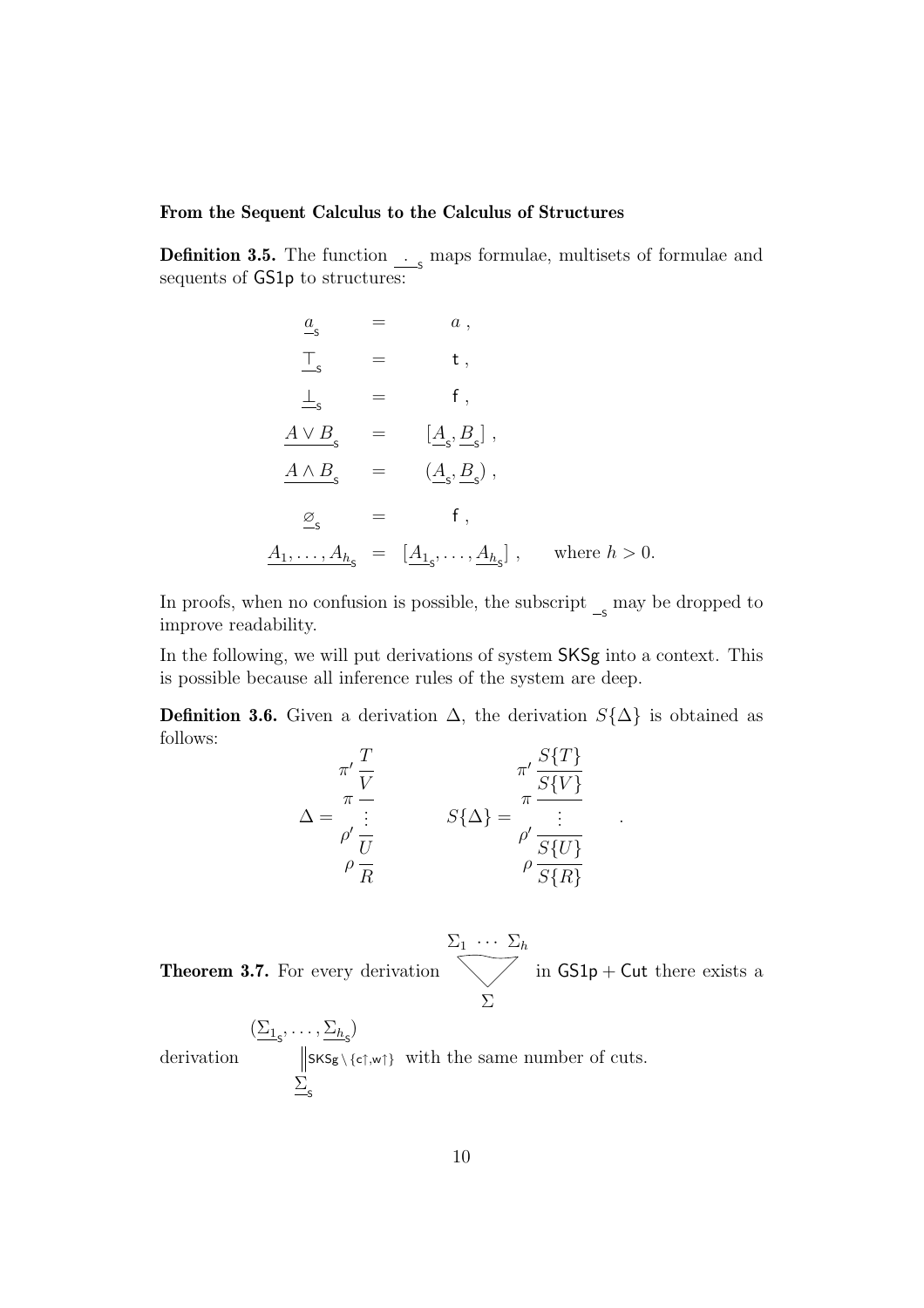**From the Sequent Calculus to the Calculus of Structures**

**Definition 3.5.** The function $\underline{\ \cdot\ }_{\mathsf{s}}$ maps formulae, multisets of formulae and sequents of $\mathsf{GS1p}$ to structures:

$$
\begin{aligned}
\underline{a}_{\mathsf{s}} &= a\ , \\
\underline{\top}_{\mathsf{s}} &= \mathsf{t}\ , \\
\underline{\bot}_{\mathsf{s}} &= \mathsf{f}\ , \\
\underline{A \vee B}_{\mathsf{s}} &= [\underline{A}_{\mathsf{s}}, \underline{B}_{\mathsf{s}}]\ , \\
\underline{A \wedge B}_{\mathsf{s}} &= (\underline{A}_{\mathsf{s}}, \underline{B}_{\mathsf{s}})\ , \\
\underline{\varnothing}_{\mathsf{s}} &= \mathsf{f}\ , \\
\underline{A_1, \dots, A_h}_{\mathsf{s}} &= [\underline{A_1}_{\mathsf{s}}, \dots, \underline{A_h}_{\mathsf{s}}]\ , \qquad \text{where } h > 0.
\end{aligned}
$$

In proofs, when no confusion is possible, the subscript $\underline{\ }_{\mathsf{s}}$ may be dropped to improve readability.

In the following, we will put derivations of system $\mathsf{SKSg}$ into a context. This is possible because all inference rules of the system are deep.

**Definition 3.6.** Given a derivation $\Delta$, the derivation $S\{\Delta\}$ is obtained as follows:

$$
\Delta = \begin{array}{c} \pi' \dfrac{T}{V} \\ \pi \overline{\quad} \\ \vdots \\ \rho' \dfrac{\quad}{U} \\ \rho \dfrac{\quad}{R} \end{array}
\qquad
S\{\Delta\} = \begin{array}{c} \pi' \dfrac{S\{T\}}{S\{V\}} \\ \pi \overline{\quad} \\ \vdots \\ \rho' \dfrac{\quad}{S\{U\}} \\ \rho \dfrac{\quad}{S\{R\}} \end{array} \quad .
$$

**Theorem 3.7.** For every derivation $\begin{array}{c}\Sigma_1 \ \cdots \ \Sigma_h \\ \bigtriangledown \\ \Sigma\end{array}$ in $\mathsf{GS1p} + \mathsf{Cut}$ there exists a derivation $\begin{array}{c}(\underline{\Sigma_1}_{\mathsf{s}}, \dots, \underline{\Sigma_h}_{\mathsf{s}}) \\ \big\| \mathsf{SKSg} \setminus \{\mathsf{c}\!\uparrow, \mathsf{w}\!\uparrow\} \\ \underline{\Sigma}_{\mathsf{s}}\end{array}$ with the same number of cuts.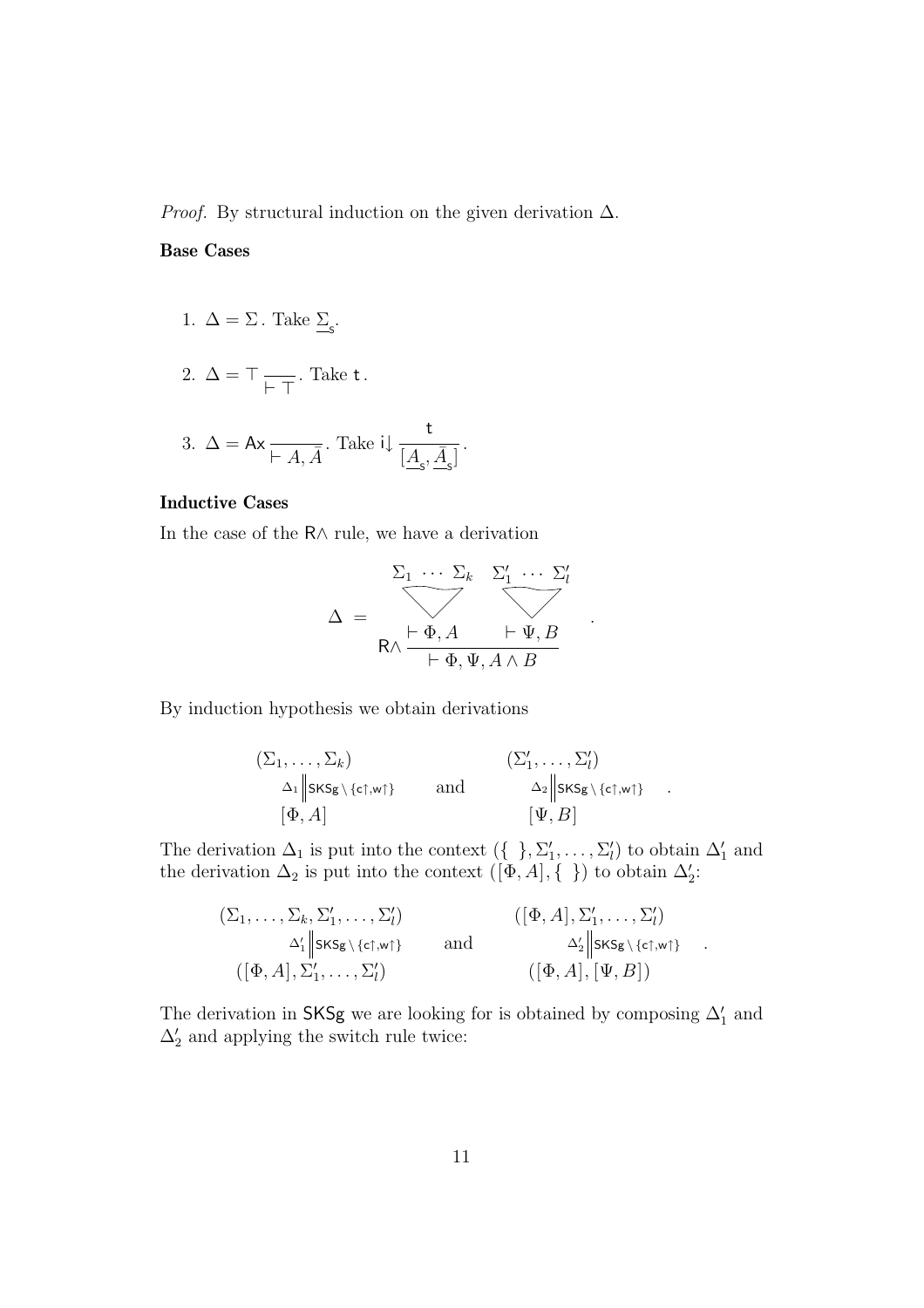*Proof.* By structural induction on the given derivation $\Delta$.

**Base Cases**

1. $\Delta = \Sigma$. Take $\underline{\Sigma}_{\mathsf{s}}$.

2. $\Delta = \top \, \dfrac{}{\vdash \top}$. Take $\mathsf{t}$.

3. $\Delta = \mathsf{Ax} \, \dfrac{}{\vdash A, \bar{A}}$. Take $\mathsf{i}\!\downarrow \dfrac{\mathsf{t}}{[\underline{A}_{\mathsf{s}}, \underline{\bar{A}}_{\mathsf{s}}]}$.

**Inductive Cases**

In the case of the $\mathsf{R}\wedge$ rule, we have a derivation

$$\Delta \; = \; \mathsf{R}\wedge \, \dfrac{\begin{array}{c}\Sigma_1 \; \cdots \; \Sigma_k \\ \bigtriangledown \\ \vdash \Phi, A\end{array} \qquad \begin{array}{c}\Sigma'_1 \; \cdots \; \Sigma'_l \\ \bigtriangledown \\ \vdash \Psi, B\end{array}}{\vdash \Phi, \Psi, A \wedge B} \quad .$$

By induction hypothesis we obtain derivations

$$\begin{array}{c}(\Sigma_1, \ldots, \Sigma_k) \\ \Delta_1 \Big\| \mathsf{SKSg} \setminus \{\mathsf{c}\!\uparrow, \mathsf{w}\!\uparrow\} \\ [\Phi, A]\end{array} \qquad \text{and} \qquad \begin{array}{c}(\Sigma'_1, \ldots, \Sigma'_l) \\ \Delta_2 \Big\| \mathsf{SKSg} \setminus \{\mathsf{c}\!\uparrow, \mathsf{w}\!\uparrow\} \\ [\Psi, B]\end{array} \quad .$$

The derivation $\Delta_1$ is put into the context $(\{\ \}, \Sigma'_1, \ldots, \Sigma'_l)$ to obtain $\Delta'_1$ and the derivation $\Delta_2$ is put into the context $([\Phi, A], \{\ \})$ to obtain $\Delta'_2$:

$$\begin{array}{c}(\Sigma_1, \ldots, \Sigma_k, \Sigma'_1, \ldots, \Sigma'_l) \\ \Delta'_1 \Big\| \mathsf{SKSg} \setminus \{\mathsf{c}\!\uparrow, \mathsf{w}\!\uparrow\} \\ ([\Phi, A], \Sigma'_1, \ldots, \Sigma'_l)\end{array} \qquad \text{and} \qquad \begin{array}{c}([\Phi, A], \Sigma'_1, \ldots, \Sigma'_l) \\ \Delta'_2 \Big\| \mathsf{SKSg} \setminus \{\mathsf{c}\!\uparrow, \mathsf{w}\!\uparrow\} \\ ([\Phi, A], [\Psi, B])\end{array} \quad .$$

The derivation in $\mathsf{SKSg}$ we are looking for is obtained by composing $\Delta'_1$ and $\Delta'_2$ and applying the switch rule twice: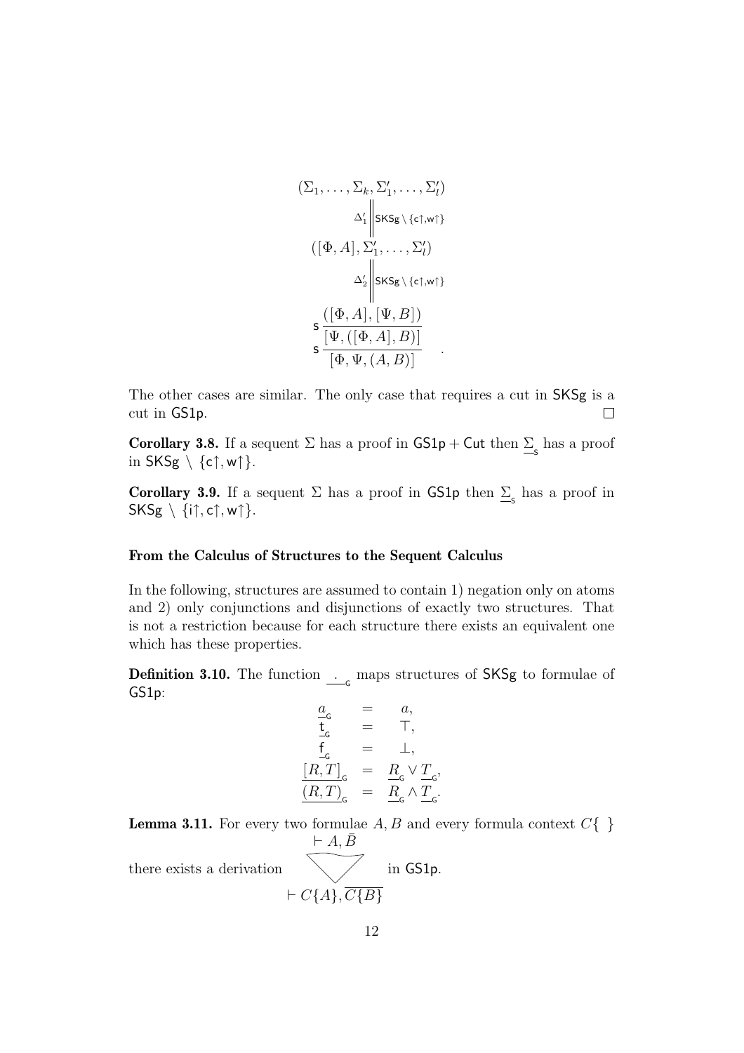$$
\begin{array}{c}
(\Sigma_1, \ldots, \Sigma_k, \Sigma'_1, \ldots, \Sigma'_l) \\
\Delta'_1 \Big\| \mathsf{SKSg} \setminus \{\mathsf{c}\!\uparrow, \mathsf{w}\!\uparrow\} \\
([\Phi, A], \Sigma'_1, \ldots, \Sigma'_l) \\
\Delta'_2 \Big\| \mathsf{SKSg} \setminus \{\mathsf{c}\!\uparrow, \mathsf{w}\!\uparrow\} \\
\mathsf{s}\,\dfrac{([\Phi, A], [\Psi, B])}{\mathsf{s}\,\dfrac{[\Psi, ([\Phi, A], B)]}{[\Phi, \Psi, (A, B)]}}
\end{array}
\quad .
$$

The other cases are similar. The only case that requires a cut in SKSg is a cut in GS1p. □

**Corollary 3.8.** If a sequent $\Sigma$ has a proof in $\mathsf{GS1p} + \mathsf{Cut}$ then $\underline{\Sigma}_{\mathsf{s}}$ has a proof in $\mathsf{SKSg} \setminus \{\mathsf{c}\!\uparrow, \mathsf{w}\!\uparrow\}$.

**Corollary 3.9.** If a sequent $\Sigma$ has a proof in GS1p then $\underline{\Sigma}_{\mathsf{s}}$ has a proof in $\mathsf{SKSg} \setminus \{\mathsf{i}\!\uparrow, \mathsf{c}\!\uparrow, \mathsf{w}\!\uparrow\}$.

**From the Calculus of Structures to the Sequent Calculus**

In the following, structures are assumed to contain 1) negation only on atoms and 2) only conjunctions and disjunctions of exactly two structures. That is not a restriction because for each structure there exists an equivalent one which has these properties.

**Definition 3.10.** The function $\underline{\ \cdot\ }_{\mathsf{G}}$ maps structures of SKSg to formulae of GS1p:

$$
\begin{array}{rcl}
\underline{a}_{\mathsf{G}} & = & a, \\
\underline{\mathsf{t}}_{\mathsf{G}} & = & \top, \\
\underline{\mathsf{f}}_{\mathsf{G}} & = & \bot, \\
\underline{[R, T]}_{\mathsf{G}} & = & \underline{R}_{\mathsf{G}} \vee \underline{T}_{\mathsf{G}}, \\
\underline{(R, T)}_{\mathsf{G}} & = & \underline{R}_{\mathsf{G}} \wedge \underline{T}_{\mathsf{G}}.
\end{array}
$$

**Lemma 3.11.** For every two formulae $A, B$ and every formula context $C\{\ \}$ there exists a derivation

$$
\begin{array}{c}
\vdash A, \bar{B} \\
\bigtriangledown \\
\vdash C\{A\}, \overline{C\{B\}}
\end{array}
$$

in GS1p.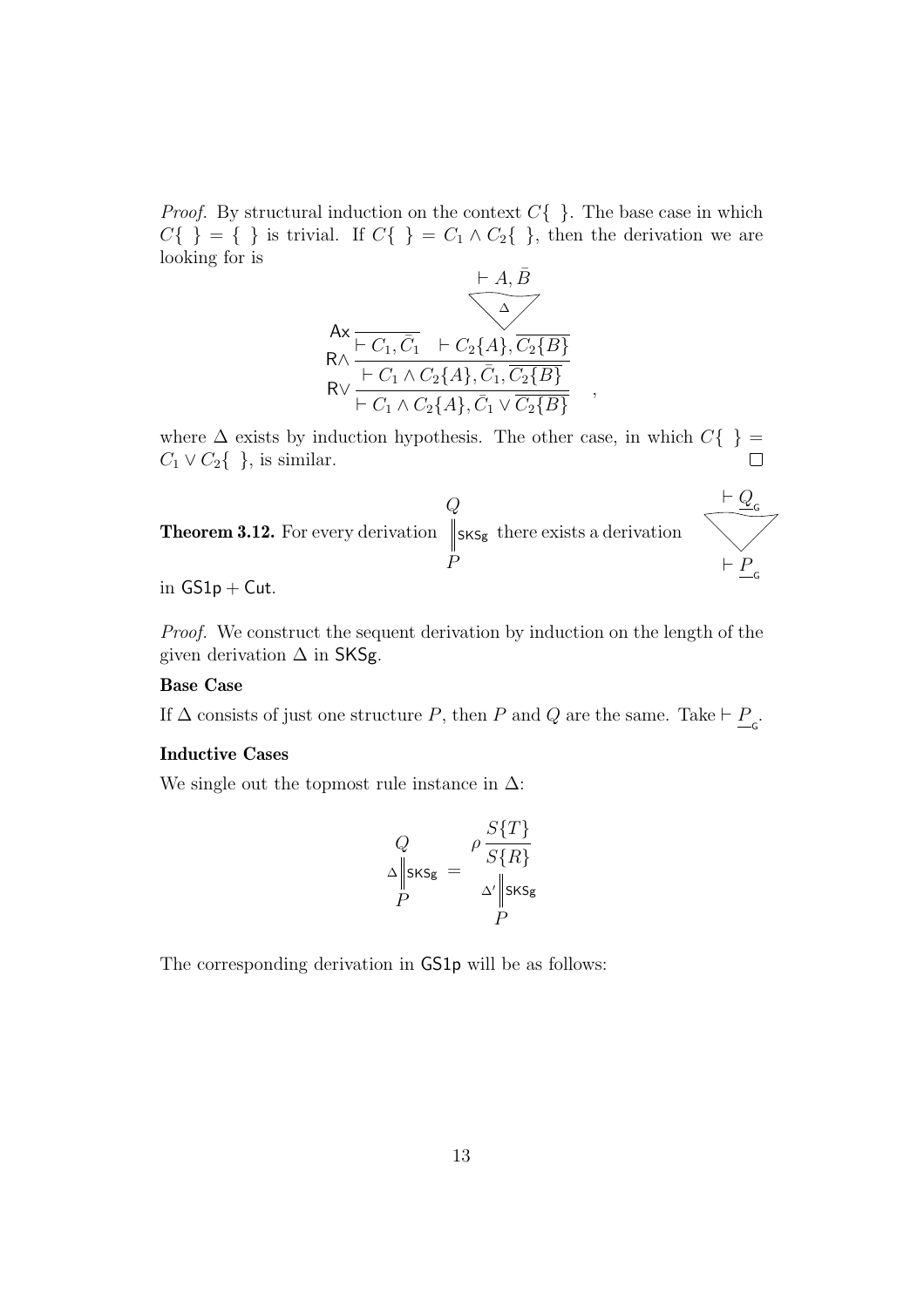*Proof.* By structural induction on the context $C\{\ \}$. The base case in which $C\{\ \} = \{\ \}$ is trivial. If $C\{\ \} = C_1 \wedge C_2\{\ \}$, then the derivation we are looking for is

$$
\mathsf{R}\vee \dfrac{\mathsf{R}\wedge \dfrac{\mathsf{Ax}\,\dfrac{}{\vdash C_1, \bar{C}_1} \quad \dfrac{\vdash A, \bar{B}}{\vdash C_2\{A\}, \overline{C_2\{B\}}}\,\Delta}{\vdash C_1 \wedge C_2\{A\}, \bar{C}_1, \overline{C_2\{B\}}}}{\vdash C_1 \wedge C_2\{A\}, \bar{C}_1 \vee \overline{C_2\{B\}}} \quad ,
$$

where $\Delta$ exists by induction hypothesis. The other case, in which $C\{\ \} = C_1 \vee C_2\{\ \}$, is similar. $\square$

**Theorem 3.12.** For every derivation $\begin{array}{c} Q \\ \Big\| \mathsf{SKSg} \\ P \end{array}$ there exists a derivation $\begin{array}{c} \vdash \underline{Q}_{\mathsf{G}} \\ \bigtriangledown \\ \vdash \underline{P}_{\mathsf{G}} \end{array}$ in $\mathsf{GS1p} + \mathsf{Cut}$.

*Proof.* We construct the sequent derivation by induction on the length of the given derivation $\Delta$ in $\mathsf{SKSg}$.

**Base Case**

If $\Delta$ consists of just one structure $P$, then $P$ and $Q$ are the same. Take $\vdash \underline{P}_{\mathsf{G}}$.

**Inductive Cases**

We single out the topmost rule instance in $\Delta$:

$$
\begin{array}{c} Q \\ \Delta \Big\| \mathsf{SKSg} \\ P \end{array} \; = \; \begin{array}{c} \rho \, \dfrac{S\{T\}}{S\{R\}} \\ \Delta' \Big\| \mathsf{SKSg} \\ P \end{array}
$$

The corresponding derivation in $\mathsf{GS1p}$ will be as follows: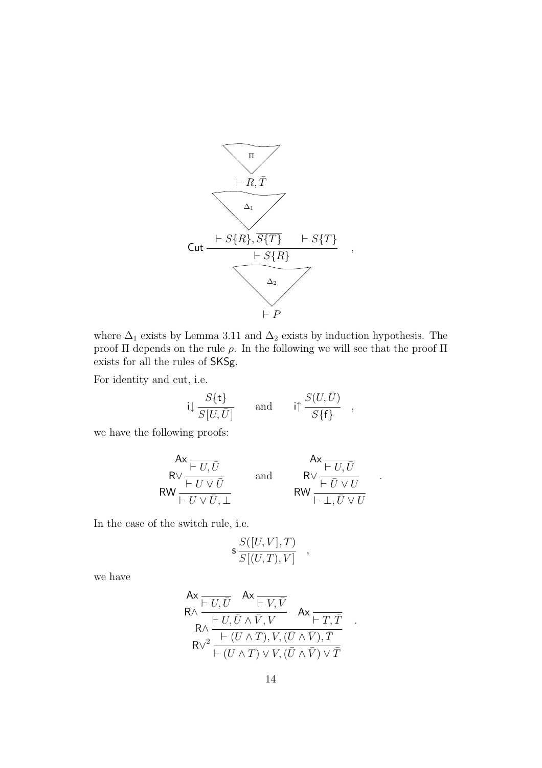$$
\dfrac{\dfrac{\vdots\;\Pi}{\vdash R, \bar{T}}\quad\vdots\;\Delta_1}{\mathsf{Cut}\;\dfrac{\vdash S\{R\}, \overline{S\{T\}} \qquad \vdash S\{T\}}{\vdash S\{R\}}}\quad\begin{matrix}\vdots\;\Delta_2\\ \vdash P\end{matrix} \quad ,
$$

where $\Delta_1$ exists by Lemma 3.11 and $\Delta_2$ exists by induction hypothesis. The proof $\Pi$ depends on the rule $\rho$. In the following we will see that the proof $\Pi$ exists for all the rules of $\mathsf{SKSg}$.

For identity and cut, i.e.

$$
\mathsf{i}\!\downarrow \frac{S\{\mathsf{t}\}}{S[U, \bar{U}]} \qquad \text{and} \qquad \mathsf{i}\!\uparrow \frac{S(U, \bar{U})}{S\{\mathsf{f}\}} \quad ,
$$

we have the following proofs:

$$
\mathsf{RW}\,\dfrac{\mathsf{R}\vee\,\dfrac{\mathsf{Ax}\,\dfrac{}{\vdash U, \bar{U}}}{\vdash U \vee \bar{U}}}{\vdash U \vee \bar{U}, \bot} \qquad \text{and} \qquad \mathsf{RW}\,\dfrac{\mathsf{R}\vee\,\dfrac{\mathsf{Ax}\,\dfrac{}{\vdash U, \bar{U}}}{\vdash \bar{U} \vee U}}{\vdash \bot, \bar{U} \vee U} \quad .
$$

In the case of the switch rule, i.e.

$$
\mathsf{s}\,\frac{S([U, V], T)}{S[(U, T), V]} \quad ,
$$

we have

$$
\mathsf{R}\vee^2\,\dfrac{\mathsf{R}\wedge\,\dfrac{\mathsf{R}\wedge\,\dfrac{\mathsf{Ax}\,\dfrac{}{\vdash U, \bar{U}} \qquad \mathsf{Ax}\,\dfrac{}{\vdash V, \bar{V}}}{\vdash U, \bar{U} \wedge \bar{V}, V} \qquad \mathsf{Ax}\,\dfrac{}{\vdash T, \bar{T}}}{\vdash (U \wedge T), V, (\bar{U} \wedge \bar{V}), \bar{T}}}{\vdash (U \wedge T) \vee V, (\bar{U} \wedge \bar{V}) \vee \bar{T}} \quad .
$$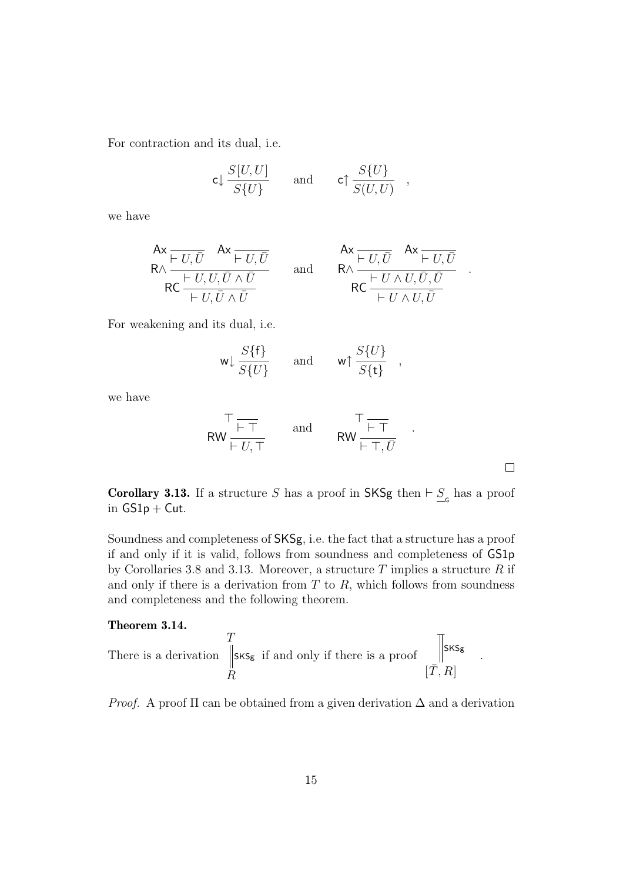For contraction and its dual, i.e.

$$\mathsf{c}\!\downarrow \frac{S[U,U]}{S\{U\}} \qquad \text{and} \qquad \mathsf{c}\!\uparrow \frac{S\{U\}}{S(U,U)} \quad ,$$

we have

$$\mathsf{RC}\,\dfrac{\mathsf{R}\wedge\,\dfrac{\mathsf{Ax}\,\dfrac{}{\vdash U,\bar{U}} \quad \mathsf{Ax}\,\dfrac{}{\vdash U,\bar{U}}}{\vdash U,U,\bar{U}\wedge\bar{U}}}{\vdash U,\bar{U}\wedge\bar{U}} \qquad \text{and} \qquad \mathsf{RC}\,\dfrac{\mathsf{R}\wedge\,\dfrac{\mathsf{Ax}\,\dfrac{}{\vdash U,\bar{U}} \quad \mathsf{Ax}\,\dfrac{}{\vdash U,\bar{U}}}{\vdash U\wedge U,\bar{U},\bar{U}}}{\vdash U\wedge U,\bar{U}} \quad .$$

For weakening and its dual, i.e.

$$\mathsf{w}\!\downarrow \frac{S\{\mathsf{f}\}}{S\{U\}} \qquad \text{and} \qquad \mathsf{w}\!\uparrow \frac{S\{U\}}{S\{\mathsf{t}\}} \quad ,$$

we have

$$\mathsf{RW}\,\dfrac{\top\,\dfrac{}{\vdash \top}}{\vdash U,\top} \qquad \text{and} \qquad \mathsf{RW}\,\dfrac{\top\,\dfrac{}{\vdash \top}}{\vdash \top,\bar{U}} \quad .$$

□

**Corollary 3.13.** If a structure $S$ has a proof in $\mathsf{SKSg}$ then $\vdash \underline{S}_{\mathsf{G}}$ has a proof in $\mathsf{GS1p} + \mathsf{Cut}$.

Soundness and completeness of $\mathsf{SKSg}$, i.e. the fact that a structure has a proof if and only if it is valid, follows from soundness and completeness of $\mathsf{GS1p}$ by Corollaries 3.8 and 3.13. Moreover, a structure $T$ implies a structure $R$ if and only if there is a derivation from $T$ to $R$, which follows from soundness and completeness and the following theorem.

**Theorem 3.14.**
There is a derivation $\begin{array}{c} T \\ \Big\Vert \mathsf{SKSg} \\ R \end{array}$ if and only if there is a proof $\begin{array}{c} \overline{\Big\Vert} \mathsf{SKSg} \\ [\bar{T},R] \end{array}$ .

*Proof.* A proof $\Pi$ can be obtained from a given derivation $\Delta$ and a derivation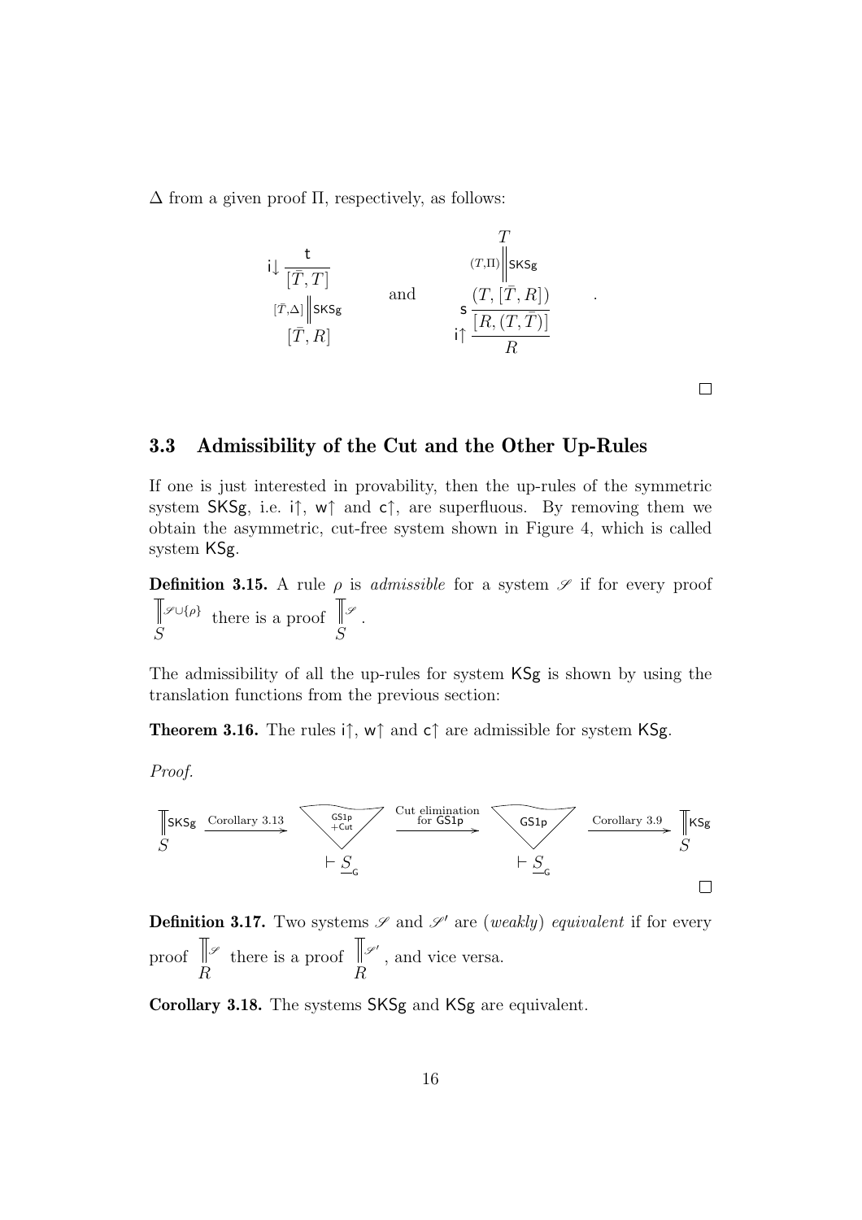$\Delta$ from a given proof $\Pi$, respectively, as follows:

$$
\mathsf{i}\!\downarrow \frac{\mathsf{t}}{\dfrac{[\bar{T}, T]}{\;\Big\Vert^{\mathsf{SKSg}}_{[\bar{T},\Delta]}\; [\bar{T}, R]}}
\qquad \text{and} \qquad
\begin{array}{c} T \\ \Big\Vert^{\mathsf{SKSg}}_{(T,\Pi)} \\ \mathsf{s}\,\dfrac{(T, [\bar{T}, R])}{\mathsf{i}\!\uparrow \dfrac{[R, (T, \bar{T})]}{R}} \end{array}
\quad .
$$

□

### 3.3 Admissibility of the Cut and the Other Up-Rules

If one is just interested in provability, then the up-rules of the symmetric system SKSg, i.e. $\mathsf{i}\!\uparrow$, $\mathsf{w}\!\uparrow$ and $\mathsf{c}\!\uparrow$, are superfluous. By removing them we obtain the asymmetric, cut-free system shown in Figure 4, which is called system KSg.

**Definition 3.15.** A rule $\rho$ is *admissible* for a system $\mathscr{S}$ if for every proof $\begin{array}{c}\Vert^{\mathscr{S}\cup\{\rho\}} \\ S\end{array}$ there is a proof $\begin{array}{c}\Vert^{\mathscr{S}} \\ S\end{array}$.

The admissibility of all the up-rules for system KSg is shown by using the translation functions from the previous section:

**Theorem 3.16.** The rules $\mathsf{i}\!\uparrow$, $\mathsf{w}\!\uparrow$ and $\mathsf{c}\!\uparrow$ are admissible for system KSg.

*Proof.*

$$
\begin{array}{c}\Vert^{\mathsf{SKSg}} \\ S\end{array}
\xrightarrow{\text{Corollary 3.13}}
\underset{\vdash \underline{S}_{\mathsf{G}}}{\bigtriangledown^{\mathsf{GS1p}+\mathsf{Cut}}}
\xrightarrow{\text{Cut elimination for GS1p}}
\underset{\vdash \underline{S}_{\mathsf{G}}}{\bigtriangledown^{\mathsf{GS1p}}}
\xrightarrow{\text{Corollary 3.9}}
\begin{array}{c}\Vert^{\mathsf{KSg}} \\ S\end{array}
$$

□

**Definition 3.17.** Two systems $\mathscr{S}$ and $\mathscr{S}'$ are (*weakly*) *equivalent* if for every proof $\begin{array}{c}\Vert^{\mathscr{S}} \\ R\end{array}$ there is a proof $\begin{array}{c}\Vert^{\mathscr{S}'} \\ R\end{array}$, and vice versa.

**Corollary 3.18.** The systems SKSg and KSg are equivalent.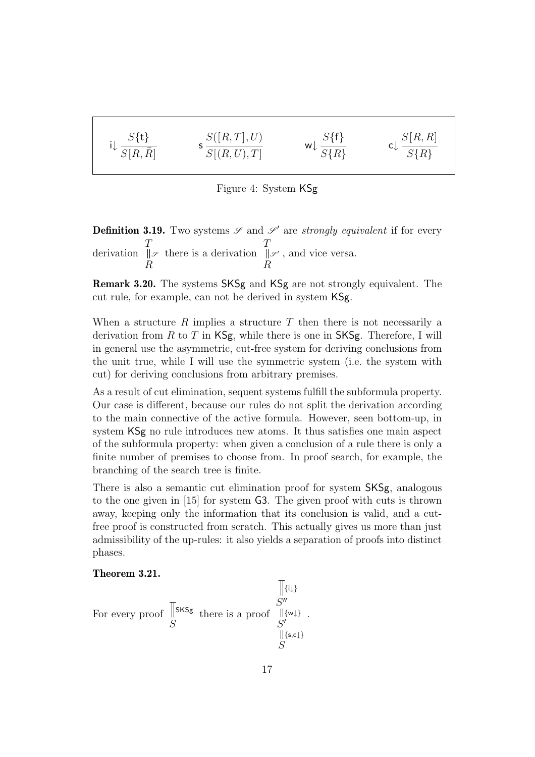$$
\mathsf{i}\!\downarrow \frac{S\{\mathsf{t}\}}{S[R,\bar{R}]} \qquad \mathsf{s}\,\frac{S([R,T],U)}{S[(R,U),T]} \qquad \mathsf{w}\!\downarrow \frac{S\{\mathsf{f}\}}{S\{R\}} \qquad \mathsf{c}\!\downarrow \frac{S[R,R]}{S\{R\}}
$$

Figure 4: System KSg

**Definition 3.19.** Two systems $\mathscr{S}$ and $\mathscr{S}'$ are *strongly equivalent* if for every derivation $\begin{array}{c} T \\ \|\mathscr{S} \\ R \end{array}$ there is a derivation $\begin{array}{c} T \\ \|\mathscr{S}' \\ R \end{array}$, and vice versa.

**Remark 3.20.** The systems SKSg and KSg are not strongly equivalent. The cut rule, for example, can not be derived in system KSg.

When a structure $R$ implies a structure $T$ then there is not necessarily a derivation from $R$ to $T$ in KSg, while there is one in SKSg. Therefore, I will in general use the asymmetric, cut-free system for deriving conclusions from the unit true, while I will use the symmetric system (i.e. the system with cut) for deriving conclusions from arbitrary premises.

As a result of cut elimination, sequent systems fulfill the subformula property. Our case is different, because our rules do not split the derivation according to the main connective of the active formula. However, seen bottom-up, in system KSg no rule introduces new atoms. It thus satisfies one main aspect of the subformula property: when given a conclusion of a rule there is only a finite number of premises to choose from. In proof search, for example, the branching of the search tree is finite.

There is also a semantic cut elimination proof for system SKSg, analogous to the one given in [15] for system G3. The given proof with cuts is thrown away, keeping only the information that its conclusion is valid, and a cut-free proof is constructed from scratch. This actually gives us more than just admissibility of the up-rules: it also yields a separation of proofs into distinct phases.

**Theorem 3.21.**

For every proof $\begin{array}{c} \| \mathsf{SKSg} \\ S \end{array}$ there is a proof $\begin{array}{c} \|\{\mathsf{i}\!\downarrow\} \\ S'' \\ \|\{\mathsf{w}\!\downarrow\} \\ S' \\ \|\{\mathsf{s},\mathsf{c}\!\downarrow\} \\ S \end{array}$.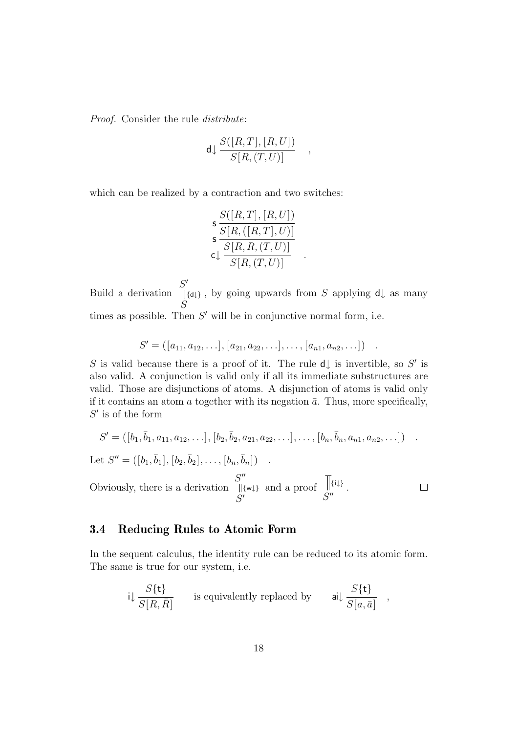*Proof.* Consider the rule *distribute*:

$$\mathsf{d}\!\downarrow \frac{S([R,T],[R,U])}{S[R,(T,U)]} \quad ,$$

which can be realized by a contraction and two switches:

$$\mathsf{c}\!\downarrow \frac{\mathsf{s}\,\dfrac{\mathsf{s}\,\dfrac{S([R,T],[R,U])}{S[R,([R,T],U)]}}{S[R,R,(T,U)]}}{S[R,(T,U)]} \quad .$$

Build a derivation $\begin{array}{c} S' \\ \| \{\mathsf{d}\!\downarrow\} \\ S \end{array}$, by going upwards from $S$ applying $\mathsf{d}\!\downarrow$ as many times as possible. Then $S'$ will be in conjunctive normal form, i.e.

$$S' = ([a_{11}, a_{12}, \ldots], [a_{21}, a_{22}, \ldots], \ldots, [a_{n1}, a_{n2}, \ldots]) \quad .$$

$S$ is valid because there is a proof of it. The rule $\mathsf{d}\!\downarrow$ is invertible, so $S'$ is also valid. A conjunction is valid only if all its immediate substructures are valid. Those are disjunctions of atoms. A disjunction of atoms is valid only if it contains an atom $a$ together with its negation $\bar{a}$. Thus, more specifically, $S'$ is of the form

$$S' = ([b_1, \bar{b}_1, a_{11}, a_{12}, \ldots], [b_2, \bar{b}_2, a_{21}, a_{22}, \ldots], \ldots, [b_n, \bar{b}_n, a_{n1}, a_{n2}, \ldots]) \quad .$$

Let $S'' = ([b_1, \bar{b}_1], [b_2, \bar{b}_2], \ldots, [b_n, \bar{b}_n]) \quad .$

Obviously, there is a derivation $\begin{array}{c} S'' \\ \| \{\mathsf{w}\!\downarrow\} \\ S' \end{array}$ and a proof $\begin{array}{c} \| \{\mathsf{i}\!\downarrow\} \\ S'' \end{array}$. ∎

## 3.4 Reducing Rules to Atomic Form

In the sequent calculus, the identity rule can be reduced to its atomic form. The same is true for our system, i.e.

$$\mathsf{i}\!\downarrow \frac{S\{\mathsf{t}\}}{S[R,\bar{R}]} \qquad \text{is equivalently replaced by} \qquad \mathsf{ai}\!\downarrow \frac{S\{\mathsf{t}\}}{S[a,\bar{a}]} \quad ,$$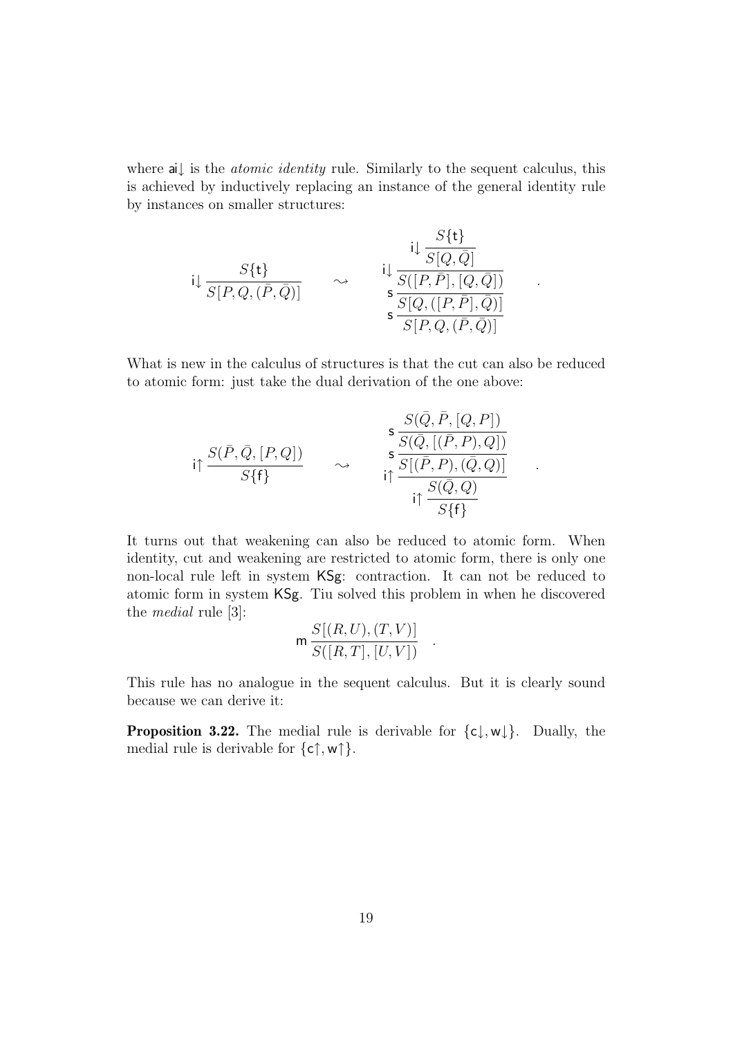where $\mathsf{ai}\!\downarrow$ is the *atomic identity* rule. Similarly to the sequent calculus, this is achieved by inductively replacing an instance of the general identity rule by instances on smaller structures:

$$
\mathsf{i}\!\downarrow \frac{S\{\mathsf{t}\}}{S[P,Q,(\bar{P},\bar{Q})]} \quad \rightsquigarrow \quad
\mathsf{s}\,\frac{\mathsf{s}\,\frac{\mathsf{i}\!\downarrow \frac{\mathsf{i}\!\downarrow \frac{S\{\mathsf{t}\}}{S[Q,\bar{Q}]}}{S([P,\bar{P}],[Q,\bar{Q}])}}{S[Q,([P,\bar{P}],\bar{Q})]}}{S[P,Q,(\bar{P},\bar{Q})]} \quad .
$$

What is new in the calculus of structures is that the cut can also be reduced to atomic form: just take the dual derivation of the one above:

$$
\mathsf{i}\!\uparrow \frac{S(\bar{P},\bar{Q},[P,Q])}{S\{\mathsf{f}\}} \quad \rightsquigarrow \quad
\mathsf{i}\!\uparrow \frac{\mathsf{i}\!\uparrow \frac{\mathsf{s}\,\frac{\mathsf{s}\,\frac{S(\bar{Q},\bar{P},[Q,P])}{S(\bar{Q},[(\bar{P},P),Q])}}{S[(\bar{P},P),(\bar{Q},Q)]}}{S(\bar{Q},Q)}}{S\{\mathsf{f}\}} \quad .
$$

It turns out that weakening can also be reduced to atomic form. When identity, cut and weakening are restricted to atomic form, there is only one non-local rule left in system $\mathsf{KSg}$: contraction. It can not be reduced to atomic form in system $\mathsf{KSg}$. Tiu solved this problem in when he discovered the *medial* rule [3]:

$$
\mathsf{m}\,\frac{S[(R,U),(T,V)]}{S([R,T],[U,V])} \quad .
$$

This rule has no analogue in the sequent calculus. But it is clearly sound because we can derive it:

**Proposition 3.22.** The medial rule is derivable for $\{\mathsf{c}\!\downarrow,\mathsf{w}\!\downarrow\}$. Dually, the medial rule is derivable for $\{\mathsf{c}\!\uparrow,\mathsf{w}\!\uparrow\}$.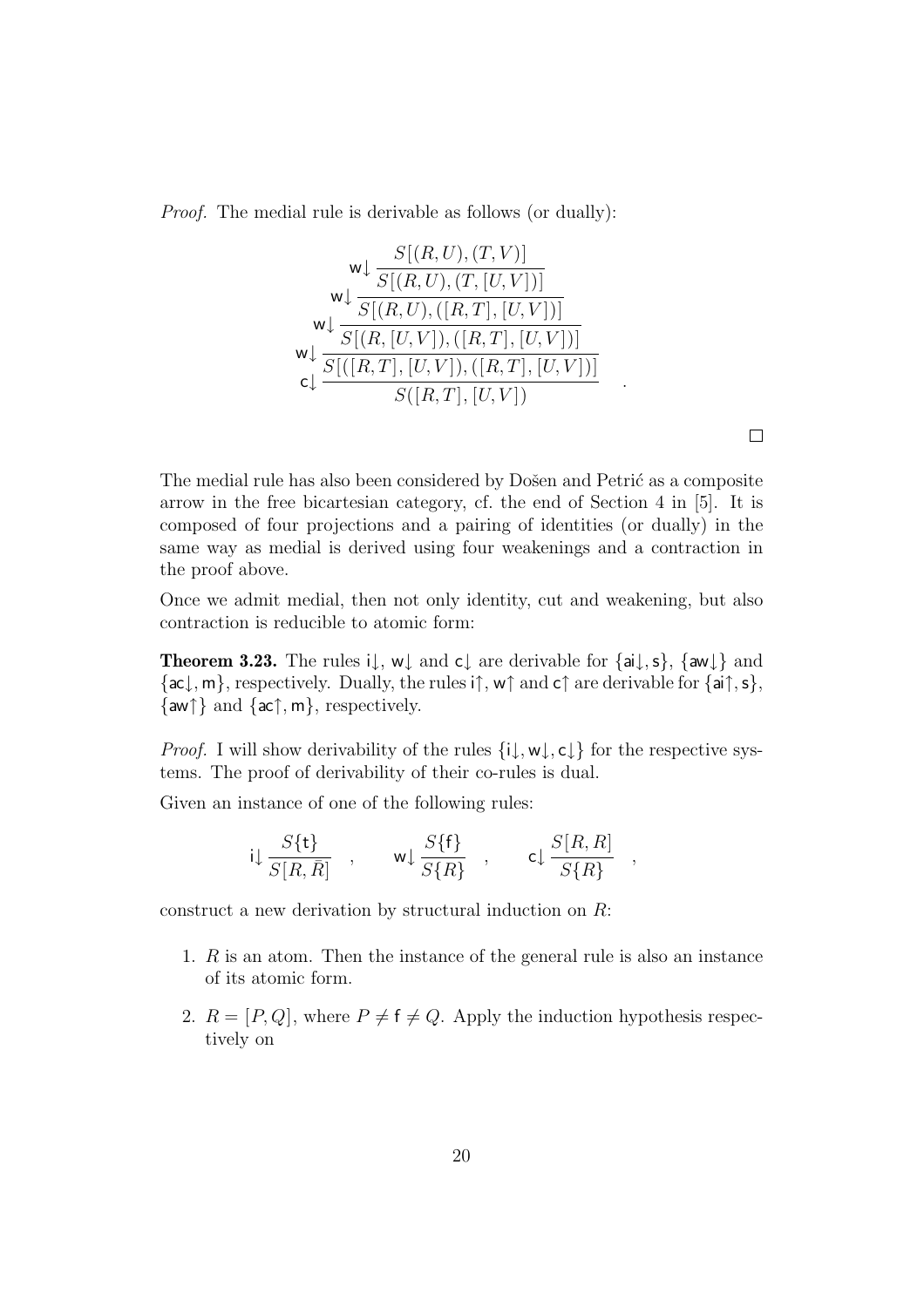*Proof.* The medial rule is derivable as follows (or dually):

$$
\mathsf{c}\!\downarrow \frac{\mathsf{w}\!\downarrow \frac{\mathsf{w}\!\downarrow \frac{\mathsf{w}\!\downarrow \frac{\mathsf{w}\!\downarrow \frac{S[(R,U),(T,V)]}{S[(R,U),(T,[U,V])]}}{S[(R,U),([R,T],[U,V])]}}{S[(R,[U,V]),([R,T],[U,V])]}}{S[([R,T],[U,V]),([R,T],[U,V])]}}{S([R,T],[U,V])} \quad .
$$

□

The medial rule has also been considered by Došen and Petrić as a composite arrow in the free bicartesian category, cf. the end of Section 4 in [5]. It is composed of four projections and a pairing of identities (or dually) in the same way as medial is derived using four weakenings and a contraction in the proof above.

Once we admit medial, then not only identity, cut and weakening, but also contraction is reducible to atomic form:

**Theorem 3.23.** The rules $\mathsf{i}\!\downarrow$, $\mathsf{w}\!\downarrow$ and $\mathsf{c}\!\downarrow$ are derivable for $\{\mathsf{ai}\!\downarrow, \mathsf{s}\}$, $\{\mathsf{aw}\!\downarrow\}$ and $\{\mathsf{ac}\!\downarrow, \mathsf{m}\}$, respectively. Dually, the rules $\mathsf{i}\!\uparrow$, $\mathsf{w}\!\uparrow$ and $\mathsf{c}\!\uparrow$ are derivable for $\{\mathsf{ai}\!\uparrow, \mathsf{s}\}$, $\{\mathsf{aw}\!\uparrow\}$ and $\{\mathsf{ac}\!\uparrow, \mathsf{m}\}$, respectively.

*Proof.* I will show derivability of the rules $\{\mathsf{i}\!\downarrow, \mathsf{w}\!\downarrow, \mathsf{c}\!\downarrow\}$ for the respective systems. The proof of derivability of their co-rules is dual.

Given an instance of one of the following rules:

$$
\mathsf{i}\!\downarrow \frac{S\{\mathsf{t}\}}{S[R,\bar{R}]} \quad , \qquad \mathsf{w}\!\downarrow \frac{S\{\mathsf{f}\}}{S\{R\}} \quad , \qquad \mathsf{c}\!\downarrow \frac{S[R,R]}{S\{R\}} \quad ,
$$

construct a new derivation by structural induction on $R$:

1. $R$ is an atom. Then the instance of the general rule is also an instance of its atomic form.
2. $R = [P, Q]$, where $P \neq \mathsf{f} \neq Q$. Apply the induction hypothesis respectively on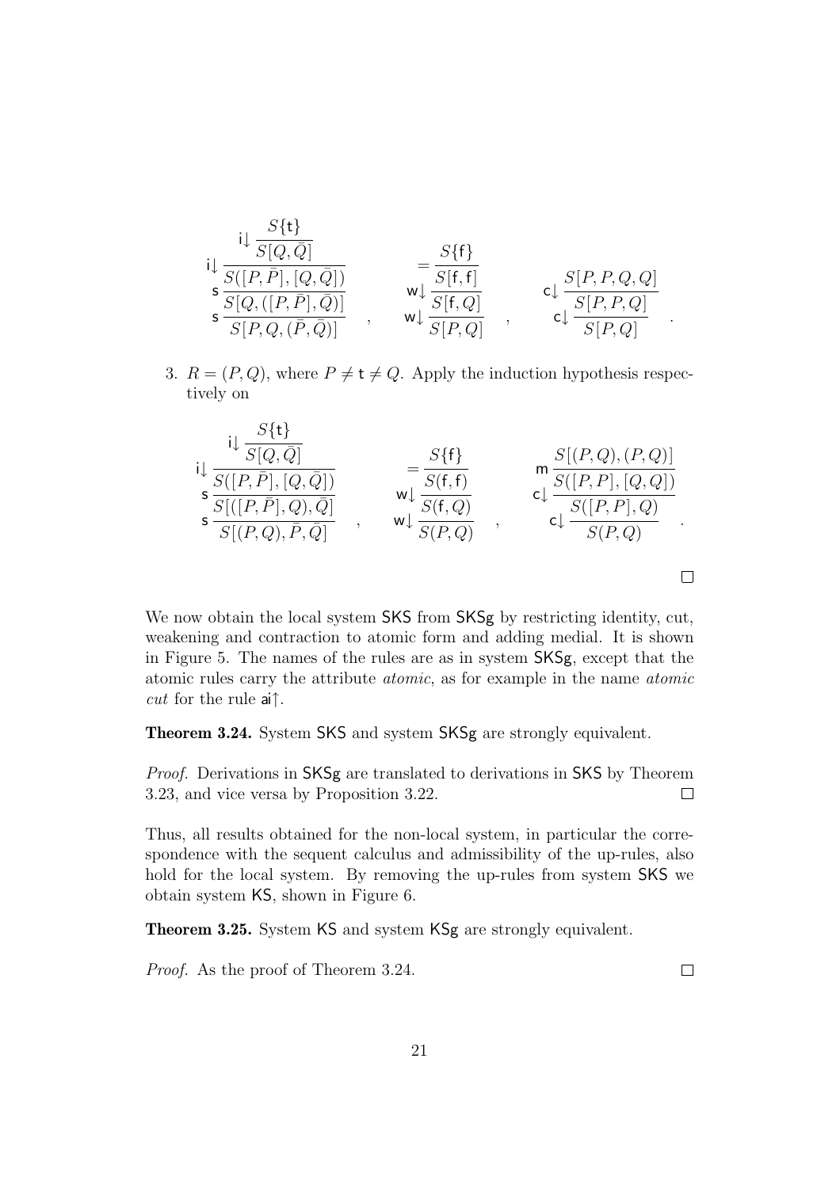$$
\mathsf{s}\,\frac{\mathsf{s}\,\dfrac{\mathsf{i}\!\downarrow\dfrac{\mathsf{i}\!\downarrow\dfrac{S\{\mathsf{t}\}}{S[Q,\bar{Q}]}}{S([P,\bar{P}],[Q,\bar{Q}])}}{S[Q,([P,\bar{P}],\bar{Q})]}}{S[P,Q,(\bar{P},\bar{Q})]} \quad , \qquad
\mathsf{w}\!\downarrow\frac{\mathsf{w}\!\downarrow\dfrac{=\dfrac{S\{\mathsf{f}\}}{S[\mathsf{f},\mathsf{f}]}}{S[\mathsf{f},Q]}}{S[P,Q]} \quad , \qquad
\mathsf{c}\!\downarrow\frac{\mathsf{c}\!\downarrow\dfrac{S[P,P,Q,Q]}{S[P,P,Q]}}{S[P,Q]} \quad .
$$

3. $R = (P, Q)$, where $P \neq \mathsf{t} \neq Q$. Apply the induction hypothesis respectively on

$$
\mathsf{s}\,\frac{\mathsf{s}\,\dfrac{\mathsf{i}\!\downarrow\dfrac{\mathsf{i}\!\downarrow\dfrac{S\{\mathsf{t}\}}{S[Q,\bar{Q}]}}{S([P,\bar{P}],[Q,\bar{Q}])}}{S[([P,\bar{P}],Q),\bar{Q}]}}{S[(P,Q),\bar{P},\bar{Q}]} \quad , \qquad
\mathsf{w}\!\downarrow\frac{\mathsf{w}\!\downarrow\dfrac{=\dfrac{S\{\mathsf{f}\}}{S(\mathsf{f},\mathsf{f})}}{S(\mathsf{f},Q)}}{S(P,Q)} \quad , \qquad
\mathsf{c}\!\downarrow\frac{\mathsf{c}\!\downarrow\dfrac{\mathsf{m}\,\dfrac{S[(P,Q),(P,Q)]}{S([P,P],[Q,Q])}}{S([P,P],Q)}}{S(P,Q)} \quad .
$$

□

We now obtain the local system SKS from SKSg by restricting identity, cut, weakening and contraction to atomic form and adding medial. It is shown in Figure 5. The names of the rules are as in system SKSg, except that the atomic rules carry the attribute *atomic*, as for example in the name *atomic cut* for the rule $\mathsf{ai}\!\uparrow$.

**Theorem 3.24.** System SKS and system SKSg are strongly equivalent.

*Proof.* Derivations in SKSg are translated to derivations in SKS by Theorem 3.23, and vice versa by Proposition 3.22. □

Thus, all results obtained for the non-local system, in particular the correspondence with the sequent calculus and admissibility of the up-rules, also hold for the local system. By removing the up-rules from system SKS we obtain system KS, shown in Figure 6.

**Theorem 3.25.** System KS and system KSg are strongly equivalent.

*Proof.* As the proof of Theorem 3.24. □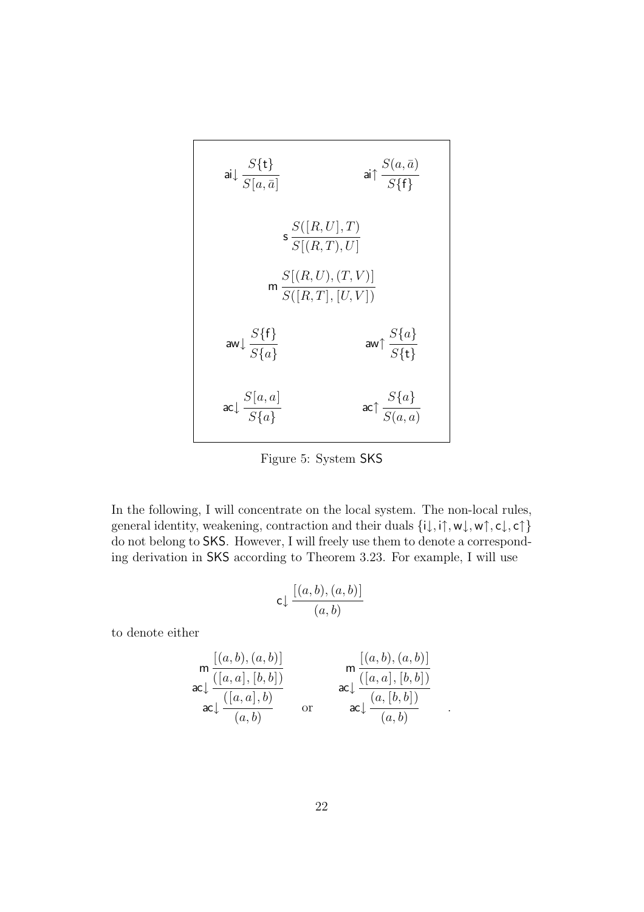$$\mathsf{ai}{\downarrow}\,\frac{S\{\mathsf{t}\}}{S[a,\bar{a}]} \qquad\qquad \mathsf{ai}{\uparrow}\,\frac{S(a,\bar{a})}{S\{\mathsf{f}\}}$$

$$\mathsf{s}\,\frac{S([R,U],T)}{S[(R,T),U]}$$

$$\mathsf{m}\,\frac{S[(R,U),(T,V)]}{S([R,T],[U,V])}$$

$$\mathsf{aw}{\downarrow}\,\frac{S\{\mathsf{f}\}}{S\{a\}} \qquad\qquad \mathsf{aw}{\uparrow}\,\frac{S\{a\}}{S\{\mathsf{t}\}}$$

$$\mathsf{ac}{\downarrow}\,\frac{S[a,a]}{S\{a\}} \qquad\qquad \mathsf{ac}{\uparrow}\,\frac{S\{a\}}{S(a,a)}$$

Figure 5: System SKS

In the following, I will concentrate on the local system. The non-local rules, general identity, weakening, contraction and their duals $\{\mathsf{i}{\downarrow}, \mathsf{i}{\uparrow}, \mathsf{w}{\downarrow}, \mathsf{w}{\uparrow}, \mathsf{c}{\downarrow}, \mathsf{c}{\uparrow}\}$ do not belong to SKS. However, I will freely use them to denote a corresponding derivation in SKS according to Theorem 3.23. For example, I will use

$$\mathsf{c}{\downarrow}\,\frac{[(a,b),(a,b)]}{(a,b)}$$

to denote either

$$\mathsf{m}\,\cfrac{[(a,b),(a,b)]}{\mathsf{ac}{\downarrow}\,\cfrac{([a,a],[b,b])}{\mathsf{ac}{\downarrow}\,\cfrac{([a,a],b)}{(a,b)}}} \qquad \text{or} \qquad \mathsf{m}\,\cfrac{[(a,b),(a,b)]}{\mathsf{ac}{\downarrow}\,\cfrac{([a,a],[b,b])}{\mathsf{ac}{\downarrow}\,\cfrac{(a,[b,b])}{(a,b)}}} \quad .$$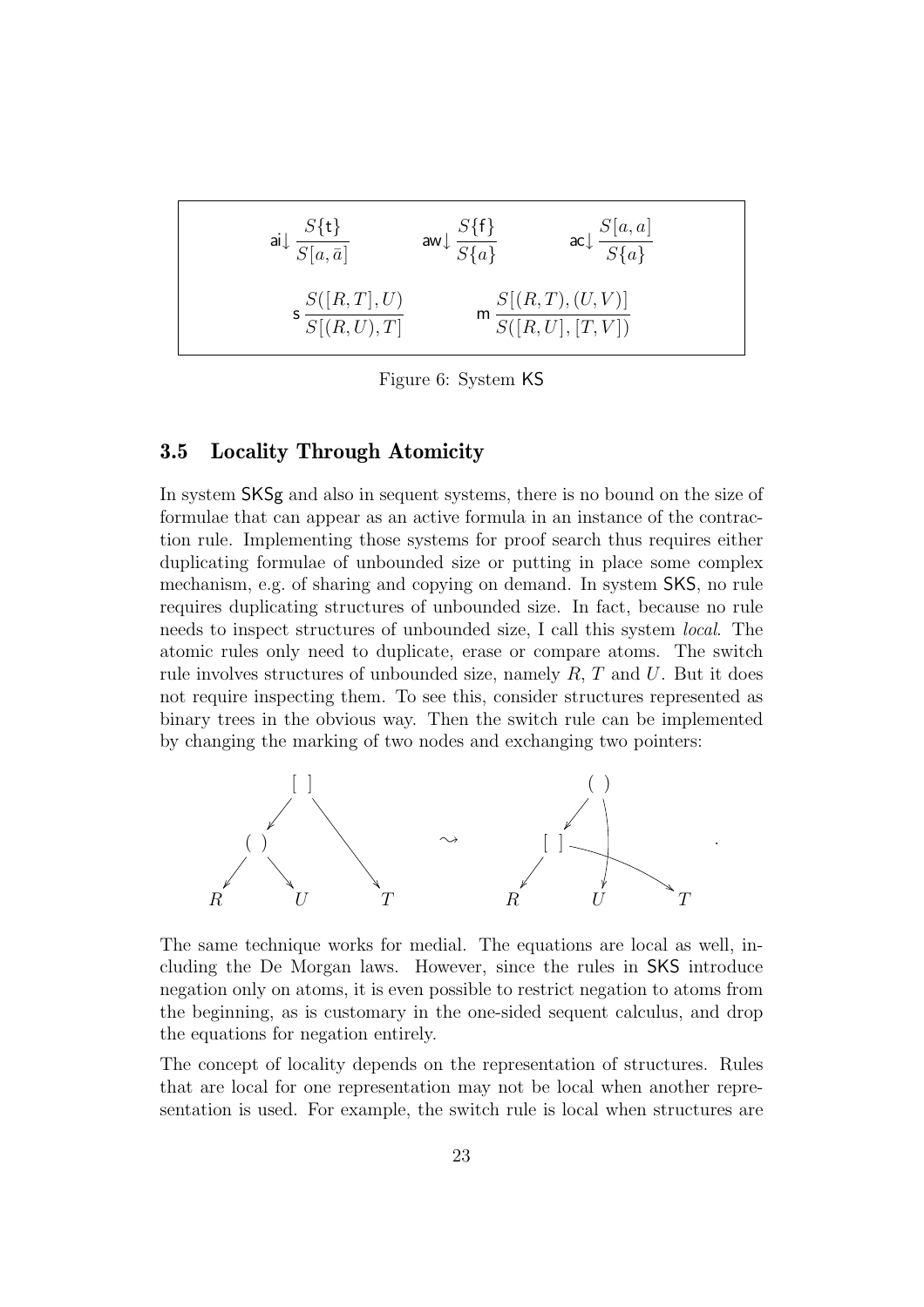$$\mathsf{ai}\downarrow \frac{S\{\mathsf{t}\}}{S[a,\bar{a}]} \qquad \mathsf{aw}\downarrow \frac{S\{\mathsf{f}\}}{S\{a\}} \qquad \mathsf{ac}\downarrow \frac{S[a,a]}{S\{a\}}$$

$$\mathsf{s}\,\frac{S([R,T],U)}{S[(R,U),T]} \qquad \mathsf{m}\,\frac{S[(R,T),(U,V)]}{S([R,U],[T,V])}$$

Figure 6: System KS

### 3.5 Locality Through Atomicity

In system SKSg and also in sequent systems, there is no bound on the size of formulae that can appear as an active formula in an instance of the contraction rule. Implementing those systems for proof search thus requires either duplicating formulae of unbounded size or putting in place some complex mechanism, e.g. of sharing and copying on demand. In system SKS, no rule requires duplicating structures of unbounded size. In fact, because no rule needs to inspect structures of unbounded size, I call this system *local*. The atomic rules only need to duplicate, erase or compare atoms. The switch rule involves structures of unbounded size, namely $R$, $T$ and $U$. But it does not require inspecting them. To see this, consider structures represented as binary trees in the obvious way. Then the switch rule can be implemented by changing the marking of two nodes and exchanging two pointers:

$$\begin{array}{c} [\;] \\ \swarrow \quad \searrow \\ (\;) \qquad\quad T \\ \swarrow \;\; \searrow \\ R \qquad U \end{array} \quad \rightsquigarrow \quad \begin{array}{c} (\;) \\ \swarrow \quad \downarrow \\ [\;] \qquad U \\ \swarrow \;\; \searrow \\ R \qquad T \end{array} \;.$$

The same technique works for medial. The equations are local as well, including the De Morgan laws. However, since the rules in SKS introduce negation only on atoms, it is even possible to restrict negation to atoms from the beginning, as is customary in the one-sided sequent calculus, and drop the equations for negation entirely.

The concept of locality depends on the representation of structures. Rules that are local for one representation may not be local when another representation is used. For example, the switch rule is local when structures are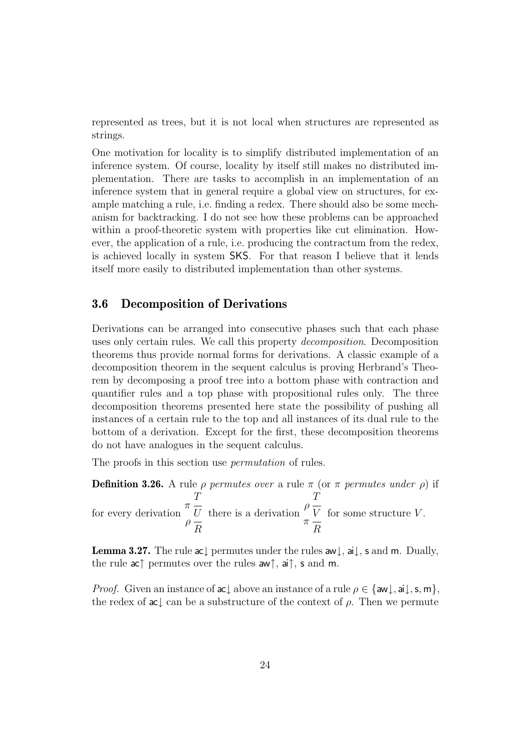represented as trees, but it is not local when structures are represented as strings.

One motivation for locality is to simplify distributed implementation of an inference system. Of course, locality by itself still makes no distributed implementation. There are tasks to accomplish in an implementation of an inference system that in general require a global view on structures, for example matching a rule, i.e. finding a redex. There should also be some mechanism for backtracking. I do not see how these problems can be approached within a proof-theoretic system with properties like cut elimination. However, the application of a rule, i.e. producing the contractum from the redex, is achieved locally in system SKS. For that reason I believe that it lends itself more easily to distributed implementation than other systems.

## 3.6 Decomposition of Derivations

Derivations can be arranged into consecutive phases such that each phase uses only certain rules. We call this property *decomposition*. Decomposition theorems thus provide normal forms for derivations. A classic example of a decomposition theorem in the sequent calculus is proving Herbrand's Theorem by decomposing a proof tree into a bottom phase with contraction and quantifier rules and a top phase with propositional rules only. The three decomposition theorems presented here state the possibility of pushing all instances of a certain rule to the top and all instances of its dual rule to the bottom of a derivation. Except for the first, these decomposition theorems do not have analogues in the sequent calculus.

The proofs in this section use *permutation* of rules.

**Definition 3.26.** A rule $\rho$ *permutes over* a rule $\pi$ (or $\pi$ *permutes under* $\rho$) if for every derivation $\pi \frac{T}{\rho \frac{U}{R}}$ there is a derivation $\rho \frac{T}{\pi \frac{V}{R}}$ for some structure $V$.

**Lemma 3.27.** The rule $\mathsf{ac}\!\downarrow$ permutes under the rules $\mathsf{aw}\!\downarrow$, $\mathsf{ai}\!\downarrow$, $\mathsf{s}$ and $\mathsf{m}$. Dually, the rule $\mathsf{ac}\!\uparrow$ permutes over the rules $\mathsf{aw}\!\uparrow$, $\mathsf{ai}\!\uparrow$, $\mathsf{s}$ and $\mathsf{m}$.

*Proof.* Given an instance of $\mathsf{ac}\!\downarrow$ above an instance of a rule $\rho \in \{\mathsf{aw}\!\downarrow, \mathsf{ai}\!\downarrow, \mathsf{s}, \mathsf{m}\}$, the redex of $\mathsf{ac}\!\downarrow$ can be a substructure of the context of $\rho$. Then we permute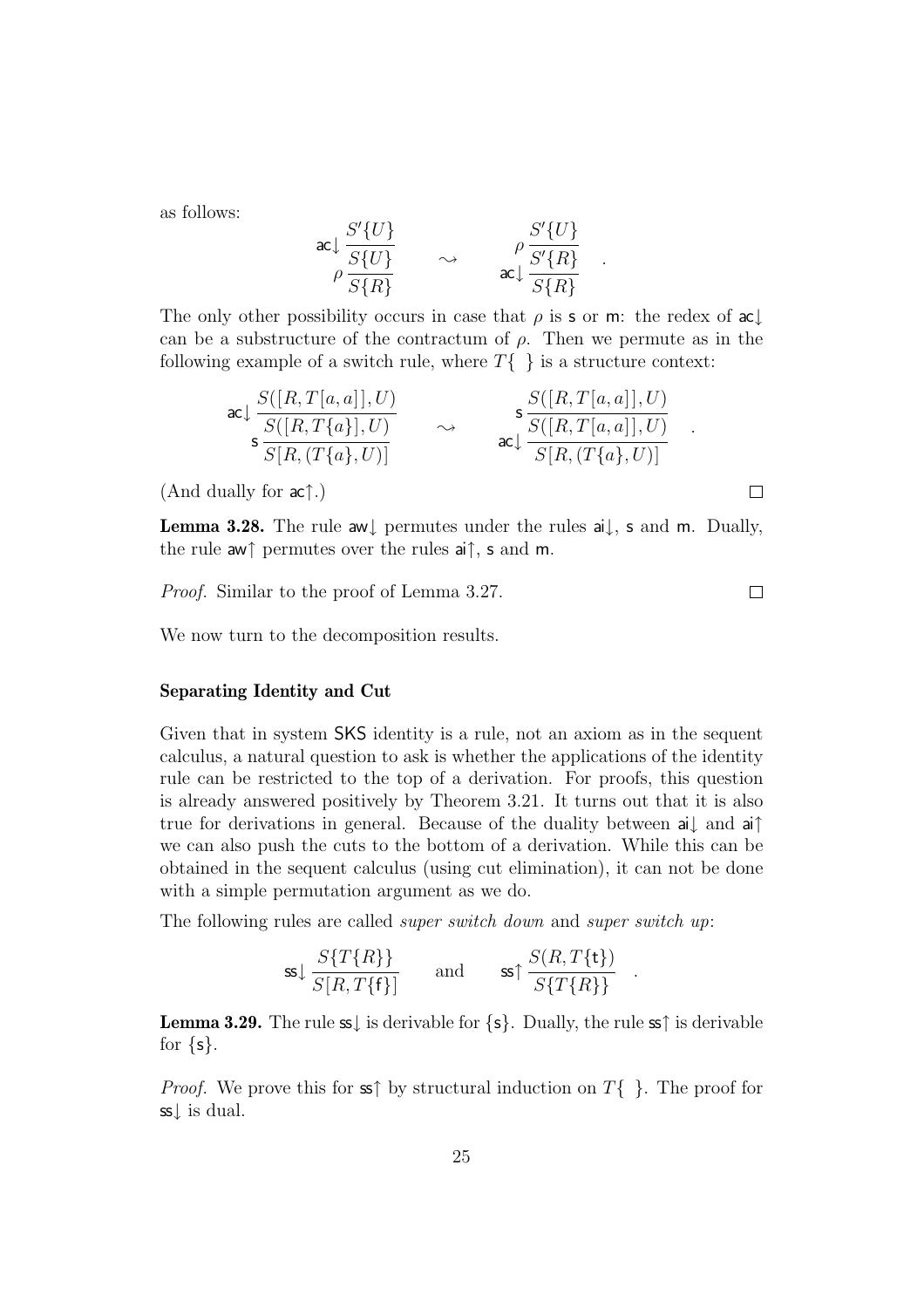as follows:

$$
\mathsf{ac}\!\downarrow \frac{\rho \dfrac{S'\{U\}}{S\{U\}}}{S\{R\}} \qquad \rightsquigarrow \qquad \mathsf{ac}\!\downarrow \frac{\rho \dfrac{S'\{U\}}{S'\{R\}}}{S\{R\}} \quad .
$$

The only other possibility occurs in case that $\rho$ is $\mathsf{s}$ or $\mathsf{m}$: the redex of $\mathsf{ac}\!\downarrow$ can be a substructure of the contractum of $\rho$. Then we permute as in the following example of a switch rule, where $T\{\ \}$ is a structure context:

$$
\mathsf{s}\,\frac{\mathsf{ac}\!\downarrow \dfrac{S([R,T[a,a]],U)}{S([R,T\{a\}],U)}}{S[R,(T\{a\},U)]} \qquad \rightsquigarrow \qquad \mathsf{ac}\!\downarrow \frac{\mathsf{s}\,\dfrac{S([R,T[a,a]],U)}{S([R,T[a,a]],U)}}{S[R,(T\{a\},U)]} \quad .
$$

(And dually for $\mathsf{ac}\!\uparrow$.) $\square$

**Lemma 3.28.** The rule $\mathsf{aw}\!\downarrow$ permutes under the rules $\mathsf{ai}\!\downarrow$, $\mathsf{s}$ and $\mathsf{m}$. Dually, the rule $\mathsf{aw}\!\uparrow$ permutes over the rules $\mathsf{ai}\!\uparrow$, $\mathsf{s}$ and $\mathsf{m}$.

*Proof.* Similar to the proof of Lemma 3.27. $\square$

We now turn to the decomposition results.

### Separating Identity and Cut

Given that in system $\mathsf{SKS}$ identity is a rule, not an axiom as in the sequent calculus, a natural question to ask is whether the applications of the identity rule can be restricted to the top of a derivation. For proofs, this question is already answered positively by Theorem 3.21. It turns out that it is also true for derivations in general. Because of the duality between $\mathsf{ai}\!\downarrow$ and $\mathsf{ai}\!\uparrow$ we can also push the cuts to the bottom of a derivation. While this can be obtained in the sequent calculus (using cut elimination), it can not be done with a simple permutation argument as we do.

The following rules are called *super switch down* and *super switch up*:

$$
\mathsf{ss}\!\downarrow \frac{S\{T\{R\}\}}{S[R,T\{\mathsf{f}\}]} \qquad \text{and} \qquad \mathsf{ss}\!\uparrow \frac{S(R,T\{\mathsf{t}\})}{S\{T\{R\}\}} \quad .
$$

**Lemma 3.29.** The rule $\mathsf{ss}\!\downarrow$ is derivable for $\{\mathsf{s}\}$. Dually, the rule $\mathsf{ss}\!\uparrow$ is derivable for $\{\mathsf{s}\}$.

*Proof.* We prove this for $\mathsf{ss}\!\uparrow$ by structural induction on $T\{\ \}$. The proof for $\mathsf{ss}\!\downarrow$ is dual.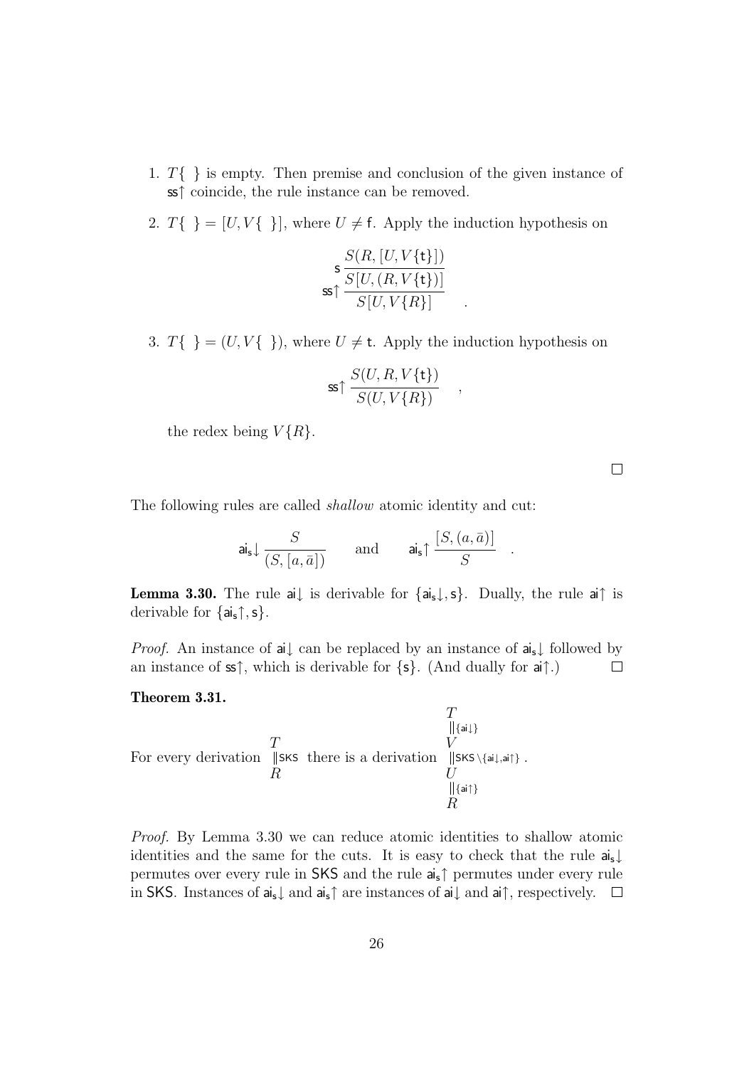1. $T\{\ \}$ is empty. Then premise and conclusion of the given instance of $\mathsf{ss}\uparrow$ coincide, the rule instance can be removed.

2. $T\{\ \} = [U, V\{\ \}]$, where $U \neq \mathsf{f}$. Apply the induction hypothesis on

$$\mathsf{ss}\uparrow \frac{\mathsf{s}\,\dfrac{S(R,[U,V\{\mathsf{t}\}])}{S[U,(R,V\{\mathsf{t}\})]}}{S[U,V\{R\}]} \quad .$$

3. $T\{\ \} = (U, V\{\ \})$, where $U \neq \mathsf{t}$. Apply the induction hypothesis on

$$\mathsf{ss}\uparrow \frac{S(U,R,V\{\mathsf{t}\})}{S(U,V\{R\})} \quad ,$$

the redex being $V\{R\}$.

□

The following rules are called *shallow* atomic identity and cut:

$$\mathsf{ai_s}\downarrow \frac{S}{(S,[a,\bar{a}])} \qquad \text{and} \qquad \mathsf{ai_s}\uparrow \frac{[S,(a,\bar{a})]}{S} \quad .$$

**Lemma 3.30.** The rule $\mathsf{ai}\downarrow$ is derivable for $\{\mathsf{ai_s}\downarrow, \mathsf{s}\}$. Dually, the rule $\mathsf{ai}\uparrow$ is derivable for $\{\mathsf{ai_s}\uparrow, \mathsf{s}\}$.

*Proof.* An instance of $\mathsf{ai}\downarrow$ can be replaced by an instance of $\mathsf{ai_s}\downarrow$ followed by an instance of $\mathsf{ss}\uparrow$, which is derivable for $\{\mathsf{s}\}$. (And dually for $\mathsf{ai}\uparrow$.) □

**Theorem 3.31.**

For every derivation $\begin{array}{c} T \\ \| \mathsf{SKS} \\ R \end{array}$ there is a derivation $\begin{array}{c} T \\ \| \{\mathsf{ai}\downarrow\} \\ V \\ \| \mathsf{SKS} \setminus \{\mathsf{ai}\downarrow, \mathsf{ai}\uparrow\} \\ U \\ \| \{\mathsf{ai}\uparrow\} \\ R \end{array}$.

*Proof.* By Lemma 3.30 we can reduce atomic identities to shallow atomic identities and the same for the cuts. It is easy to check that the rule $\mathsf{ai_s}\downarrow$ permutes over every rule in $\mathsf{SKS}$ and the rule $\mathsf{ai_s}\uparrow$ permutes under every rule in $\mathsf{SKS}$. Instances of $\mathsf{ai_s}\downarrow$ and $\mathsf{ai_s}\uparrow$ are instances of $\mathsf{ai}\downarrow$ and $\mathsf{ai}\uparrow$, respectively. □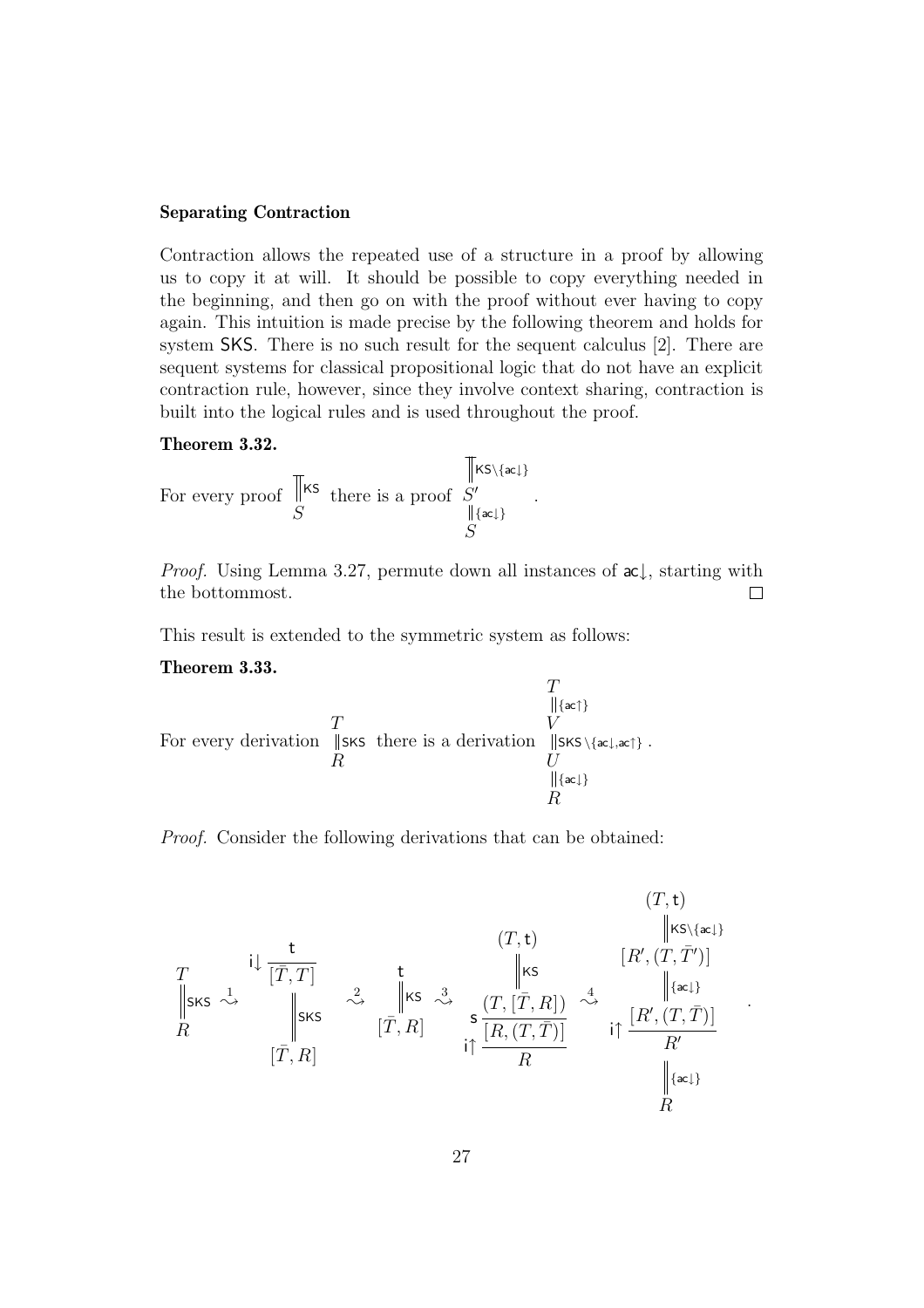**Separating Contraction**

Contraction allows the repeated use of a structure in a proof by allowing us to copy it at will. It should be possible to copy everything needed in the beginning, and then go on with the proof without ever having to copy again. This intuition is made precise by the following theorem and holds for system SKS. There is no such result for the sequent calculus [2]. There are sequent systems for classical propositional logic that do not have an explicit contraction rule, however, since they involve context sharing, contraction is built into the logical rules and is used throughout the proof.

**Theorem 3.32.**

For every proof $\begin{array}{c} \| \mathsf{KS} \\ S \end{array}$ there is a proof $\begin{array}{c} \| \mathsf{KS}\setminus\{\mathsf{ac}\!\downarrow\} \\ S' \\ \| \{\mathsf{ac}\!\downarrow\} \\ S \end{array}$ .

*Proof.* Using Lemma 3.27, permute down all instances of $\mathsf{ac}\!\downarrow$, starting with the bottommost. □

This result is extended to the symmetric system as follows:

**Theorem 3.33.**

For every derivation $\begin{array}{c} T \\ \| \mathsf{SKS} \\ R \end{array}$ there is a derivation $\begin{array}{c} T \\ \| \{\mathsf{ac}\!\uparrow\} \\ V \\ \| \mathsf{SKS}\setminus\{\mathsf{ac}\!\downarrow,\mathsf{ac}\!\uparrow\} \\ U \\ \| \{\mathsf{ac}\!\downarrow\} \\ R \end{array}$ .

*Proof.* Consider the following derivations that can be obtained:

$$
\begin{array}{c} T \\ \| \mathsf{SKS} \\ R \end{array}
\overset{1}{\leadsto}
\begin{array}{c} \mathsf{i}\!\downarrow \dfrac{\mathsf{t}}{[\bar{T},T]} \\ \| \mathsf{SKS} \\ [\bar{T},R] \end{array}
\overset{2}{\leadsto}
\begin{array}{c} \mathsf{t} \\ \| \mathsf{KS} \\ [\bar{T},R] \end{array}
\overset{3}{\leadsto}
\begin{array}{c} (T,\mathsf{t}) \\ \| \mathsf{KS} \\ \mathsf{s}\,\dfrac{(T,[\bar{T},R])}{\mathsf{i}\!\uparrow \dfrac{[R,(T,\bar{T})]}{R}} \end{array}
\overset{4}{\leadsto}
\begin{array}{c} (T,\mathsf{t}) \\ \| \mathsf{KS}\setminus\{\mathsf{ac}\!\downarrow\} \\ [R',(T,\bar{T}')] \\ \| \{\mathsf{ac}\!\downarrow\} \\ \mathsf{i}\!\uparrow \dfrac{[R',(T,\bar{T})]}{R'} \\ \| \{\mathsf{ac}\!\downarrow\} \\ R \end{array} .
$$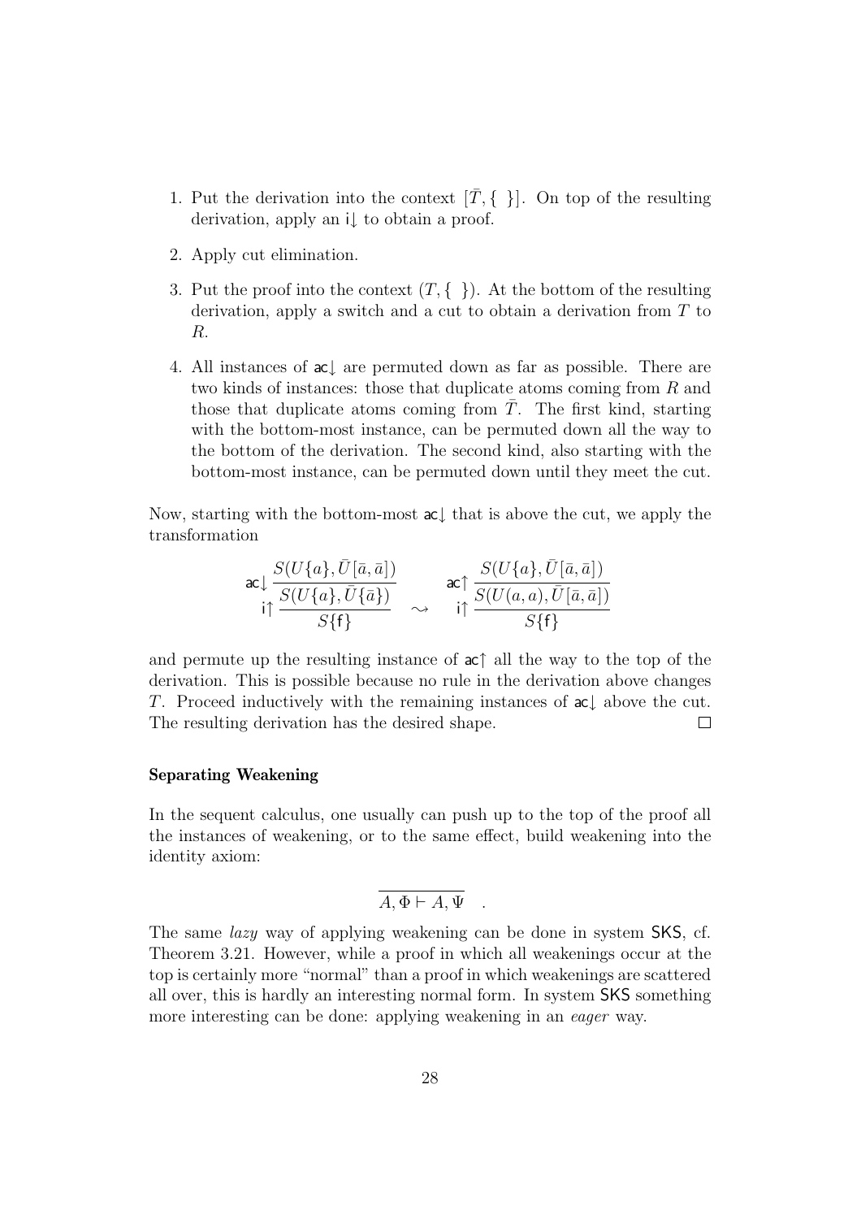1. Put the derivation into the context $[\bar{T}, \{\ \}]$. On top of the resulting derivation, apply an $\mathsf{i}\!\downarrow$ to obtain a proof.

2. Apply cut elimination.

3. Put the proof into the context $(T, \{\ \})$. At the bottom of the resulting derivation, apply a switch and a cut to obtain a derivation from $T$ to $R$.

4. All instances of $\mathsf{ac}\!\downarrow$ are permuted down as far as possible. There are two kinds of instances: those that duplicate atoms coming from $R$ and those that duplicate atoms coming from $\bar{T}$. The first kind, starting with the bottom-most instance, can be permuted down all the way to the bottom of the derivation. The second kind, also starting with the bottom-most instance, can be permuted down until they meet the cut.

Now, starting with the bottom-most $\mathsf{ac}\!\downarrow$ that is above the cut, we apply the transformation

$$
\mathsf{i}\!\uparrow \frac{\mathsf{ac}\!\downarrow \dfrac{S(U\{a\}, \bar{U}[\bar{a}, \bar{a}])}{S(U\{a\}, \bar{U}\{\bar{a}\})}}{S\{\mathsf{f}\}} \quad \rightsquigarrow \quad \mathsf{i}\!\uparrow \frac{\mathsf{ac}\!\uparrow \dfrac{S(U\{a\}, \bar{U}[\bar{a}, \bar{a}])}{S(U(a, a), \bar{U}[\bar{a}, \bar{a}])}}{S\{\mathsf{f}\}}
$$

and permute up the resulting instance of $\mathsf{ac}\!\uparrow$ all the way to the top of the derivation. This is possible because no rule in the derivation above changes $T$. Proceed inductively with the remaining instances of $\mathsf{ac}\!\downarrow$ above the cut. The resulting derivation has the desired shape. $\square$

**Separating Weakening**

In the sequent calculus, one usually can push up to the top of the proof all the instances of weakening, or to the same effect, build weakening into the identity axiom:

$$
\overline{A, \Phi \vdash A, \Psi} \quad .
$$

The same *lazy* way of applying weakening can be done in system $\mathsf{SKS}$, cf. Theorem 3.21. However, while a proof in which all weakenings occur at the top is certainly more "normal" than a proof in which weakenings are scattered all over, this is hardly an interesting normal form. In system $\mathsf{SKS}$ something more interesting can be done: applying weakening in an *eager* way.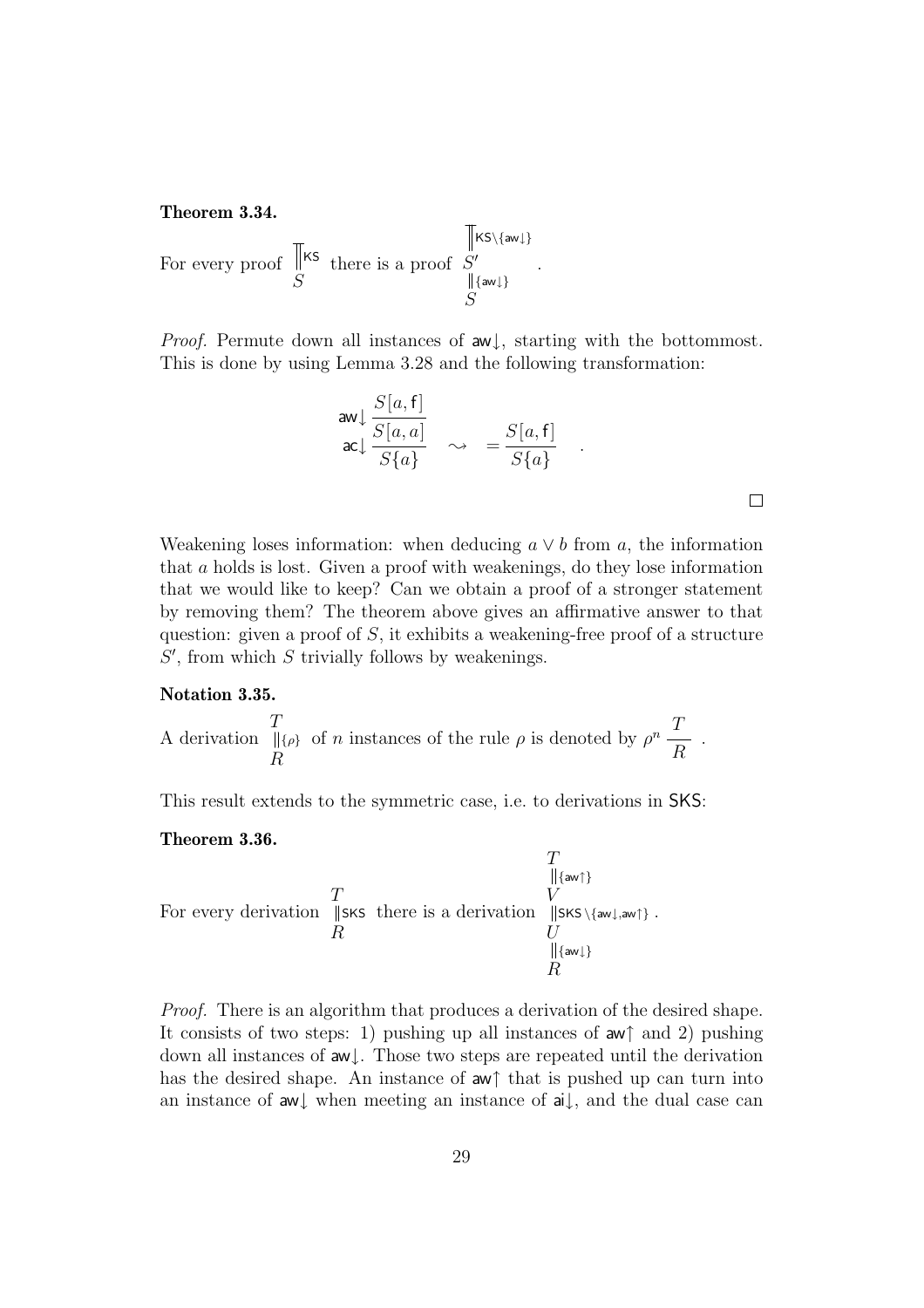**Theorem 3.34.**

For every proof $\begin{array}{c} \Big\Vert \mathsf{KS} \\ S \end{array}$ there is a proof $\begin{array}{c} \Big\Vert \mathsf{KS}\setminus\{\mathsf{aw}\!\downarrow\} \\ S' \\ \Big\Vert \{\mathsf{aw}\!\downarrow\} \\ S \end{array}$ .

*Proof.* Permute down all instances of $\mathsf{aw}\!\downarrow$, starting with the bottommost. This is done by using Lemma 3.28 and the following transformation:

$$\mathsf{ac}\!\downarrow \frac{\mathsf{aw}\!\downarrow \dfrac{S[a,\mathsf{f}]}{S[a,a]}}{S\{a\}} \quad \rightsquigarrow \quad = \frac{S[a,\mathsf{f}]}{S\{a\}} \quad .$$

□

Weakening loses information: when deducing $a \vee b$ from $a$, the information that $a$ holds is lost. Given a proof with weakenings, do they lose information that we would like to keep? Can we obtain a proof of a stronger statement by removing them? The theorem above gives an affirmative answer to that question: given a proof of $S$, it exhibits a weakening-free proof of a structure $S'$, from which $S$ trivially follows by weakenings.

**Notation 3.35.**

A derivation $\begin{array}{c} T \\ \Big\Vert \{\rho\} \\ R \end{array}$ of $n$ instances of the rule $\rho$ is denoted by $\rho^n \dfrac{T}{R}$ .

This result extends to the symmetric case, i.e. to derivations in $\mathsf{SKS}$:

**Theorem 3.36.**

For every derivation $\begin{array}{c} T \\ \Big\Vert \mathsf{SKS} \\ R \end{array}$ there is a derivation $\begin{array}{c} T \\ \Big\Vert \{\mathsf{aw}\!\uparrow\} \\ V \\ \Big\Vert \mathsf{SKS}\setminus\{\mathsf{aw}\!\downarrow,\mathsf{aw}\!\uparrow\} \\ U \\ \Big\Vert \{\mathsf{aw}\!\downarrow\} \\ R \end{array}$ .

*Proof.* There is an algorithm that produces a derivation of the desired shape. It consists of two steps: 1) pushing up all instances of $\mathsf{aw}\!\uparrow$ and 2) pushing down all instances of $\mathsf{aw}\!\downarrow$. Those two steps are repeated until the derivation has the desired shape. An instance of $\mathsf{aw}\!\uparrow$ that is pushed up can turn into an instance of $\mathsf{aw}\!\downarrow$ when meeting an instance of $\mathsf{ai}\!\downarrow$, and the dual case can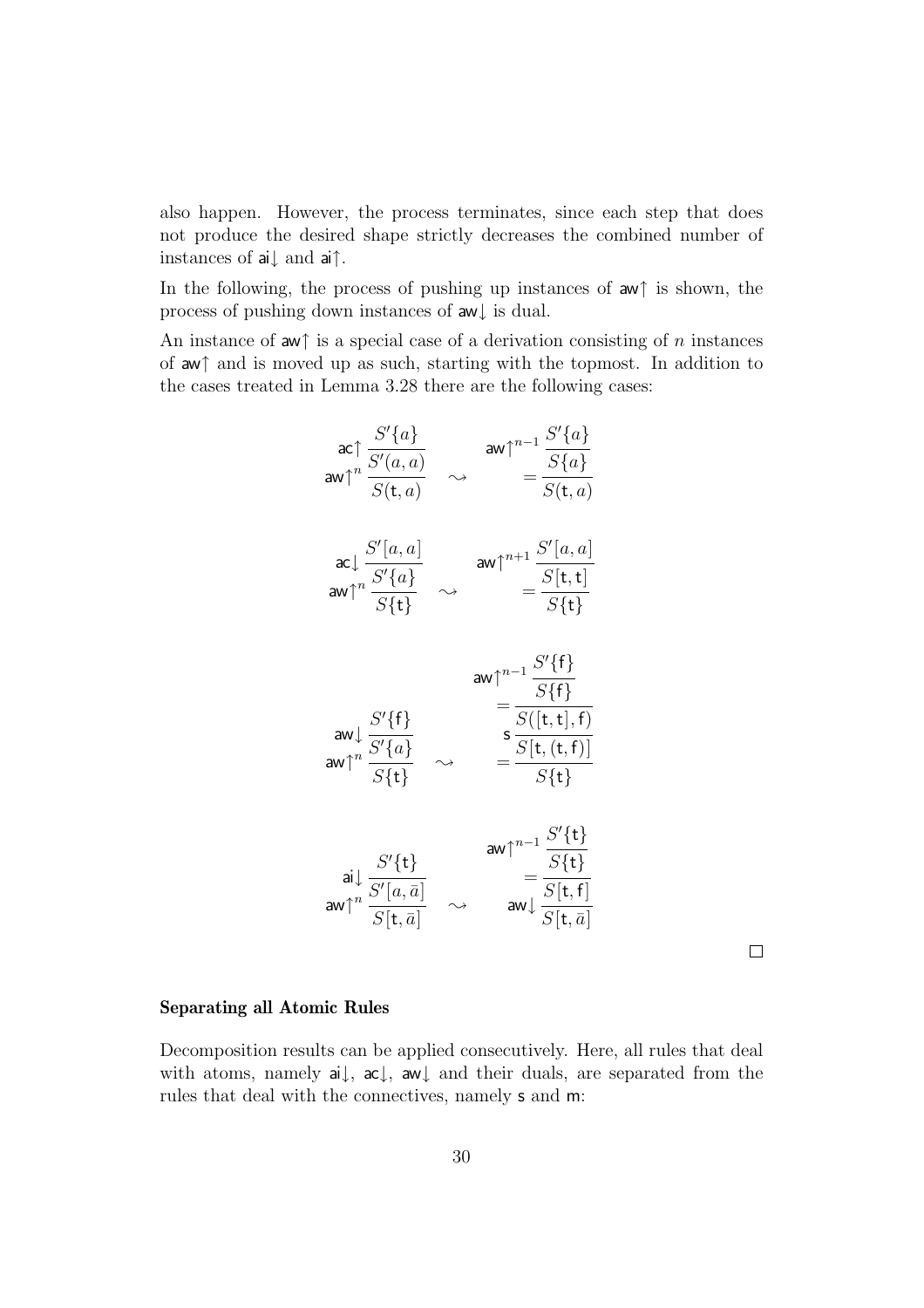also happen. However, the process terminates, since each step that does not produce the desired shape strictly decreases the combined number of instances of $\mathsf{ai}\!\downarrow$ and $\mathsf{ai}\!\uparrow$.

In the following, the process of pushing up instances of $\mathsf{aw}\!\uparrow$ is shown, the process of pushing down instances of $\mathsf{aw}\!\downarrow$ is dual.

An instance of $\mathsf{aw}\!\uparrow$ is a special case of a derivation consisting of $n$ instances of $\mathsf{aw}\!\uparrow$ and is moved up as such, starting with the topmost. In addition to the cases treated in Lemma 3.28 there are the following cases:

$$
\mathsf{aw}\!\uparrow^n \frac{\mathsf{ac}\!\uparrow \dfrac{S'\{a\}}{S'(a,a)}}{S(\mathsf{t},a)}
\quad\leadsto\quad
= \frac{\mathsf{aw}\!\uparrow^{n-1} \dfrac{S'\{a\}}{S\{a\}}}{S(\mathsf{t},a)}
$$

$$
\mathsf{aw}\!\uparrow^n \frac{\mathsf{ac}\!\downarrow \dfrac{S'[a,a]}{S'\{a\}}}{S\{\mathsf{t}\}}
\quad\leadsto\quad
= \frac{\mathsf{aw}\!\uparrow^{n+1} \dfrac{S'[a,a]}{S[\mathsf{t},\mathsf{t}]}}{S\{\mathsf{t}\}}
$$

$$
\mathsf{aw}\!\uparrow^n \frac{\mathsf{aw}\!\downarrow \dfrac{S'\{\mathsf{f}\}}{S'\{a\}}}{S\{\mathsf{t}\}}
\quad\leadsto\quad
= \frac{\mathsf{s}\dfrac{= \dfrac{\mathsf{aw}\!\uparrow^{n-1} \dfrac{S'\{\mathsf{f}\}}{S\{\mathsf{f}\}}}{S([\mathsf{t},\mathsf{t}],\mathsf{f})}}{S[\mathsf{t},(\mathsf{t},\mathsf{f})]}}{S\{\mathsf{t}\}}
$$

$$
\mathsf{aw}\!\uparrow^n \frac{\mathsf{ai}\!\downarrow \dfrac{S'\{\mathsf{t}\}}{S'[a,\bar{a}]}}{S[\mathsf{t},\bar{a}]}
\quad\leadsto\quad
\mathsf{aw}\!\downarrow \frac{= \dfrac{\mathsf{aw}\!\uparrow^{n-1} \dfrac{S'\{\mathsf{t}\}}{S\{\mathsf{t}\}}}{S[\mathsf{t},\mathsf{f}]}}{S[\mathsf{t},\bar{a}]}
$$

□

### Separating all Atomic Rules

Decomposition results can be applied consecutively. Here, all rules that deal with atoms, namely $\mathsf{ai}\!\downarrow$, $\mathsf{ac}\!\downarrow$, $\mathsf{aw}\!\downarrow$ and their duals, are separated from the rules that deal with the connectives, namely $\mathsf{s}$ and $\mathsf{m}$: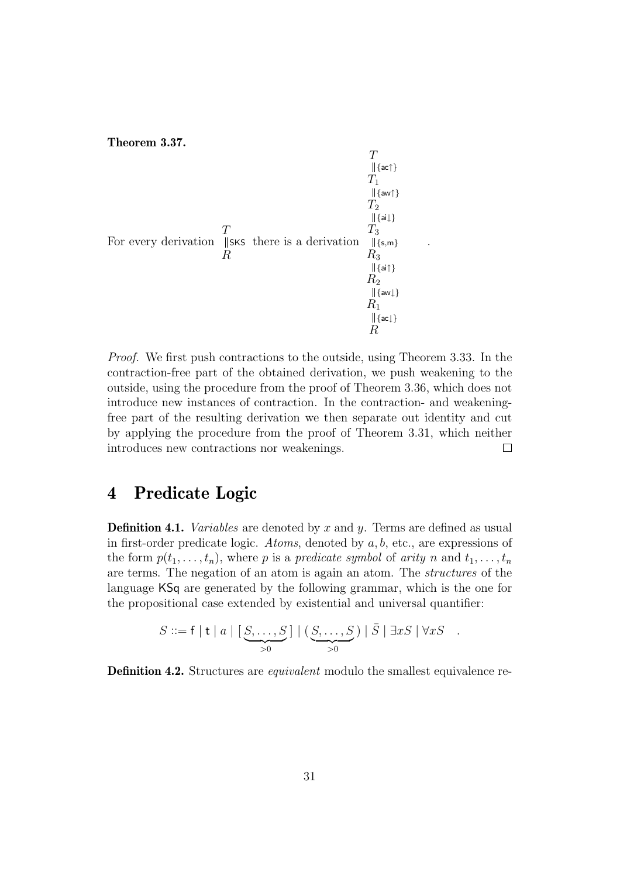**Theorem 3.37.**

For every derivation $\begin{array}{c} T \\ \| \mathsf{SKS} \\ R \end{array}$ there is a derivation 
$$\begin{array}{c} T \\ \| \{\mathsf{ac}\uparrow\} \\ T_1 \\ \| \{\mathsf{aw}\uparrow\} \\ T_2 \\ \| \{\mathsf{ai}\downarrow\} \\ T_3 \\ \| \{\mathsf{s},\mathsf{m}\} \\ R_3 \\ \| \{\mathsf{ai}\uparrow\} \\ R_2 \\ \| \{\mathsf{aw}\downarrow\} \\ R_1 \\ \| \{\mathsf{ac}\downarrow\} \\ R \end{array} \quad .$$

*Proof.* We first push contractions to the outside, using Theorem 3.33. In the contraction-free part of the obtained derivation, we push weakening to the outside, using the procedure from the proof of Theorem 3.36, which does not introduce new instances of contraction. In the contraction- and weakening-free part of the resulting derivation we then separate out identity and cut by applying the procedure from the proof of Theorem 3.31, which neither introduces new contractions nor weakenings. $\square$

# 4 Predicate Logic

**Definition 4.1.** *Variables* are denoted by $x$ and $y$. Terms are defined as usual in first-order predicate logic. *Atoms*, denoted by $a, b$, etc., are expressions of the form $p(t_1, \ldots, t_n)$, where $p$ is a *predicate symbol* of *arity* $n$ and $t_1, \ldots, t_n$ are terms. The negation of an atom is again an atom. The *structures* of the language $\mathsf{KSq}$ are generated by the following grammar, which is the one for the propositional case extended by existential and universal quantifier:

$$S ::= \mathsf{f} \mid \mathsf{t} \mid a \mid [\underbrace{S, \ldots, S}_{>0}] \mid (\underbrace{S, \ldots, S}_{>0}) \mid \bar{S} \mid \exists x S \mid \forall x S \quad .$$

**Definition 4.2.** Structures are *equivalent* modulo the smallest equivalence re-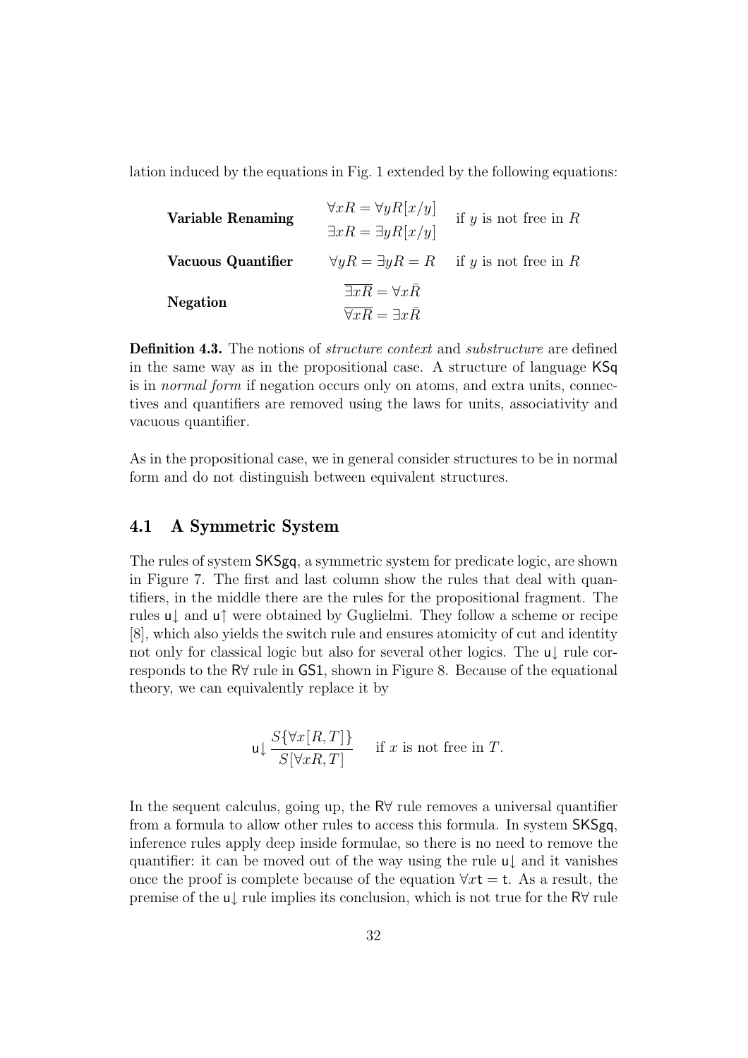lation induced by the equations in Fig. 1 extended by the following equations:

| | | |
|---|---|---|
| **Variable Renaming** | $\forall xR = \forall yR[x/y]$ <br> $\exists xR = \exists yR[x/y]$ | if $y$ is not free in $R$ |
| **Vacuous Quantifier** | $\forall yR = \exists yR = R$ | if $y$ is not free in $R$ |
| **Negation** | $\overline{\exists xR} = \forall x\bar{R}$ <br> $\overline{\forall xR} = \exists x\bar{R}$ | |

**Definition 4.3.** The notions of *structure context* and *substructure* are defined in the same way as in the propositional case. A structure of language $\mathsf{KSq}$ is in *normal form* if negation occurs only on atoms, and extra units, connectives and quantifiers are removed using the laws for units, associativity and vacuous quantifier.

As in the propositional case, we in general consider structures to be in normal form and do not distinguish between equivalent structures.

## 4.1 A Symmetric System

The rules of system $\mathsf{SKSgq}$, a symmetric system for predicate logic, are shown in Figure 7. The first and last column show the rules that deal with quantifiers, in the middle there are the rules for the propositional fragment. The rules $\mathsf{u}\!\downarrow$ and $\mathsf{u}\!\uparrow$ were obtained by Guglielmi. They follow a scheme or recipe [8], which also yields the switch rule and ensures atomicity of cut and identity not only for classical logic but also for several other logics. The $\mathsf{u}\!\downarrow$ rule corresponds to the $\mathsf{R}\forall$ rule in $\mathsf{GS1}$, shown in Figure 8. Because of the equational theory, we can equivalently replace it by

$$\mathsf{u}\!\downarrow \frac{S\{\forall x[R,T]\}}{S[\forall xR,T]} \quad \text{if } x \text{ is not free in } T.$$

In the sequent calculus, going up, the $\mathsf{R}\forall$ rule removes a universal quantifier from a formula to allow other rules to access this formula. In system $\mathsf{SKSgq}$, inference rules apply deep inside formulae, so there is no need to remove the quantifier: it can be moved out of the way using the rule $\mathsf{u}\!\downarrow$ and it vanishes once the proof is complete because of the equation $\forall x\mathsf{t} = \mathsf{t}$. As a result, the premise of the $\mathsf{u}\!\downarrow$ rule implies its conclusion, which is not true for the $\mathsf{R}\forall$ rule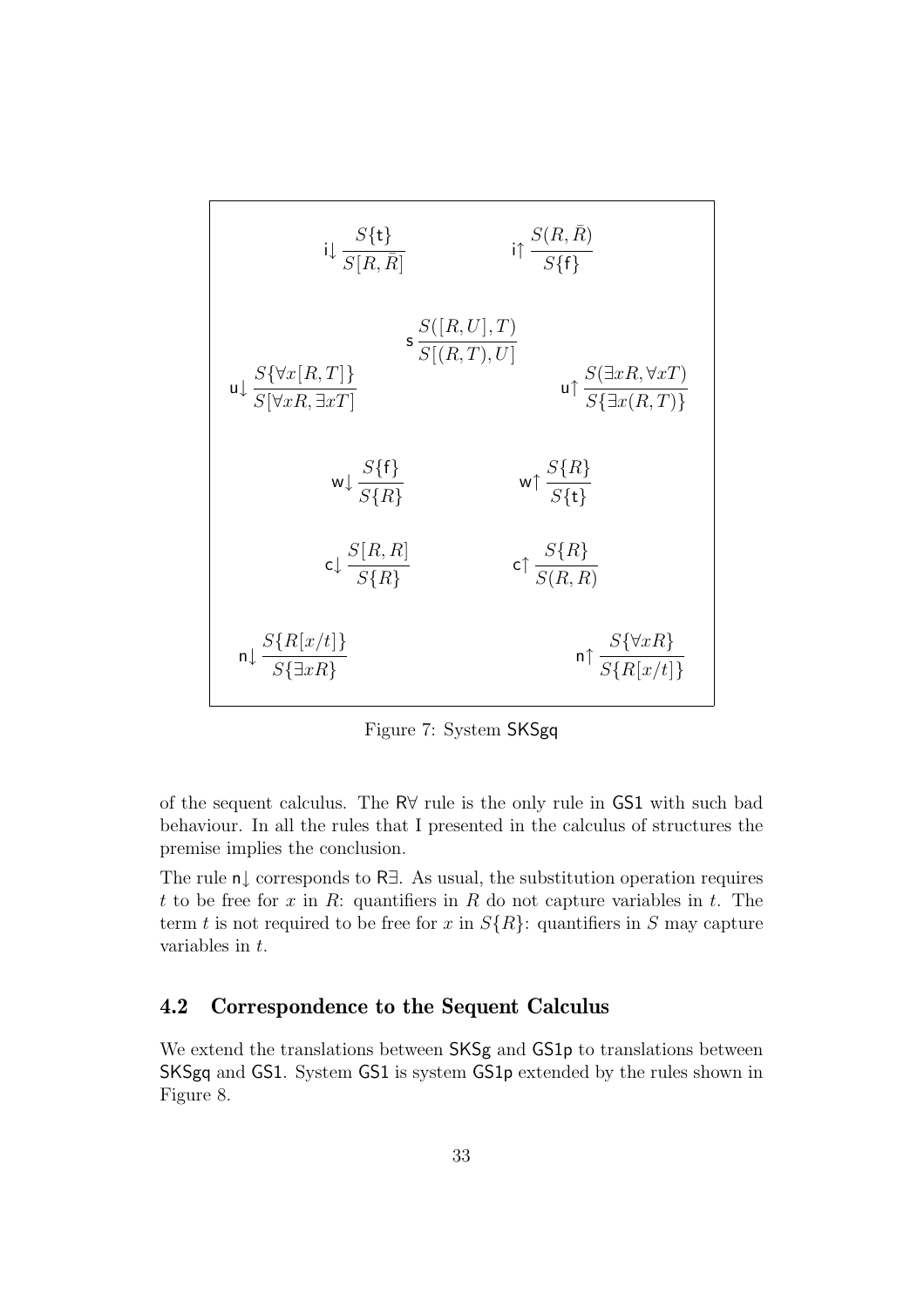$$
\mathsf{i}{\downarrow}\,\frac{S\{\mathsf{t}\}}{S[R,\bar{R}]} \qquad \mathsf{i}{\uparrow}\,\frac{S(R,\bar{R})}{S\{\mathsf{f}\}}
$$

$$
\mathsf{s}\,\frac{S([R,U],T)}{S[(R,T),U]}
$$

$$
\mathsf{u}{\downarrow}\,\frac{S\{\forall x[R,T]\}}{S[\forall xR,\exists xT]} \qquad \mathsf{u}{\uparrow}\,\frac{S(\exists xR,\forall xT)}{S\{\exists x(R,T)\}}
$$

$$
\mathsf{w}{\downarrow}\,\frac{S\{\mathsf{f}\}}{S\{R\}} \qquad \mathsf{w}{\uparrow}\,\frac{S\{R\}}{S\{\mathsf{t}\}}
$$

$$
\mathsf{c}{\downarrow}\,\frac{S[R,R]}{S\{R\}} \qquad \mathsf{c}{\uparrow}\,\frac{S\{R\}}{S(R,R)}
$$

$$
\mathsf{n}{\downarrow}\,\frac{S\{R[x/t]\}}{S\{\exists xR\}} \qquad \mathsf{n}{\uparrow}\,\frac{S\{\forall xR\}}{S\{R[x/t]\}}
$$

Figure 7: System SKSgq

of the sequent calculus. The R∀ rule is the only rule in GS1 with such bad behaviour. In all the rules that I presented in the calculus of structures the premise implies the conclusion.

The rule $\mathsf{n}{\downarrow}$ corresponds to R∃. As usual, the substitution operation requires $t$ to be free for $x$ in $R$: quantifiers in $R$ do not capture variables in $t$. The term $t$ is not required to be free for $x$ in $S\{R\}$: quantifiers in $S$ may capture variables in $t$.

## 4.2 Correspondence to the Sequent Calculus

We extend the translations between SKSg and GS1p to translations between SKSgq and GS1. System GS1 is system GS1p extended by the rules shown in Figure 8.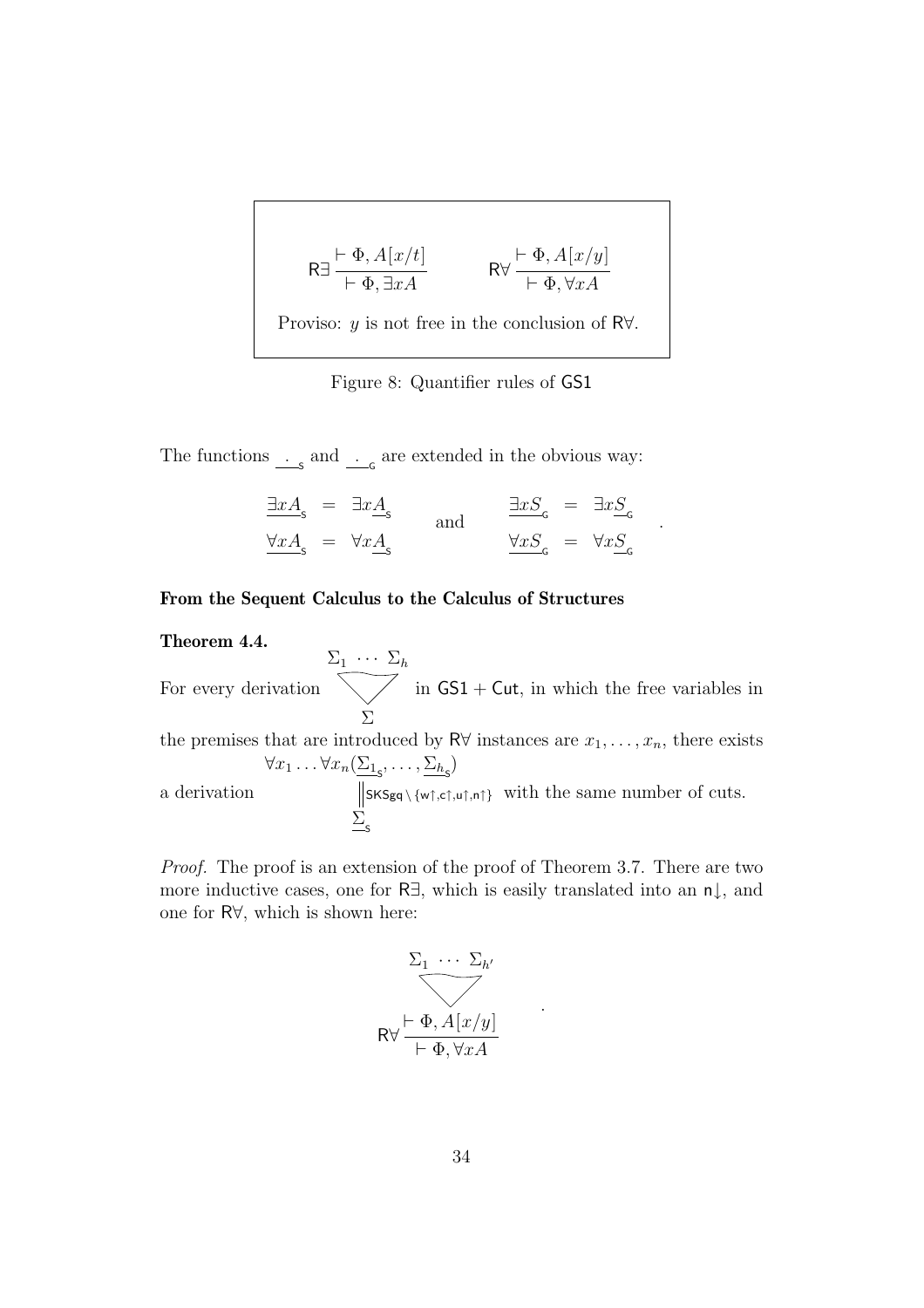$$\mathsf{R}\exists\,\frac{\vdash \Phi, A[x/t]}{\vdash \Phi, \exists x A} \qquad \mathsf{R}\forall\,\frac{\vdash \Phi, A[x/y]}{\vdash \Phi, \forall x A}$$

Proviso: $y$ is not free in the conclusion of $\mathsf{R}\forall$.

Figure 8: Quantifier rules of $\mathsf{GS1}$

The functions $\underline{\;\cdot\;}_{\mathsf{S}}$ and $\underline{\;\cdot\;}_{\mathsf{G}}$ are extended in the obvious way:

$$\begin{array}{rcl} \underline{\exists x A}_{\mathsf{S}} &=& \exists x \underline{A}_{\mathsf{S}} \\ \underline{\forall x A}_{\mathsf{S}} &=& \forall x \underline{A}_{\mathsf{S}} \end{array} \quad \text{and} \quad \begin{array}{rcl} \underline{\exists x S}_{\mathsf{G}} &=& \exists x \underline{S}_{\mathsf{G}} \\ \underline{\forall x S}_{\mathsf{G}} &=& \forall x \underline{S}_{\mathsf{G}} \end{array} .$$

**From the Sequent Calculus to the Calculus of Structures**

**Theorem 4.4.**
For every derivation $\begin{array}{c}\Sigma_1 \;\cdots\; \Sigma_h \\ \bigtriangledown \\ \Sigma\end{array}$ in $\mathsf{GS1} + \mathsf{Cut}$, in which the free variables in the premises that are introduced by $\mathsf{R}\forall$ instances are $x_1, \ldots, x_n$, there exists a derivation $\begin{array}{c}\forall x_1 \ldots \forall x_n(\underline{\Sigma_1}_{\mathsf{S}}, \ldots, \underline{\Sigma_h}_{\mathsf{S}}) \\ \Big\Vert\, \mathsf{SKSgq} \setminus \{\mathsf{w}\!\uparrow, \mathsf{c}\!\uparrow, \mathsf{u}\!\uparrow, \mathsf{n}\!\uparrow\} \\ \underline{\Sigma}_{\mathsf{S}}\end{array}$ with the same number of cuts.

*Proof.* The proof is an extension of the proof of Theorem 3.7. There are two more inductive cases, one for $\mathsf{R}\exists$, which is easily translated into an $\mathsf{n}\!\downarrow$, and one for $\mathsf{R}\forall$, which is shown here:

$$\begin{array}{c}\Sigma_1 \;\cdots\; \Sigma_{h'} \\ \bigtriangledown \\ \mathsf{R}\forall\,\dfrac{\vdash \Phi, A[x/y]}{\vdash \Phi, \forall x A}\end{array} .$$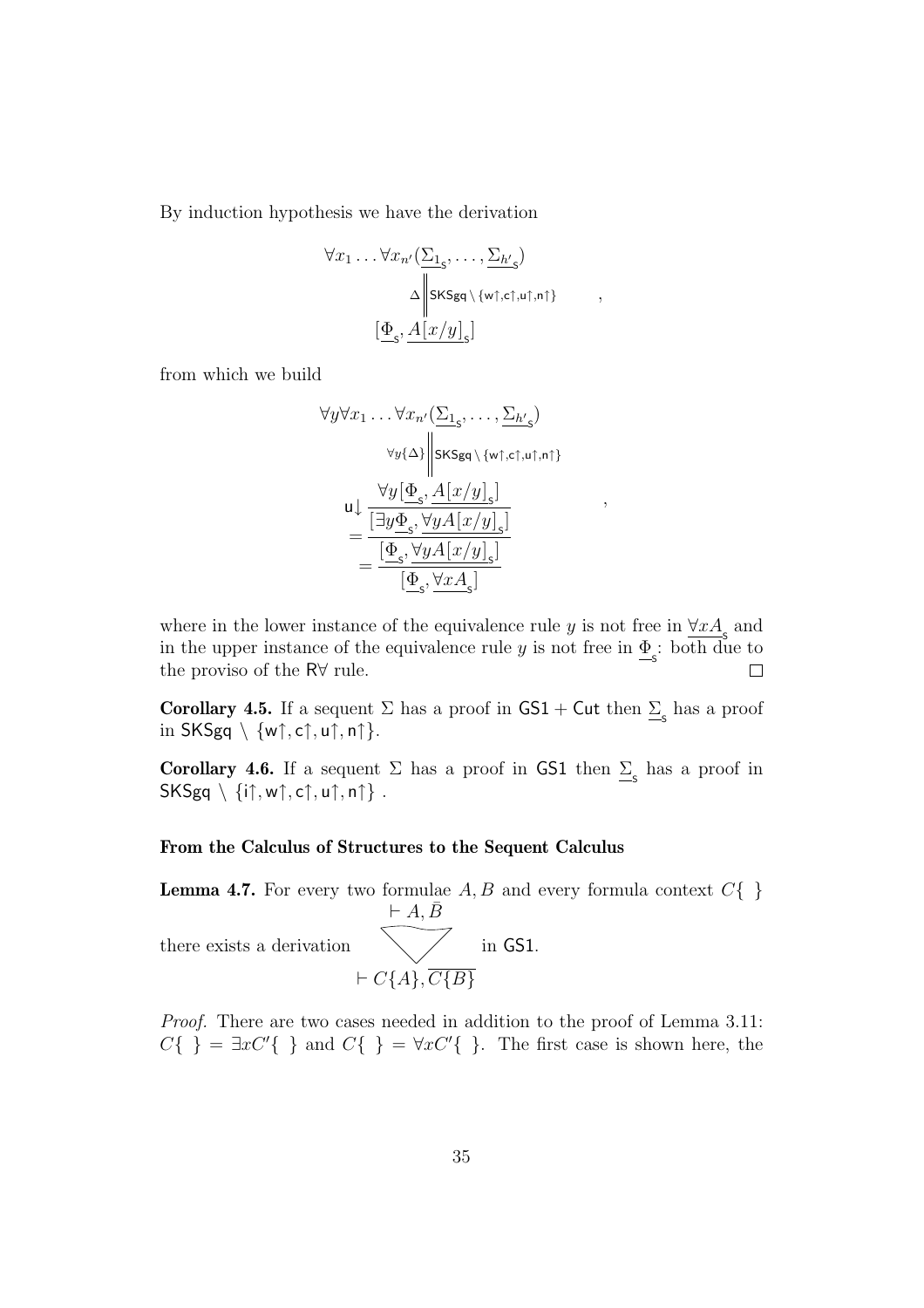By induction hypothesis we have the derivation

$$\begin{array}{c}\forall x_1 \ldots \forall x_{n'}(\underline{\Sigma_1}_{\mathsf{s}}, \ldots, \underline{\Sigma_{h'}}_{\mathsf{s}}) \\ \Delta \Big\| \mathsf{SKSgq} \setminus \{\mathsf{w}\uparrow, \mathsf{c}\uparrow, \mathsf{u}\uparrow, \mathsf{n}\uparrow\} \\ [\underline{\Phi}_{\mathsf{s}}, \underline{A[x/y]}_{\mathsf{s}}]\end{array} \quad ,$$

from which we build

$$\begin{array}{c}\forall y \forall x_1 \ldots \forall x_{n'}(\underline{\Sigma_1}_{\mathsf{s}}, \ldots, \underline{\Sigma_{h'}}_{\mathsf{s}}) \\ \forall y\{\Delta\} \Big\| \mathsf{SKSgq} \setminus \{\mathsf{w}\uparrow, \mathsf{c}\uparrow, \mathsf{u}\uparrow, \mathsf{n}\uparrow\} \\ \mathsf{u}\downarrow \dfrac{\forall y [\underline{\Phi}_{\mathsf{s}}, \underline{A[x/y]}_{\mathsf{s}}]}{= \dfrac{[\exists y \underline{\Phi}_{\mathsf{s}}, \forall y \underline{A[x/y]}_{\mathsf{s}}]}{= \dfrac{[\underline{\Phi}_{\mathsf{s}}, \forall y \underline{A[x/y]}_{\mathsf{s}}]}{[\underline{\Phi}_{\mathsf{s}}, \underline{\forall x A}_{\mathsf{s}}]}}}\end{array} \quad ,$$

where in the lower instance of the equivalence rule $y$ is not free in $\underline{\forall x A}_{\mathsf{s}}$ and in the upper instance of the equivalence rule $y$ is not free in $\underline{\Phi}_{\mathsf{s}}$: both due to the proviso of the $\mathsf{R}\forall$ rule. □

**Corollary 4.5.** If a sequent $\Sigma$ has a proof in $\mathsf{GS1} + \mathsf{Cut}$ then $\underline{\Sigma}_{\mathsf{s}}$ has a proof in $\mathsf{SKSgq} \setminus \{\mathsf{w}\uparrow, \mathsf{c}\uparrow, \mathsf{u}\uparrow, \mathsf{n}\uparrow\}$.

**Corollary 4.6.** If a sequent $\Sigma$ has a proof in $\mathsf{GS1}$ then $\underline{\Sigma}_{\mathsf{s}}$ has a proof in $\mathsf{SKSgq} \setminus \{\mathsf{i}\uparrow, \mathsf{w}\uparrow, \mathsf{c}\uparrow, \mathsf{u}\uparrow, \mathsf{n}\uparrow\}$ .

**From the Calculus of Structures to the Sequent Calculus**

**Lemma 4.7.** For every two formulae $A, B$ and every formula context $C\{\ \}$ there exists a derivation

$$\begin{array}{c}\vdash A, \bar{B} \\ \bigtriangledown \\ \vdash C\{A\}, \overline{C\{B\}}\end{array}$$

in $\mathsf{GS1}$.

*Proof.* There are two cases needed in addition to the proof of Lemma 3.11: $C\{\ \} = \exists x C'\{\ \}$ and $C\{\ \} = \forall x C'\{\ \}$. The first case is shown here, the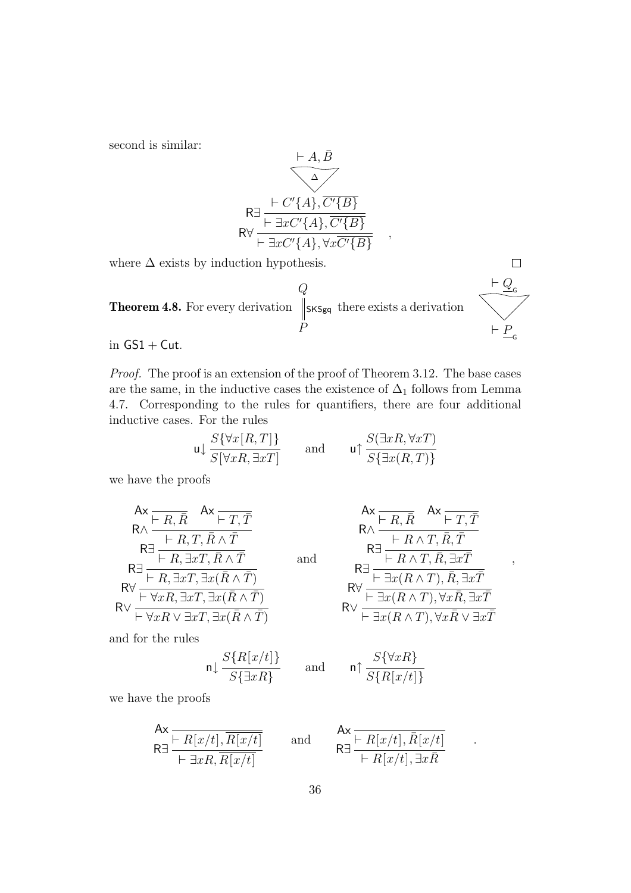second is similar:

$$
\dfrac{\dfrac{\dfrac{\vdash A, \bar{B}}{\vdash C'\{A\}, \overline{C'\{B\}}}\,\Delta}{\vdash \exists x C'\{A\}, \overline{C'\{B\}}}\,\mathsf{R}\exists}{\vdash \exists x C'\{A\}, \forall x \overline{C'\{B\}}}\,\mathsf{R}\forall \quad ,
$$

where $\Delta$ exists by induction hypothesis. $\square$

**Theorem 4.8.** For every derivation $\begin{array}{c} Q \\ \Vert \mathsf{SKSgq} \\ P \end{array}$ there exists a derivation $\begin{array}{c} \vdash \underline{Q}_{\mathsf{G}} \\ \bigtriangledown \\ \vdash \underline{P}_{\mathsf{G}} \end{array}$ in $\mathsf{GS1} + \mathsf{Cut}$.

*Proof.* The proof is an extension of the proof of Theorem 3.12. The base cases are the same, in the inductive cases the existence of $\Delta_1$ follows from Lemma 4.7. Corresponding to the rules for quantifiers, there are four additional inductive cases. For the rules

$$
\mathsf{u}\!\downarrow \frac{S\{\forall x[R,T]\}}{S[\forall x R, \exists x T]} \qquad \text{and} \qquad \mathsf{u}\!\uparrow \frac{S(\exists x R, \forall x T)}{S\{\exists x (R,T)\}}
$$

we have the proofs

$$
\mathsf{R}\vee \dfrac{\mathsf{R}\forall \dfrac{\mathsf{R}\exists \dfrac{\mathsf{R}\exists \dfrac{\mathsf{R}\wedge \dfrac{\mathsf{Ax}\,\dfrac{}{\vdash R, \bar{R}} \quad \mathsf{Ax}\,\dfrac{}{\vdash T, \bar{T}}}{\vdash R, T, \bar{R} \wedge \bar{T}}}{\vdash R, \exists x T, \bar{R} \wedge \bar{T}}}{\vdash R, \exists x T, \exists x(\bar{R} \wedge \bar{T})}}{\vdash \forall x R, \exists x T, \exists x(\bar{R} \wedge \bar{T})}}{\vdash \forall x R \vee \exists x T, \exists x(\bar{R} \wedge \bar{T})}
\qquad \text{and} \qquad
\mathsf{R}\vee \dfrac{\mathsf{R}\forall \dfrac{\mathsf{R}\exists \dfrac{\mathsf{R}\exists \dfrac{\mathsf{R}\wedge \dfrac{\mathsf{Ax}\,\dfrac{}{\vdash R, \bar{R}} \quad \mathsf{Ax}\,\dfrac{}{\vdash T, \bar{T}}}{\vdash R \wedge T, \bar{R}, \bar{T}}}{\vdash R \wedge T, \bar{R}, \exists x \bar{T}}}{\vdash \exists x(R \wedge T), \bar{R}, \exists x \bar{T}}}{\vdash \exists x(R \wedge T), \forall x \bar{R}, \exists x \bar{T}}}{\vdash \exists x(R \wedge T), \forall x \bar{R} \vee \exists x \bar{T}} \quad ,
$$

and for the rules

$$
\mathsf{n}\!\downarrow \frac{S\{R[x/t]\}}{S\{\exists x R\}} \qquad \text{and} \qquad \mathsf{n}\!\uparrow \frac{S\{\forall x R\}}{S\{R[x/t]\}}
$$

we have the proofs

$$
\mathsf{R}\exists \dfrac{\mathsf{Ax}\,\dfrac{}{\vdash R[x/t], \overline{R[x/t]}}}{\vdash \exists x R, \overline{R[x/t]}} \qquad \text{and} \qquad \mathsf{R}\exists \dfrac{\mathsf{Ax}\,\dfrac{}{\vdash R[x/t], \bar{R}[x/t]}}{\vdash R[x/t], \exists x \bar{R}} \quad .
$$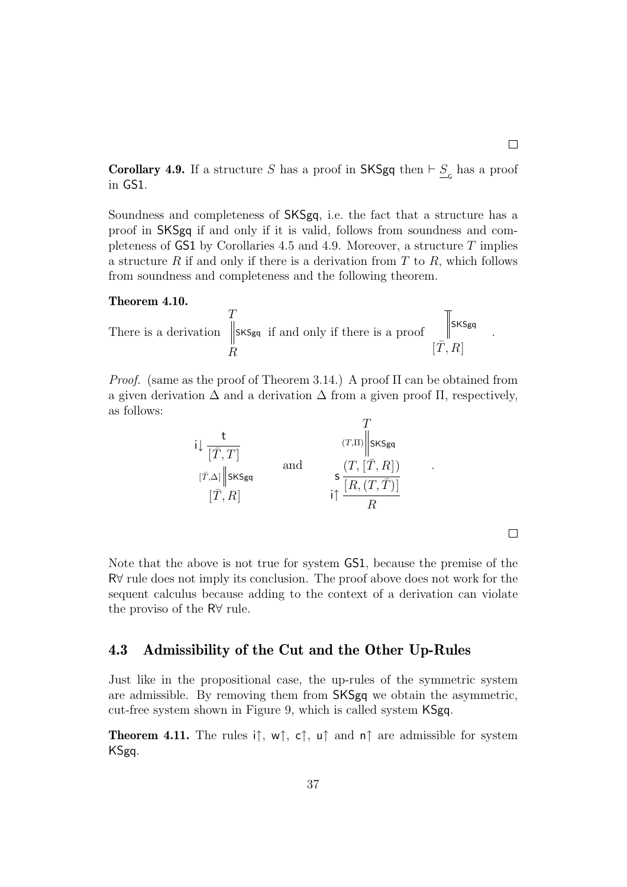□

**Corollary 4.9.** If a structure $S$ has a proof in SKSgq then $\vdash \underline{S}_{\mathsf{G}}$ has a proof in GS1.

Soundness and completeness of SKSgq, i.e. the fact that a structure has a proof in SKSgq if and only if it is valid, follows from soundness and completeness of GS1 by Corollaries 4.5 and 4.9. Moreover, a structure $T$ implies a structure $R$ if and only if there is a derivation from $T$ to $R$, which follows from soundness and completeness and the following theorem.

**Theorem 4.10.**

There is a derivation $\begin{array}{c} T \\ \Big\Vert \mathsf{SKSgq} \\ R \end{array}$ if and only if there is a proof $\begin{array}{c} \Big\Vert \mathsf{SKSgq} \\ [\bar{T}, R] \end{array}$ .

*Proof.* (same as the proof of Theorem 3.14.) A proof $\Pi$ can be obtained from a given derivation $\Delta$ and a derivation $\Delta$ from a given proof $\Pi$, respectively, as follows:

$$\mathsf{i}\downarrow \frac{\mathsf{t}}{[\bar{T}, T]} \quad \begin{array}{c} {\scriptstyle [\bar{T},\Delta]} \Big\Vert \mathsf{SKSgq} \\ [\bar{T}, R] \end{array} \qquad \text{and} \qquad \begin{array}{c} T \\ {\scriptstyle (T,\Pi)} \Big\Vert \mathsf{SKSgq} \end{array} \quad \mathsf{s}\,\frac{(T, [\bar{T}, R])}{[R, (T, \bar{T})]} \quad \mathsf{i}\uparrow \frac{[R, (T, \bar{T})]}{R} \quad .$$

□

Note that the above is not true for system GS1, because the premise of the R∀ rule does not imply its conclusion. The proof above does not work for the sequent calculus because adding to the context of a derivation can violate the proviso of the R∀ rule.

## 4.3 Admissibility of the Cut and the Other Up-Rules

Just like in the propositional case, the up-rules of the symmetric system are admissible. By removing them from SKSgq we obtain the asymmetric, cut-free system shown in Figure 9, which is called system KSgq.

**Theorem 4.11.** The rules i↑, w↑, c↑, u↑ and n↑ are admissible for system KSgq.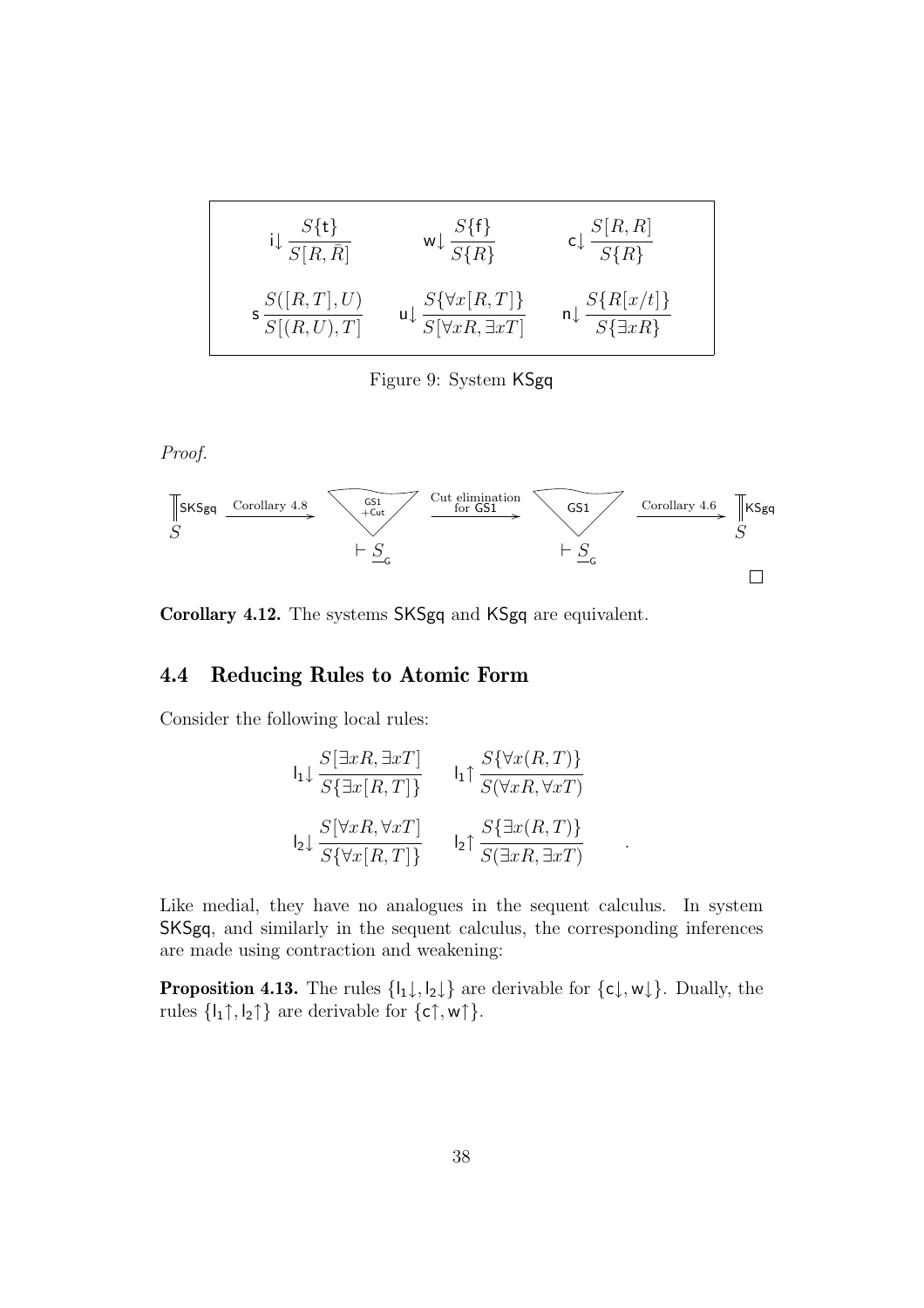$$
\mathsf{i}\!\downarrow \frac{S\{\mathsf{t}\}}{S[R,\bar{R}]} \qquad \mathsf{w}\!\downarrow \frac{S\{\mathsf{f}\}}{S\{R\}} \qquad \mathsf{c}\!\downarrow \frac{S[R,R]}{S\{R\}}
$$

$$
\mathsf{s}\,\frac{S([R,T],U)}{S[(R,U),T]} \qquad \mathsf{u}\!\downarrow \frac{S\{\forall x[R,T]\}}{S[\forall xR,\exists xT]} \qquad \mathsf{n}\!\downarrow \frac{S\{R[x/t]\}}{S\{\exists xR\}}
$$

Figure 9: System KSgq

*Proof.*

$$
\begin{array}{c} \| \mathsf{SKSgq} \\ S \end{array} \xrightarrow{\text{Corollary 4.8}} \underset{\vdash \underline{S}_{\mathsf{G}}}{\nabla^{\mathsf{GS1}}_{+\mathsf{Cut}}} \xrightarrow{\text{Cut elimination for } \mathsf{GS1}} \underset{\vdash \underline{S}_{\mathsf{G}}}{\nabla^{\mathsf{GS1}}} \xrightarrow{\text{Corollary 4.6}} \begin{array}{c} \| \mathsf{KSgq} \\ S \end{array}
$$

□

**Corollary 4.12.** The systems SKSgq and KSgq are equivalent.

## 4.4 Reducing Rules to Atomic Form

Consider the following local rules:

$$
\mathsf{l}_1\!\downarrow \frac{S[\exists xR,\exists xT]}{S\{\exists x[R,T]\}} \qquad \mathsf{l}_1\!\uparrow \frac{S\{\forall x(R,T)\}}{S(\forall xR,\forall xT)}
$$

$$
\mathsf{l}_2\!\downarrow \frac{S[\forall xR,\forall xT]}{S\{\forall x[R,T]\}} \qquad \mathsf{l}_2\!\uparrow \frac{S\{\exists x(R,T)\}}{S(\exists xR,\exists xT)} \qquad .
$$

Like medial, they have no analogues in the sequent calculus. In system SKSgq, and similarly in the sequent calculus, the corresponding inferences are made using contraction and weakening:

**Proposition 4.13.** The rules $\{\mathsf{l}_1\!\downarrow, \mathsf{l}_2\!\downarrow\}$ are derivable for $\{\mathsf{c}\!\downarrow, \mathsf{w}\!\downarrow\}$. Dually, the rules $\{\mathsf{l}_1\!\uparrow, \mathsf{l}_2\!\uparrow\}$ are derivable for $\{\mathsf{c}\!\uparrow, \mathsf{w}\!\uparrow\}$.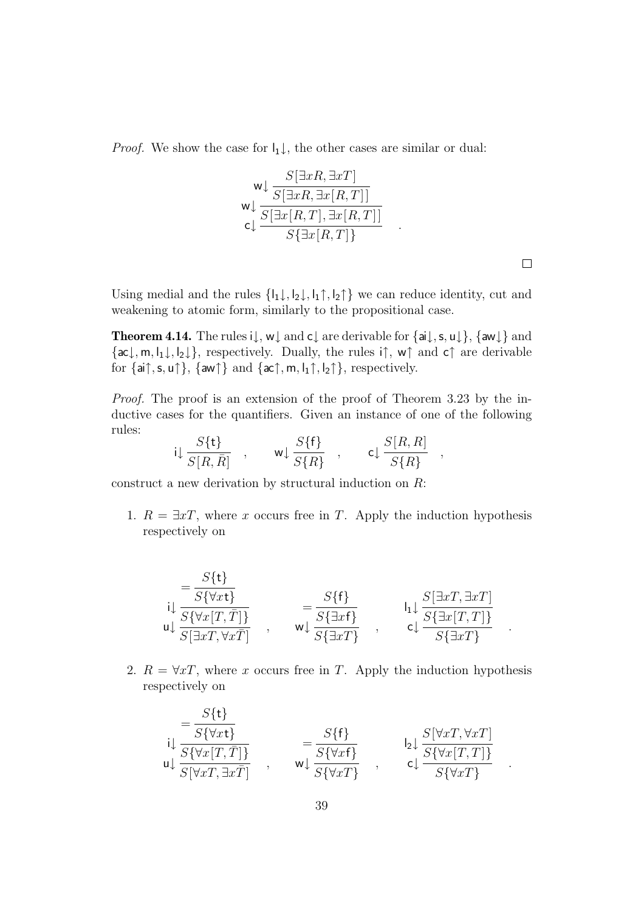*Proof.* We show the case for $\mathsf{l}_1\!\downarrow$, the other cases are similar or dual:

$$
\mathsf{c}\!\downarrow \frac{\mathsf{w}\!\downarrow \dfrac{\mathsf{w}\!\downarrow \dfrac{S[\exists x R, \exists x T]}{S[\exists x R, \exists x [R,T]]}}{S[\exists x [R,T], \exists x [R,T]]}}{S\{\exists x [R,T]\}} \quad .
$$

□

Using medial and the rules $\{\mathsf{l}_1\!\downarrow, \mathsf{l}_2\!\downarrow, \mathsf{l}_1\!\uparrow, \mathsf{l}_2\!\uparrow\}$ we can reduce identity, cut and weakening to atomic form, similarly to the propositional case.

**Theorem 4.14.** The rules $\mathsf{i}\!\downarrow$, $\mathsf{w}\!\downarrow$ and $\mathsf{c}\!\downarrow$ are derivable for $\{\mathsf{ai}\!\downarrow, \mathsf{s}, \mathsf{u}\!\downarrow\}$, $\{\mathsf{aw}\!\downarrow\}$ and $\{\mathsf{ac}\!\downarrow, \mathsf{m}, \mathsf{l}_1\!\downarrow, \mathsf{l}_2\!\downarrow\}$, respectively. Dually, the rules $\mathsf{i}\!\uparrow$, $\mathsf{w}\!\uparrow$ and $\mathsf{c}\!\uparrow$ are derivable for $\{\mathsf{ai}\!\uparrow, \mathsf{s}, \mathsf{u}\!\uparrow\}$, $\{\mathsf{aw}\!\uparrow\}$ and $\{\mathsf{ac}\!\uparrow, \mathsf{m}, \mathsf{l}_1\!\uparrow, \mathsf{l}_2\!\uparrow\}$, respectively.

*Proof.* The proof is an extension of the proof of Theorem 3.23 by the inductive cases for the quantifiers. Given an instance of one of the following rules:

$$
\mathsf{i}\!\downarrow \frac{S\{\mathsf{t}\}}{S[R,\bar{R}]} \quad , \qquad \mathsf{w}\!\downarrow \frac{S\{\mathsf{f}\}}{S\{R\}} \quad , \qquad \mathsf{c}\!\downarrow \frac{S[R,R]}{S\{R\}} \quad ,
$$

construct a new derivation by structural induction on $R$:

1. $R = \exists x T$, where $x$ occurs free in $T$. Apply the induction hypothesis respectively on

$$
\mathsf{u}\!\downarrow \frac{\mathsf{i}\!\downarrow \dfrac{= \dfrac{S\{\mathsf{t}\}}{S\{\forall x \mathsf{t}\}}}{S\{\forall x [T,\bar{T}]\}}}{S[\exists x T, \forall x \bar{T}]} \quad , \qquad \mathsf{w}\!\downarrow \frac{= \dfrac{S\{\mathsf{f}\}}{S\{\exists x \mathsf{f}\}}}{S\{\exists x T\}} \quad , \qquad \mathsf{c}\!\downarrow \frac{\mathsf{l}_1\!\downarrow \dfrac{S[\exists x T, \exists x T]}{S\{\exists x [T,T]\}}}{S\{\exists x T\}} \quad .
$$

2. $R = \forall x T$, where $x$ occurs free in $T$. Apply the induction hypothesis respectively on

$$
\mathsf{u}\!\downarrow \frac{\mathsf{i}\!\downarrow \dfrac{= \dfrac{S\{\mathsf{t}\}}{S\{\forall x \mathsf{t}\}}}{S\{\forall x [T,\bar{T}]\}}}{S[\forall x T, \exists x \bar{T}]} \quad , \qquad \mathsf{w}\!\downarrow \frac{= \dfrac{S\{\mathsf{f}\}}{S\{\forall x \mathsf{f}\}}}{S\{\forall x T\}} \quad , \qquad \mathsf{c}\!\downarrow \frac{\mathsf{l}_2\!\downarrow \dfrac{S[\forall x T, \forall x T]}{S\{\forall x [T,T]\}}}{S\{\forall x T\}} \quad .
$$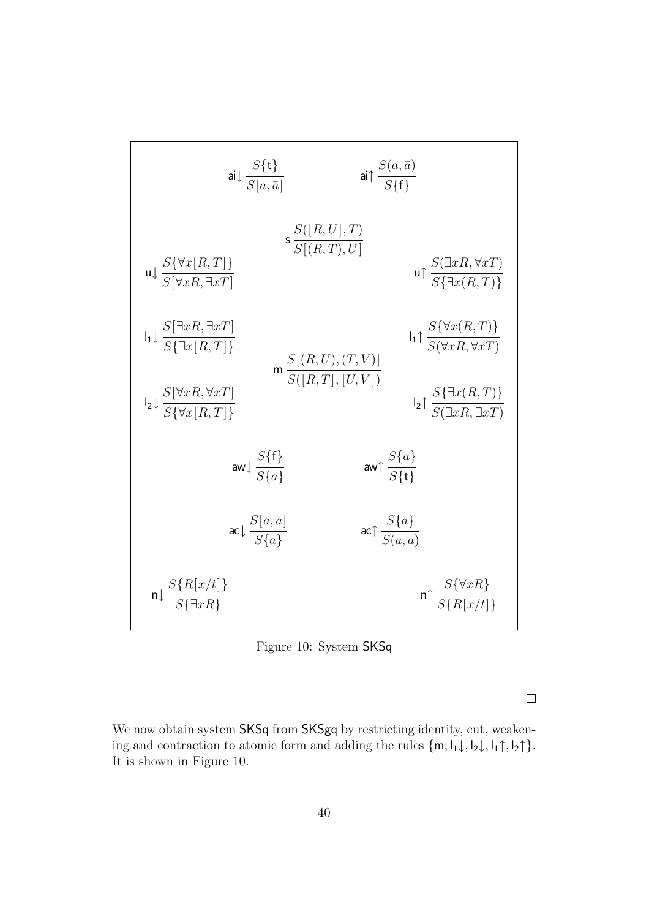$$\mathsf{ai}\!\downarrow \frac{S\{\mathsf{t}\}}{S[a,\bar{a}]} \qquad \mathsf{ai}\!\uparrow \frac{S(a,\bar{a})}{S\{\mathsf{f}\}}$$

$$\mathsf{s}\,\frac{S([R,U],T)}{S[(R,T),U]}$$

$$\mathsf{u}\!\downarrow \frac{S\{\forall x[R,T]\}}{S[\forall xR,\exists xT]} \qquad \mathsf{u}\!\uparrow \frac{S(\exists xR,\forall xT)}{S\{\exists x(R,T)\}}$$

$$\mathsf{l_1}\!\downarrow \frac{S[\exists xR,\exists xT]}{S\{\exists x[R,T]\}} \qquad \mathsf{l_1}\!\uparrow \frac{S\{\forall x(R,T)\}}{S(\forall xR,\forall xT)}$$

$$\mathsf{m}\,\frac{S[(R,U),(T,V)]}{S([R,T],[U,V])}$$

$$\mathsf{l_2}\!\downarrow \frac{S[\forall xR,\forall xT]}{S\{\forall x[R,T]\}} \qquad \mathsf{l_2}\!\uparrow \frac{S\{\exists x(R,T)\}}{S(\exists xR,\exists xT)}$$

$$\mathsf{aw}\!\downarrow \frac{S\{\mathsf{f}\}}{S\{a\}} \qquad \mathsf{aw}\!\uparrow \frac{S\{a\}}{S\{\mathsf{t}\}}$$

$$\mathsf{ac}\!\downarrow \frac{S[a,a]}{S\{a\}} \qquad \mathsf{ac}\!\uparrow \frac{S\{a\}}{S(a,a)}$$

$$\mathsf{n}\!\downarrow \frac{S\{R[x/t]\}}{S\{\exists xR\}} \qquad \mathsf{n}\!\uparrow \frac{S\{\forall xR\}}{S\{R[x/t]\}}$$

Figure 10: System SKSq

□

We now obtain system SKSq from SKSgq by restricting identity, cut, weakening and contraction to atomic form and adding the rules $\{\mathsf{m}, \mathsf{l_1}\!\downarrow, \mathsf{l_2}\!\downarrow, \mathsf{l_1}\!\uparrow, \mathsf{l_2}\!\uparrow\}$. It is shown in Figure 10.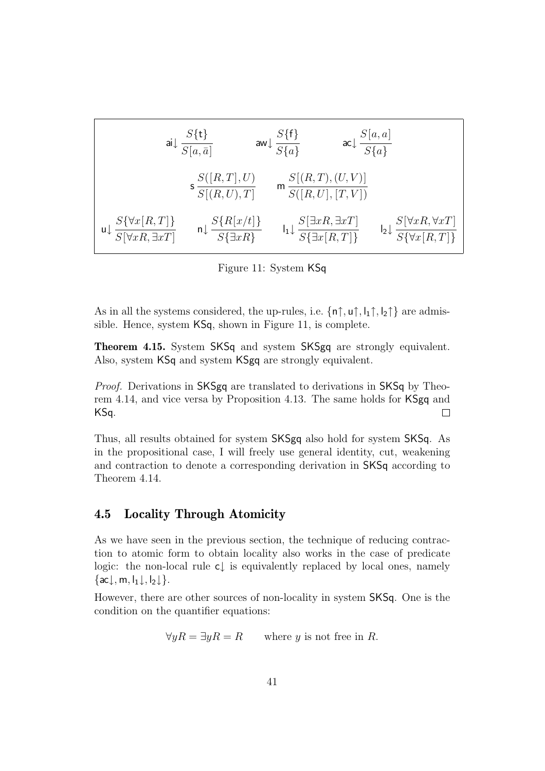$$
\mathsf{ai}\!\downarrow \frac{S\{\mathsf{t}\}}{S[a,\bar{a}]} \qquad \mathsf{aw}\!\downarrow \frac{S\{\mathsf{f}\}}{S\{a\}} \qquad \mathsf{ac}\!\downarrow \frac{S[a,a]}{S\{a\}}
$$

$$
\mathsf{s}\,\frac{S([R,T],U)}{S[(R,U),T]} \qquad \mathsf{m}\,\frac{S[(R,T),(U,V)]}{S([R,U],[T,V])}
$$

$$
\mathsf{u}\!\downarrow \frac{S\{\forall x[R,T]\}}{S[\forall xR,\exists xT]} \qquad \mathsf{n}\!\downarrow \frac{S\{R[x/t]\}}{S\{\exists xR\}} \qquad \mathsf{l_1}\!\downarrow \frac{S[\exists xR,\exists xT]}{S\{\exists x[R,T]\}} \qquad \mathsf{l_2}\!\downarrow \frac{S[\forall xR,\forall xT]}{S\{\forall x[R,T]\}}
$$

Figure 11: System KSq

As in all the systems considered, the up-rules, i.e. $\{\mathsf{n}\!\uparrow, \mathsf{u}\!\uparrow, \mathsf{l_1}\!\uparrow, \mathsf{l_2}\!\uparrow\}$ are admissible. Hence, system KSq, shown in Figure 11, is complete.

**Theorem 4.15.** System SKSq and system SKSgq are strongly equivalent. Also, system KSq and system KSgq are strongly equivalent.

*Proof.* Derivations in SKSgq are translated to derivations in SKSq by Theorem 4.14, and vice versa by Proposition 4.13. The same holds for KSgq and KSq. □

Thus, all results obtained for system SKSgq also hold for system SKSq. As in the propositional case, I will freely use general identity, cut, weakening and contraction to denote a corresponding derivation in SKSq according to Theorem 4.14.

## 4.5 Locality Through Atomicity

As we have seen in the previous section, the technique of reducing contraction to atomic form to obtain locality also works in the case of predicate logic: the non-local rule $\mathsf{c}\!\downarrow$ is equivalently replaced by local ones, namely $\{\mathsf{ac}\!\downarrow, \mathsf{m}, \mathsf{l_1}\!\downarrow, \mathsf{l_2}\!\downarrow\}$.

However, there are other sources of non-locality in system SKSq. One is the condition on the quantifier equations:

$$
\forall yR = \exists yR = R \qquad \text{where } y \text{ is not free in } R.
$$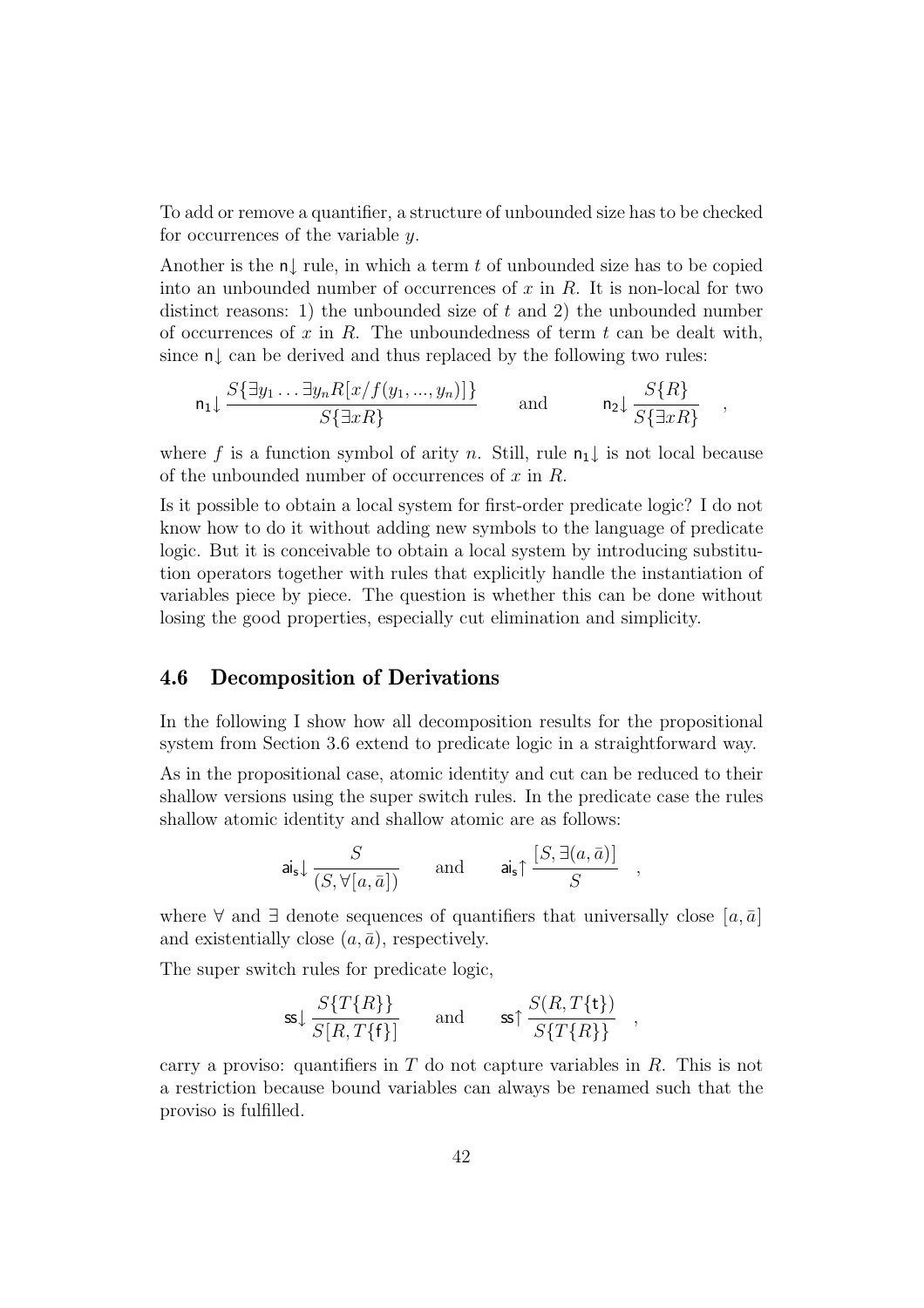To add or remove a quantifier, a structure of unbounded size has to be checked for occurrences of the variable $y$.

Another is the $\mathsf{n}{\downarrow}$ rule, in which a term $t$ of unbounded size has to be copied into an unbounded number of occurrences of $x$ in $R$. It is non-local for two distinct reasons: 1) the unbounded size of $t$ and 2) the unbounded number of occurrences of $x$ in $R$. The unboundedness of term $t$ can be dealt with, since $\mathsf{n}{\downarrow}$ can be derived and thus replaced by the following two rules:

$$\mathsf{n_1}{\downarrow}\,\frac{S\{\exists y_1 \dots \exists y_n R[x/f(y_1, ..., y_n)]\}}{S\{\exists x R\}} \qquad \text{and} \qquad \mathsf{n_2}{\downarrow}\,\frac{S\{R\}}{S\{\exists x R\}} \quad ,$$

where $f$ is a function symbol of arity $n$. Still, rule $\mathsf{n_1}{\downarrow}$ is not local because of the unbounded number of occurrences of $x$ in $R$.

Is it possible to obtain a local system for first-order predicate logic? I do not know how to do it without adding new symbols to the language of predicate logic. But it is conceivable to obtain a local system by introducing substitution operators together with rules that explicitly handle the instantiation of variables piece by piece. The question is whether this can be done without losing the good properties, especially cut elimination and simplicity.

## 4.6 Decomposition of Derivations

In the following I show how all decomposition results for the propositional system from Section 3.6 extend to predicate logic in a straightforward way.

As in the propositional case, atomic identity and cut can be reduced to their shallow versions using the super switch rules. In the predicate case the rules shallow atomic identity and shallow atomic are as follows:

$$\mathsf{ai_s}{\downarrow}\,\frac{S}{(S, \forall[a, \bar{a}])} \qquad \text{and} \qquad \mathsf{ai_s}{\uparrow}\,\frac{[S, \exists(a, \bar{a})]}{S} \quad ,$$

where $\forall$ and $\exists$ denote sequences of quantifiers that universally close $[a, \bar{a}]$ and existentially close $(a, \bar{a})$, respectively.

The super switch rules for predicate logic,

$$\mathsf{ss}{\downarrow}\,\frac{S\{T\{R\}\}}{S[R, T\{\mathsf{f}\}]} \qquad \text{and} \qquad \mathsf{ss}{\uparrow}\,\frac{S(R, T\{\mathsf{t}\})}{S\{T\{R\}\}} \quad ,$$

carry a proviso: quantifiers in $T$ do not capture variables in $R$. This is not a restriction because bound variables can always be renamed such that the proviso is fulfilled.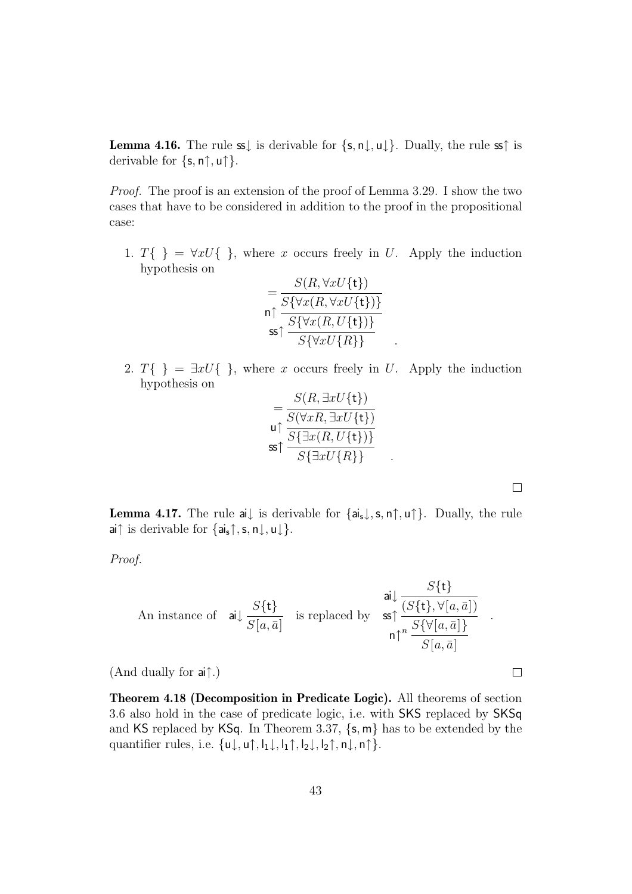**Lemma 4.16.** The rule $\mathsf{ss}\downarrow$ is derivable for $\{\mathsf{s}, \mathsf{n}\downarrow, \mathsf{u}\downarrow\}$. Dually, the rule $\mathsf{ss}\uparrow$ is derivable for $\{\mathsf{s}, \mathsf{n}\uparrow, \mathsf{u}\uparrow\}$.

*Proof.* The proof is an extension of the proof of Lemma 3.29. I show the two cases that have to be considered in addition to the proof in the propositional case:

1. $T\{\ \} = \forall x U\{\ \}$, where $x$ occurs freely in $U$. Apply the induction hypothesis on

$$
\mathsf{ss}\uparrow \dfrac{\mathsf{n}\uparrow \dfrac{= \dfrac{S(R, \forall x U\{\mathsf{t}\})}{S\{\forall x(R, \forall x U\{\mathsf{t}\})\}}}{S\{\forall x(R, U\{\mathsf{t}\})\}}}{S\{\forall x U\{R\}\}} \quad .
$$

2. $T\{\ \} = \exists x U\{\ \}$, where $x$ occurs freely in $U$. Apply the induction hypothesis on

$$
\mathsf{ss}\uparrow \dfrac{\mathsf{u}\uparrow \dfrac{= \dfrac{S(R, \exists x U\{\mathsf{t}\})}{S(\forall x R, \exists x U\{\mathsf{t}\})}}{S\{\exists x(R, U\{\mathsf{t}\})\}}}{S\{\exists x U\{R\}\}} \quad .
$$

$\square$

**Lemma 4.17.** The rule $\mathsf{ai}\downarrow$ is derivable for $\{\mathsf{ai_s}\downarrow, \mathsf{s}, \mathsf{n}\uparrow, \mathsf{u}\uparrow\}$. Dually, the rule $\mathsf{ai}\uparrow$ is derivable for $\{\mathsf{ai_s}\uparrow, \mathsf{s}, \mathsf{n}\downarrow, \mathsf{u}\downarrow\}$.

*Proof.*

An instance of $\mathsf{ai}\downarrow \dfrac{S\{\mathsf{t}\}}{S[a, \bar{a}]}$ is replaced by

$$
\mathsf{n}\uparrow^n \dfrac{\mathsf{ss}\uparrow \dfrac{\mathsf{ai}\downarrow \dfrac{S\{\mathsf{t}\}}{(S\{\mathsf{t}\}, \forall[a, \bar{a}])}}{S\{\forall[a, \bar{a}]\}}}{S[a, \bar{a}]} \quad .
$$

(And dually for $\mathsf{ai}\uparrow$.) $\square$

**Theorem 4.18 (Decomposition in Predicate Logic).** All theorems of section 3.6 also hold in the case of predicate logic, i.e. with $\mathsf{SKS}$ replaced by $\mathsf{SKSq}$ and $\mathsf{KS}$ replaced by $\mathsf{KSq}$. In Theorem 3.37, $\{\mathsf{s}, \mathsf{m}\}$ has to be extended by the quantifier rules, i.e. $\{\mathsf{u}\downarrow, \mathsf{u}\uparrow, \mathsf{l_1}\downarrow, \mathsf{l_1}\uparrow, \mathsf{l_2}\downarrow, \mathsf{l_2}\uparrow, \mathsf{n}\downarrow, \mathsf{n}\uparrow\}$.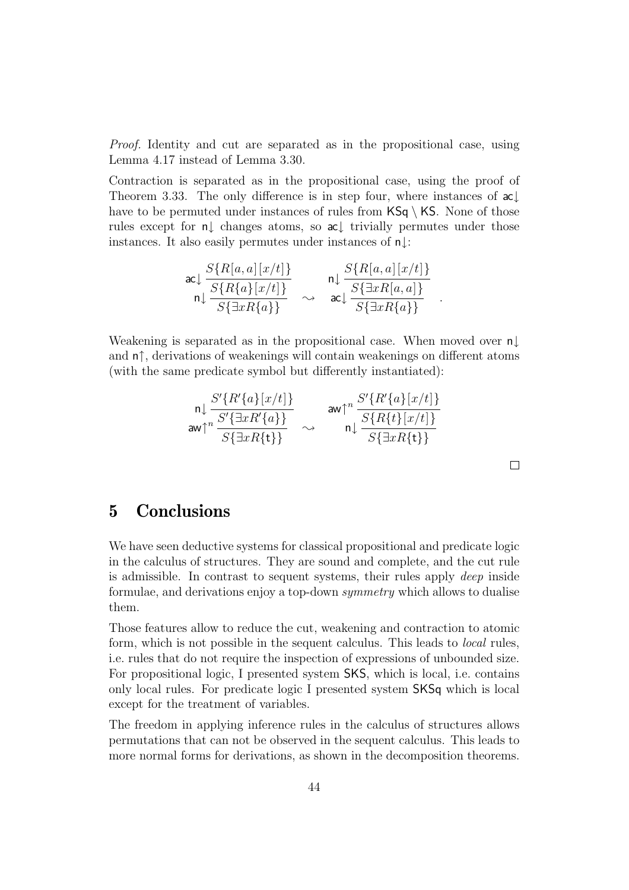*Proof.* Identity and cut are separated as in the propositional case, using Lemma 4.17 instead of Lemma 3.30.

Contraction is separated as in the propositional case, using the proof of Theorem 3.33. The only difference is in step four, where instances of $\mathsf{ac}\!\downarrow$ have to be permuted under instances of rules from $\mathsf{KSq} \setminus \mathsf{KS}$. None of those rules except for $\mathsf{n}\!\downarrow$ changes atoms, so $\mathsf{ac}\!\downarrow$ trivially permutes under those instances. It also easily permutes under instances of $\mathsf{n}\!\downarrow$:

$$\mathsf{n}\!\downarrow \frac{\mathsf{ac}\!\downarrow \dfrac{S\{R[a,a][x/t]\}}{S\{R\{a\}[x/t]\}}}{S\{\exists x R\{a\}\}} \quad \rightsquigarrow \quad \mathsf{ac}\!\downarrow \frac{\mathsf{n}\!\downarrow \dfrac{S\{R[a,a][x/t]\}}{S\{\exists x R[a,a]\}}}{S\{\exists x R\{a\}\}} \quad .$$

Weakening is separated as in the propositional case. When moved over $\mathsf{n}\!\downarrow$ and $\mathsf{n}\!\uparrow$, derivations of weakenings will contain weakenings on different atoms (with the same predicate symbol but differently instantiated):

$$\mathsf{aw}\!\uparrow^n \frac{\mathsf{n}\!\downarrow \dfrac{S'\{R'\{a\}[x/t]\}}{S'\{\exists x R'\{a\}\}}}{S\{\exists x R\{\mathsf{t}\}\}} \quad \rightsquigarrow \quad \mathsf{n}\!\downarrow \frac{\mathsf{aw}\!\uparrow^n \dfrac{S'\{R'\{a\}[x/t]\}}{S\{R\{t\}[x/t]\}}}{S\{\exists x R\{\mathsf{t}\}\}}$$

□

# 5 Conclusions

We have seen deductive systems for classical propositional and predicate logic in the calculus of structures. They are sound and complete, and the cut rule is admissible. In contrast to sequent systems, their rules apply *deep* inside formulae, and derivations enjoy a top-down *symmetry* which allows to dualise them.

Those features allow to reduce the cut, weakening and contraction to atomic form, which is not possible in the sequent calculus. This leads to *local* rules, i.e. rules that do not require the inspection of expressions of unbounded size. For propositional logic, I presented system $\mathsf{SKS}$, which is local, i.e. contains only local rules. For predicate logic I presented system $\mathsf{SKSq}$ which is local except for the treatment of variables.

The freedom in applying inference rules in the calculus of structures allows permutations that can not be observed in the sequent calculus. This leads to more normal forms for derivations, as shown in the decomposition theorems.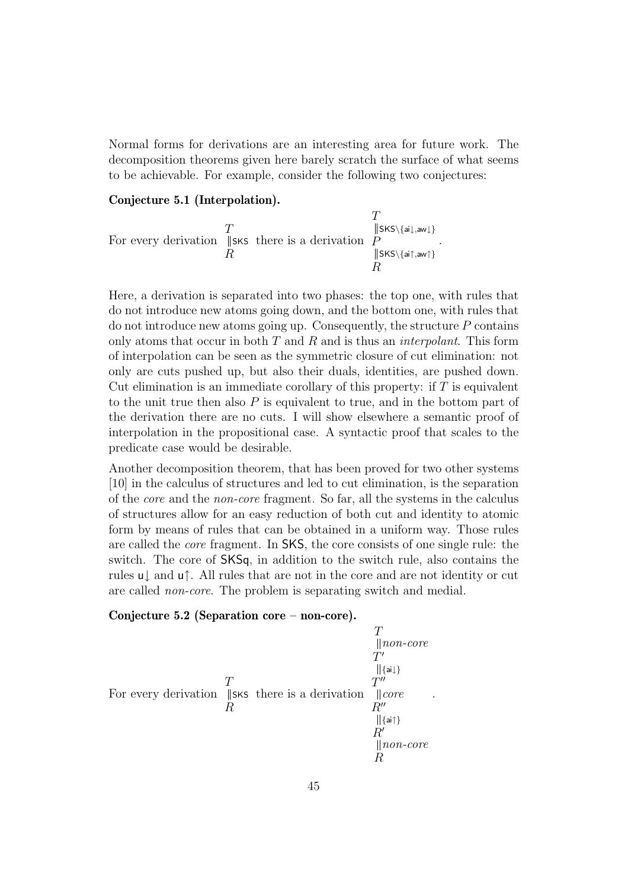Normal forms for derivations are an interesting area for future work. The decomposition theorems given here barely scratch the surface of what seems to be achievable. For example, consider the following two conjectures:

**Conjecture 5.1 (Interpolation).**

For every derivation $\begin{array}{c} T \\ \Vert \mathsf{SKS} \\ R \end{array}$ there is a derivation $\begin{array}{c} T \\ \Vert \mathsf{SKS} \setminus \{\mathsf{ai}\!\downarrow, \mathsf{aw}\!\downarrow\} \\ P \\ \Vert \mathsf{SKS} \setminus \{\mathsf{ai}\!\uparrow, \mathsf{aw}\!\uparrow\} \\ R \end{array}$ .

Here, a derivation is separated into two phases: the top one, with rules that do not introduce new atoms going down, and the bottom one, with rules that do not introduce new atoms going up. Consequently, the structure $P$ contains only atoms that occur in both $T$ and $R$ and is thus an *interpolant*. This form of interpolation can be seen as the symmetric closure of cut elimination: not only are cuts pushed up, but also their duals, identities, are pushed down. Cut elimination is an immediate corollary of this property: if $T$ is equivalent to the unit true then also $P$ is equivalent to true, and in the bottom part of the derivation there are no cuts. I will show elsewhere a semantic proof of interpolation in the propositional case. A syntactic proof that scales to the predicate case would be desirable.

Another decomposition theorem, that has been proved for two other systems [10] in the calculus of structures and led to cut elimination, is the separation of the *core* and the *non-core* fragment. So far, all the systems in the calculus of structures allow for an easy reduction of both cut and identity to atomic form by means of rules that can be obtained in a uniform way. Those rules are called the *core* fragment. In SKS, the core consists of one single rule: the switch. The core of SKSq, in addition to the switch rule, also contains the rules $\mathsf{u}\!\downarrow$ and $\mathsf{u}\!\uparrow$. All rules that are not in the core and are not identity or cut are called *non-core*. The problem is separating switch and medial.

**Conjecture 5.2 (Separation core – non-core).**

For every derivation $\begin{array}{c} T \\ \Vert \mathsf{SKS} \\ R \end{array}$ there is a derivation $\begin{array}{c} T \\ \Vert \textit{non-core} \\ T' \\ \Vert \{\mathsf{ai}\!\downarrow\} \\ T'' \\ \Vert \textit{core} \\ R'' \\ \Vert \{\mathsf{ai}\!\uparrow\} \\ R' \\ \Vert \textit{non-core} \\ R \end{array}$ .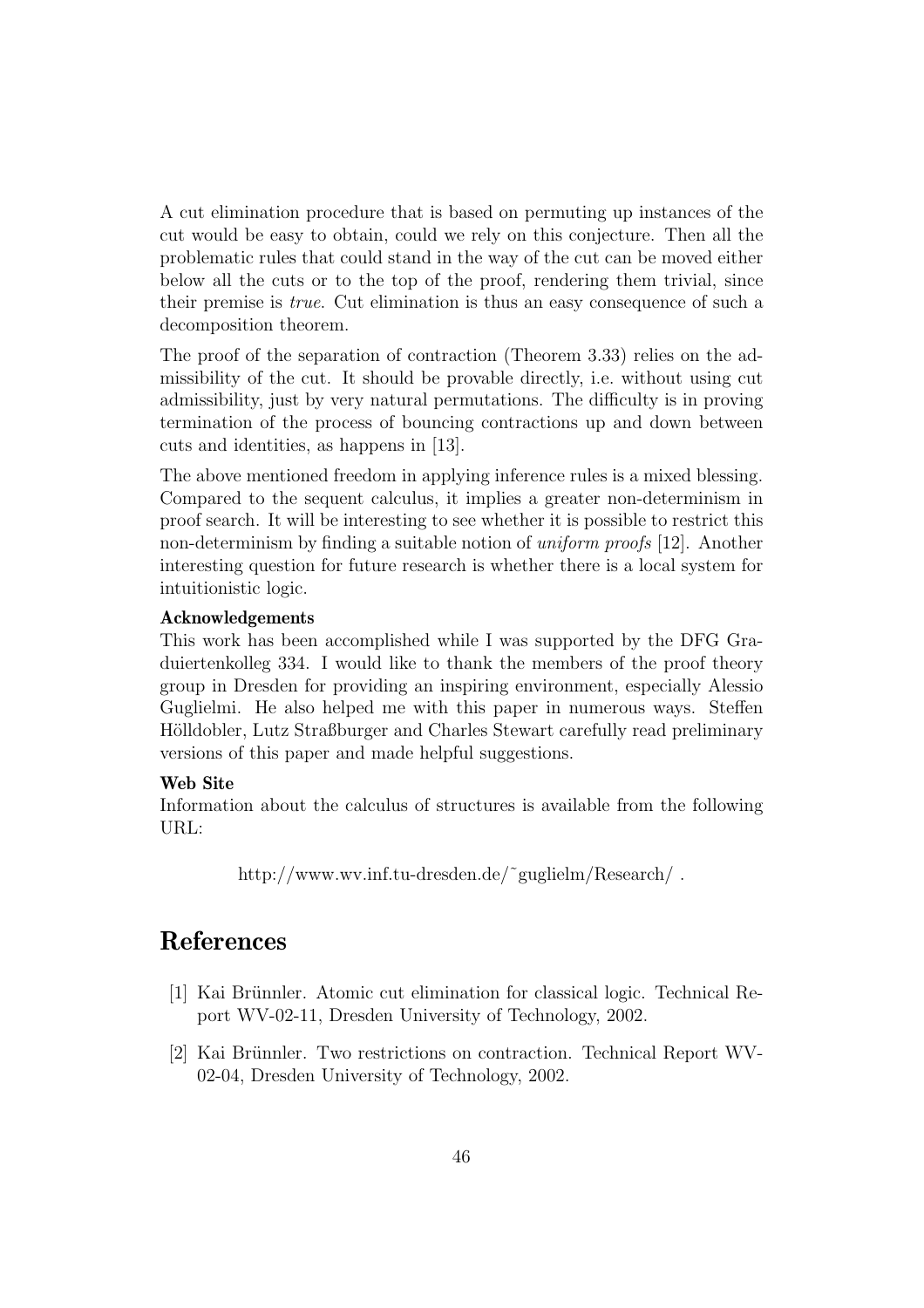A cut elimination procedure that is based on permuting up instances of the cut would be easy to obtain, could we rely on this conjecture. Then all the problematic rules that could stand in the way of the cut can be moved either below all the cuts or to the top of the proof, rendering them trivial, since their premise is *true*. Cut elimination is thus an easy consequence of such a decomposition theorem.

The proof of the separation of contraction (Theorem 3.33) relies on the admissibility of the cut. It should be provable directly, i.e. without using cut admissibility, just by very natural permutations. The difficulty is in proving termination of the process of bouncing contractions up and down between cuts and identities, as happens in [13].

The above mentioned freedom in applying inference rules is a mixed blessing. Compared to the sequent calculus, it implies a greater non-determinism in proof search. It will be interesting to see whether it is possible to restrict this non-determinism by finding a suitable notion of *uniform proofs* [12]. Another interesting question for future research is whether there is a local system for intuitionistic logic.

**Acknowledgements**

This work has been accomplished while I was supported by the DFG Graduiertenkolleg 334. I would like to thank the members of the proof theory group in Dresden for providing an inspiring environment, especially Alessio Guglielmi. He also helped me with this paper in numerous ways. Steffen Hölldobler, Lutz Straßburger and Charles Stewart carefully read preliminary versions of this paper and made helpful suggestions.

**Web Site**

Information about the calculus of structures is available from the following URL:

http://www.wv.inf.tu-dresden.de/~guglielm/Research/ .

# References

[1] Kai Brünnler. Atomic cut elimination for classical logic. Technical Report WV-02-11, Dresden University of Technology, 2002.

[2] Kai Brünnler. Two restrictions on contraction. Technical Report WV-02-04, Dresden University of Technology, 2002.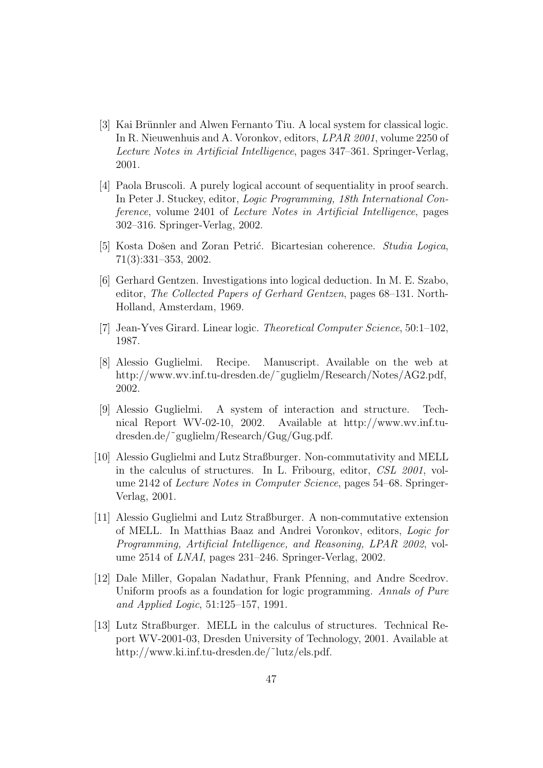[3] Kai Brünnler and Alwen Fernanto Tiu. A local system for classical logic. In R. Nieuwenhuis and A. Voronkov, editors, *LPAR 2001*, volume 2250 of *Lecture Notes in Artificial Intelligence*, pages 347–361. Springer-Verlag, 2001.

[4] Paola Bruscoli. A purely logical account of sequentiality in proof search. In Peter J. Stuckey, editor, *Logic Programming, 18th International Conference*, volume 2401 of *Lecture Notes in Artificial Intelligence*, pages 302–316. Springer-Verlag, 2002.

[5] Kosta Došen and Zoran Petrić. Bicartesian coherence. *Studia Logica*, 71(3):331–353, 2002.

[6] Gerhard Gentzen. Investigations into logical deduction. In M. E. Szabo, editor, *The Collected Papers of Gerhard Gentzen*, pages 68–131. North-Holland, Amsterdam, 1969.

[7] Jean-Yves Girard. Linear logic. *Theoretical Computer Science*, 50:1–102, 1987.

[8] Alessio Guglielmi. Recipe. Manuscript. Available on the web at http://www.wv.inf.tu-dresden.de/~guglielm/Research/Notes/AG2.pdf, 2002.

[9] Alessio Guglielmi. A system of interaction and structure. Technical Report WV-02-10, 2002. Available at http://www.wv.inf.tu-dresden.de/~guglielm/Research/Gug/Gug.pdf.

[10] Alessio Guglielmi and Lutz Straßburger. Non-commutativity and MELL in the calculus of structures. In L. Fribourg, editor, *CSL 2001*, volume 2142 of *Lecture Notes in Computer Science*, pages 54–68. Springer-Verlag, 2001.

[11] Alessio Guglielmi and Lutz Straßburger. A non-commutative extension of MELL. In Matthias Baaz and Andrei Voronkov, editors, *Logic for Programming, Artificial Intelligence, and Reasoning, LPAR 2002*, volume 2514 of *LNAI*, pages 231–246. Springer-Verlag, 2002.

[12] Dale Miller, Gopalan Nadathur, Frank Pfenning, and Andre Scedrov. Uniform proofs as a foundation for logic programming. *Annals of Pure and Applied Logic*, 51:125–157, 1991.

[13] Lutz Straßburger. MELL in the calculus of structures. Technical Report WV-2001-03, Dresden University of Technology, 2001. Available at http://www.ki.inf.tu-dresden.de/~lutz/els.pdf.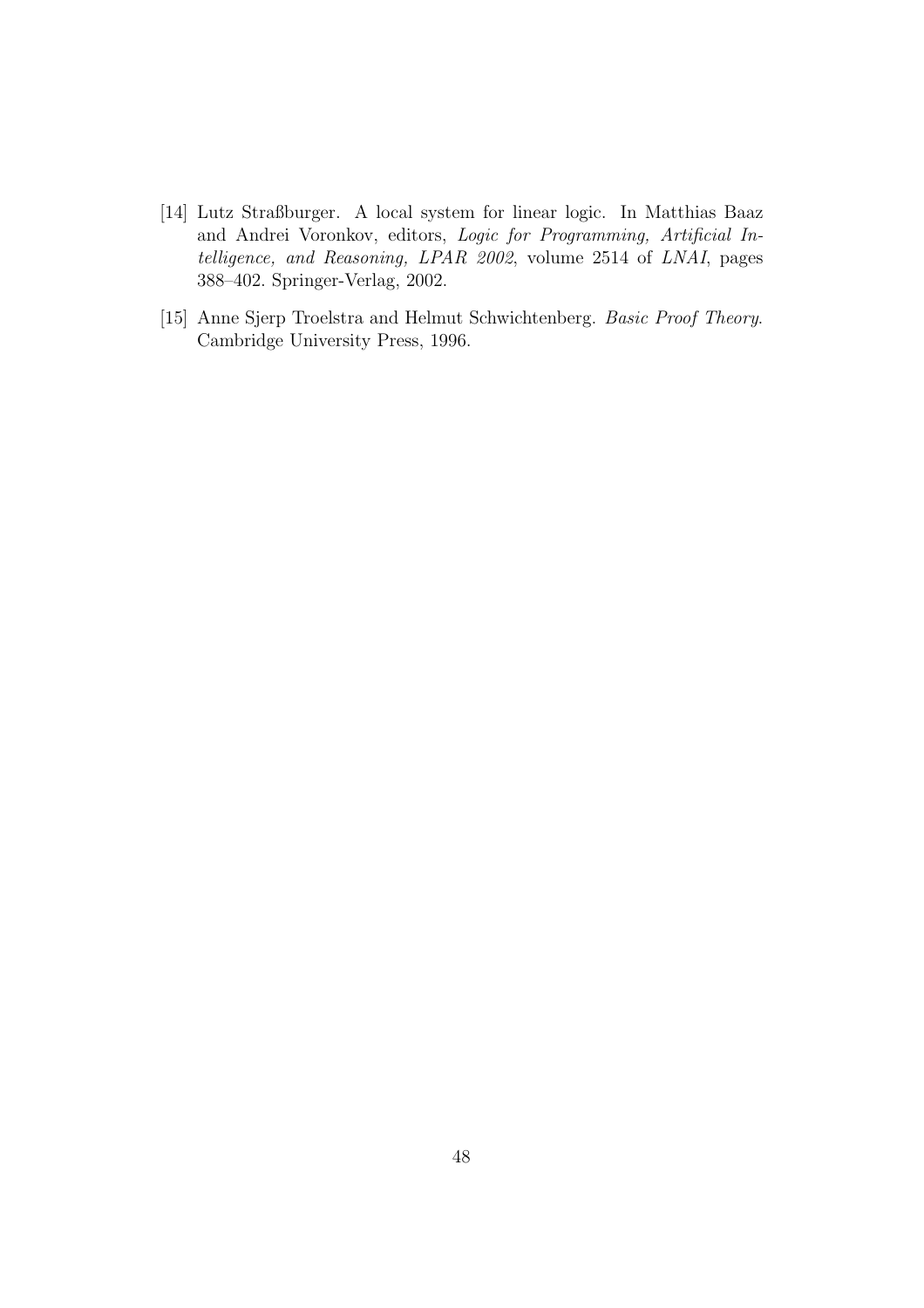[14] Lutz Straßburger. A local system for linear logic. In Matthias Baaz and Andrei Voronkov, editors, *Logic for Programming, Artificial Intelligence, and Reasoning, LPAR 2002*, volume 2514 of *LNAI*, pages 388–402. Springer-Verlag, 2002.

[15] Anne Sjerp Troelstra and Helmut Schwichtenberg. *Basic Proof Theory*. Cambridge University Press, 1996.